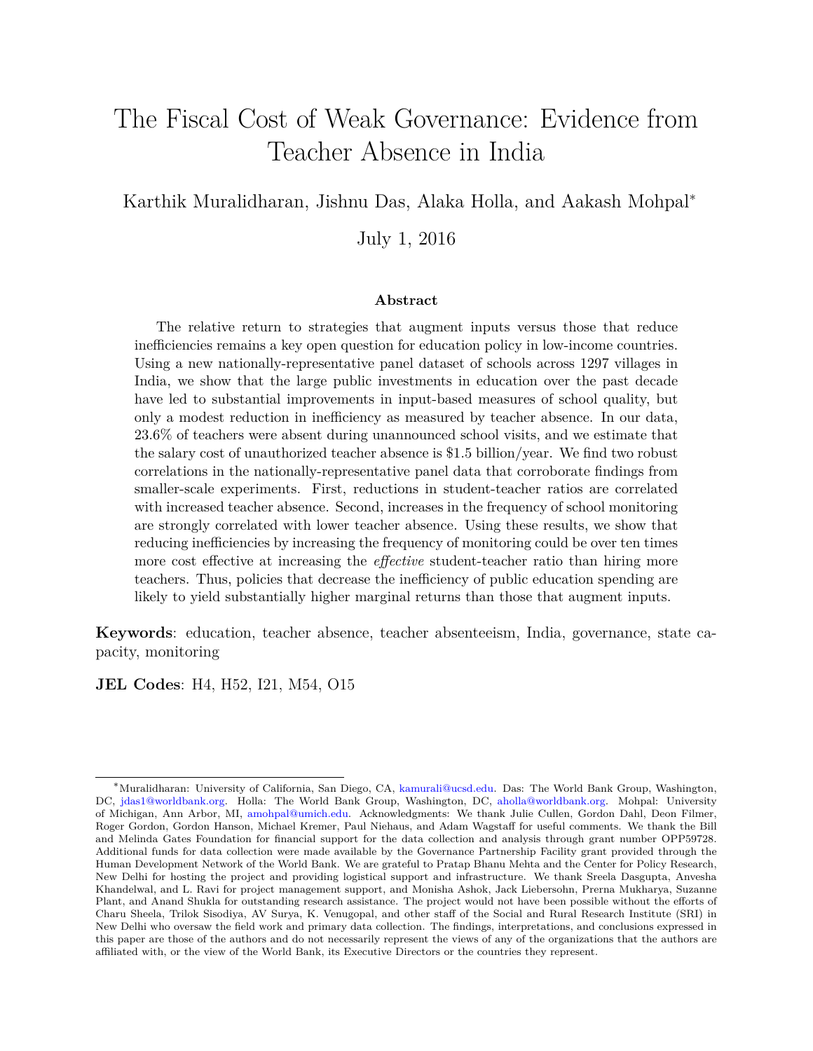# The Fiscal Cost of Weak Governance: Evidence from Teacher Absence in India

Karthik Muralidharan, Jishnu Das, Alaka Holla, and Aakash Mohpal*

July 1, 2016

### Abstract

The relative return to strategies that augment inputs versus those that reduce inefficiencies remains a key open question for education policy in low-income countries. Using a new nationally-representative panel dataset of schools across 1297 villages in India, we show that the large public investments in education over the past decade have led to substantial improvements in input-based measures of school quality, but only a modest reduction in inefficiency as measured by teacher absence. In our data, 23.6% of teachers were absent during unannounced school visits, and we estimate that the salary cost of unauthorized teacher absence is \$1.5 billion/year. We find two robust correlations in the nationally-representative panel data that corroborate findings from smaller-scale experiments. First, reductions in student-teacher ratios are correlated with increased teacher absence. Second, increases in the frequency of school monitoring are strongly correlated with lower teacher absence. Using these results, we show that reducing inefficiencies by increasing the frequency of monitoring could be over ten times more cost effective at increasing the *effective* student-teacher ratio than hiring more teachers. Thus, policies that decrease the inefficiency of public education spending are likely to yield substantially higher marginal returns than those that augment inputs.

**Keywords**: education, teacher absence, teacher absenteeism, India, governance, state capacity, monitoring

**JEL Codes**: H4, H52, I21, M54, O15

---

*Muralidharan: University of California, San Diego, CA, kamurali@ucsd.edu. Das: The World Bank Group, Washington, DC, jdas1@worldbank.org. Holla: The World Bank Group, Washington, DC, aholla@worldbank.org. Mohpal: University of Michigan, Ann Arbor, MI, amohpal@umich.edu. Acknowledgments: We thank Julie Cullen, Gordon Dahl, Deon Filmer, Roger Gordon, Gordon Hanson, Michael Kremer, Paul Niehaus, and Adam Wagstaff for useful comments. We thank the Bill and Melinda Gates Foundation for financial support for the data collection and analysis through grant number OPP59728. Additional funds for data collection were made available by the Governance Partnership Facility grant provided through the Human Development Network of the World Bank. We are grateful to Pratap Bhanu Mehta and the Center for Policy Research, New Delhi for hosting the project and providing logistical support and infrastructure. We thank Sreela Dasgupta, Anvesha Khandelwal, and L. Ravi for project management support, and Monisha Ashok, Jack Liebersohn, Prerna Mukharya, Suzanne Plant, and Anand Shukla for outstanding research assistance. The project would not have been possible without the efforts of Charu Sheela, Trilok Sisodiya, AV Surya, K. Venugopal, and other staff of the Social and Rural Research Institute (SRI) in New Delhi who oversaw the field work and primary data collection. The findings, interpretations, and conclusions expressed in this paper are those of the authors and do not necessarily represent the views of any of the organizations that the authors are affiliated with, or the view of the World Bank, its Executive Directors or the countries they represent.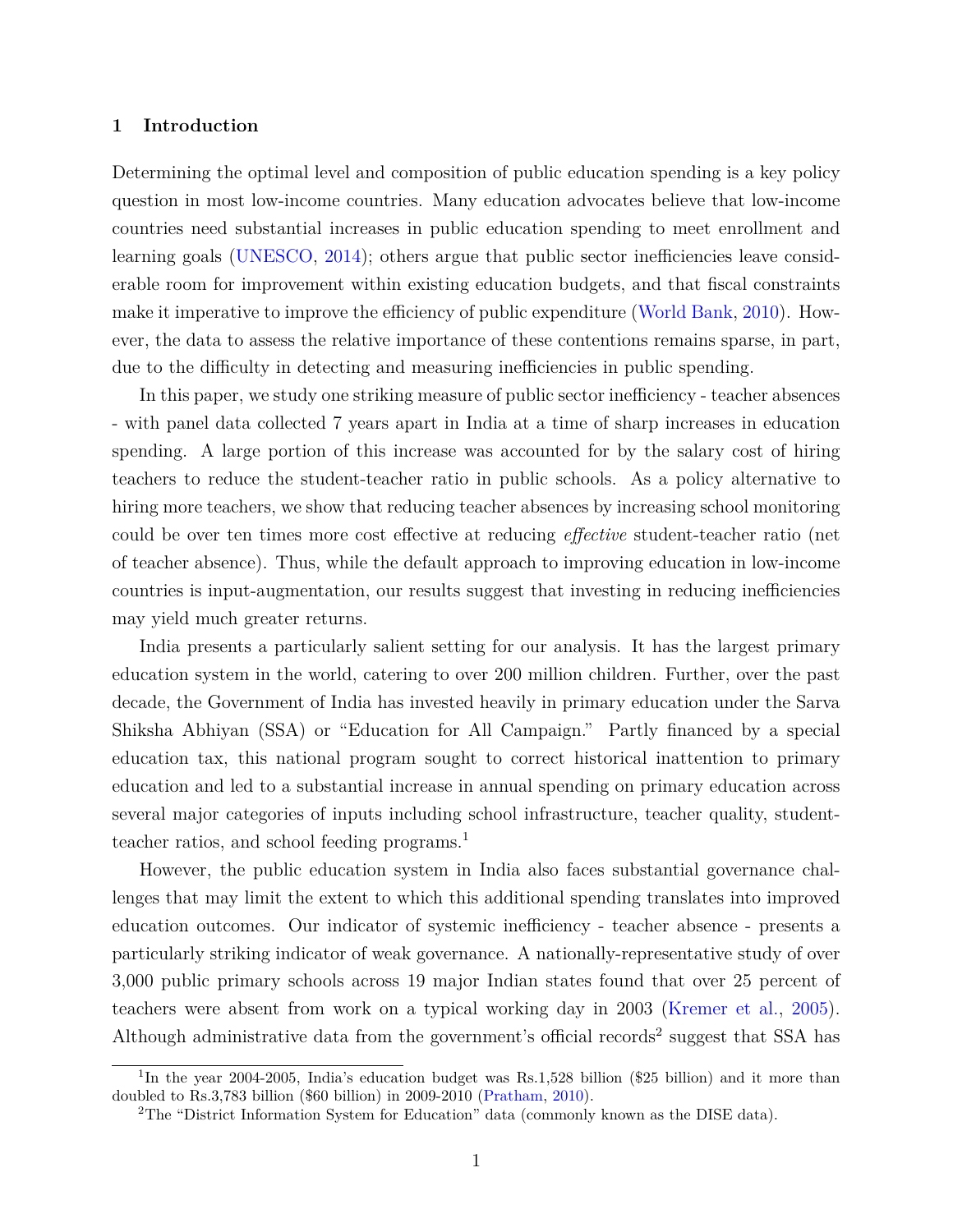## 1 Introduction

Determining the optimal level and composition of public education spending is a key policy question in most low-income countries. Many education advocates believe that low-income countries need substantial increases in public education spending to meet enrollment and learning goals (UNESCO, 2014); others argue that public sector inefficiencies leave considerable room for improvement within existing education budgets, and that fiscal constraints make it imperative to improve the efficiency of public expenditure (World Bank, 2010). However, the data to assess the relative importance of these contentions remains sparse, in part, due to the difficulty in detecting and measuring inefficiencies in public spending.

In this paper, we study one striking measure of public sector inefficiency - teacher absences - with panel data collected 7 years apart in India at a time of sharp increases in education spending. A large portion of this increase was accounted for by the salary cost of hiring teachers to reduce the student-teacher ratio in public schools. As a policy alternative to hiring more teachers, we show that reducing teacher absences by increasing school monitoring could be over ten times more cost effective at reducing *effective* student-teacher ratio (net of teacher absence). Thus, while the default approach to improving education in low-income countries is input-augmentation, our results suggest that investing in reducing inefficiencies may yield much greater returns.

India presents a particularly salient setting for our analysis. It has the largest primary education system in the world, catering to over 200 million children. Further, over the past decade, the Government of India has invested heavily in primary education under the Sarva Shiksha Abhiyan (SSA) or "Education for All Campaign." Partly financed by a special education tax, this national program sought to correct historical inattention to primary education and led to a substantial increase in annual spending on primary education across several major categories of inputs including school infrastructure, teacher quality, student-teacher ratios, and school feeding programs.[1]

However, the public education system in India also faces substantial governance challenges that may limit the extent to which this additional spending translates into improved education outcomes. Our indicator of systemic inefficiency - teacher absence - presents a particularly striking indicator of weak governance. A nationally-representative study of over 3,000 public primary schools across 19 major Indian states found that over 25 percent of teachers were absent from work on a typical working day in 2003 (Kremer et al., 2005). Although administrative data from the government's official records[2] suggest that SSA has

[1] In the year 2004-2005, India's education budget was Rs.1,528 billion ($25 billion) and it more than doubled to Rs.3,783 billion ($60 billion) in 2009-2010 (Pratham, 2010).

[2] The "District Information System for Education" data (commonly known as the DISE data).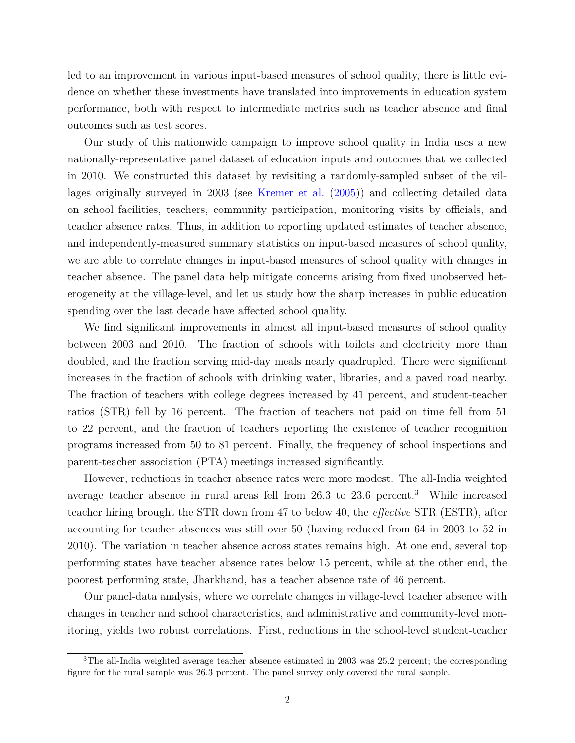led to an improvement in various input-based measures of school quality, there is little evidence on whether these investments have translated into improvements in education system performance, both with respect to intermediate metrics such as teacher absence and final outcomes such as test scores.

Our study of this nationwide campaign to improve school quality in India uses a new nationally-representative panel dataset of education inputs and outcomes that we collected in 2010. We constructed this dataset by revisiting a randomly-sampled subset of the villages originally surveyed in 2003 (see Kremer et al. (2005)) and collecting detailed data on school facilities, teachers, community participation, monitoring visits by officials, and teacher absence rates. Thus, in addition to reporting updated estimates of teacher absence, and independently-measured summary statistics on input-based measures of school quality, we are able to correlate changes in input-based measures of school quality with changes in teacher absence. The panel data help mitigate concerns arising from fixed unobserved heterogeneity at the village-level, and let us study how the sharp increases in public education spending over the last decade have affected school quality.

We find significant improvements in almost all input-based measures of school quality between 2003 and 2010. The fraction of schools with toilets and electricity more than doubled, and the fraction serving mid-day meals nearly quadrupled. There were significant increases in the fraction of schools with drinking water, libraries, and a paved road nearby. The fraction of teachers with college degrees increased by 41 percent, and student-teacher ratios (STR) fell by 16 percent. The fraction of teachers not paid on time fell from 51 to 22 percent, and the fraction of teachers reporting the existence of teacher recognition programs increased from 50 to 81 percent. Finally, the frequency of school inspections and parent-teacher association (PTA) meetings increased significantly.

However, reductions in teacher absence rates were more modest. The all-India weighted average teacher absence in rural areas fell from 26.3 to 23.6 percent.[3] While increased teacher hiring brought the STR down from 47 to below 40, the *effective* STR (ESTR), after accounting for teacher absences was still over 50 (having reduced from 64 in 2003 to 52 in 2010). The variation in teacher absence across states remains high. At one end, several top performing states have teacher absence rates below 15 percent, while at the other end, the poorest performing state, Jharkhand, has a teacher absence rate of 46 percent.

Our panel-data analysis, where we correlate changes in village-level teacher absence with changes in teacher and school characteristics, and administrative and community-level monitoring, yields two robust correlations. First, reductions in the school-level student-teacher

[3]The all-India weighted average teacher absence estimated in 2003 was 25.2 percent; the corresponding figure for the rural sample was 26.3 percent. The panel survey only covered the rural sample.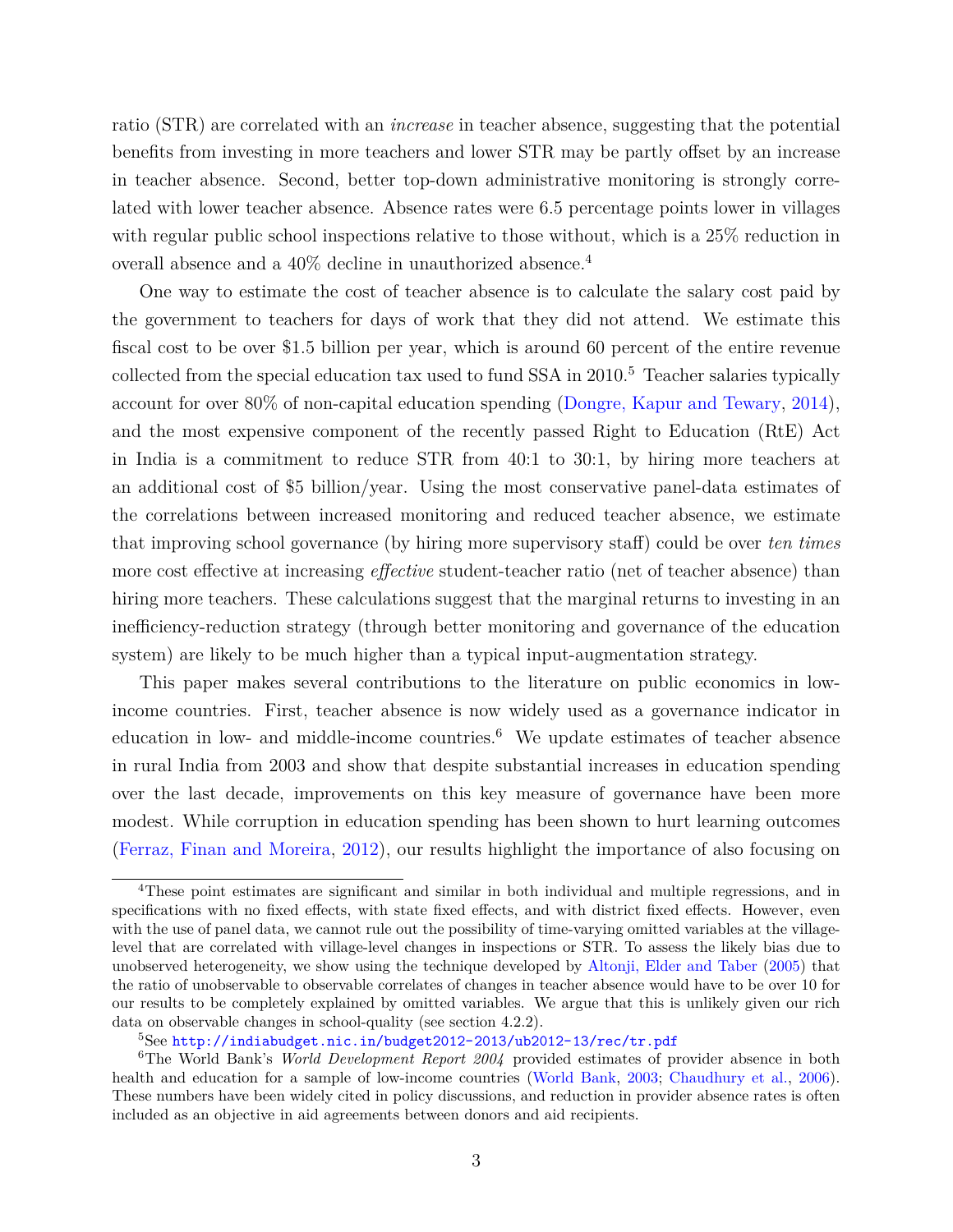ratio (STR) are correlated with an *increase* in teacher absence, suggesting that the potential benefits from investing in more teachers and lower STR may be partly offset by an increase in teacher absence. Second, better top-down administrative monitoring is strongly correlated with lower teacher absence. Absence rates were 6.5 percentage points lower in villages with regular public school inspections relative to those without, which is a 25% reduction in overall absence and a 40% decline in unauthorized absence.[4]

One way to estimate the cost of teacher absence is to calculate the salary cost paid by the government to teachers for days of work that they did not attend. We estimate this fiscal cost to be over $1.5 billion per year, which is around 60 percent of the entire revenue collected from the special education tax used to fund SSA in 2010.[5] Teacher salaries typically account for over 80% of non-capital education spending (Dongre, Kapur and Tewary, 2014), and the most expensive component of the recently passed Right to Education (RtE) Act in India is a commitment to reduce STR from 40:1 to 30:1, by hiring more teachers at an additional cost of $5 billion/year. Using the most conservative panel-data estimates of the correlations between increased monitoring and reduced teacher absence, we estimate that improving school governance (by hiring more supervisory staff) could be over *ten times* more cost effective at increasing *effective* student-teacher ratio (net of teacher absence) than hiring more teachers. These calculations suggest that the marginal returns to investing in an inefficiency-reduction strategy (through better monitoring and governance of the education system) are likely to be much higher than a typical input-augmentation strategy.

This paper makes several contributions to the literature on public economics in low-income countries. First, teacher absence is now widely used as a governance indicator in education in low- and middle-income countries.[6] We update estimates of teacher absence in rural India from 2003 and show that despite substantial increases in education spending over the last decade, improvements on this key measure of governance have been more modest. While corruption in education spending has been shown to hurt learning outcomes (Ferraz, Finan and Moreira, 2012), our results highlight the importance of also focusing on

---

[4] These point estimates are significant and similar in both individual and multiple regressions, and in specifications with no fixed effects, with state fixed effects, and with district fixed effects. However, even with the use of panel data, we cannot rule out the possibility of time-varying omitted variables at the village-level that are correlated with village-level changes in inspections or STR. To assess the likely bias due to unobserved heterogeneity, we show using the technique developed by Altonji, Elder and Taber (2005) that the ratio of unobservable to observable correlates of changes in teacher absence would have to be over 10 for our results to be completely explained by omitted variables. We argue that this is unlikely given our rich data on observable changes in school-quality (see section 4.2.2).

[5] See http://indiabudget.nic.in/budget2012-2013/ub2012-13/rec/tr.pdf

[6] The World Bank's *World Development Report 2004* provided estimates of provider absence in both health and education for a sample of low-income countries (World Bank, 2003; Chaudhury et al., 2006). These numbers have been widely cited in policy discussions, and reduction in provider absence rates is often included as an objective in aid agreements between donors and aid recipients.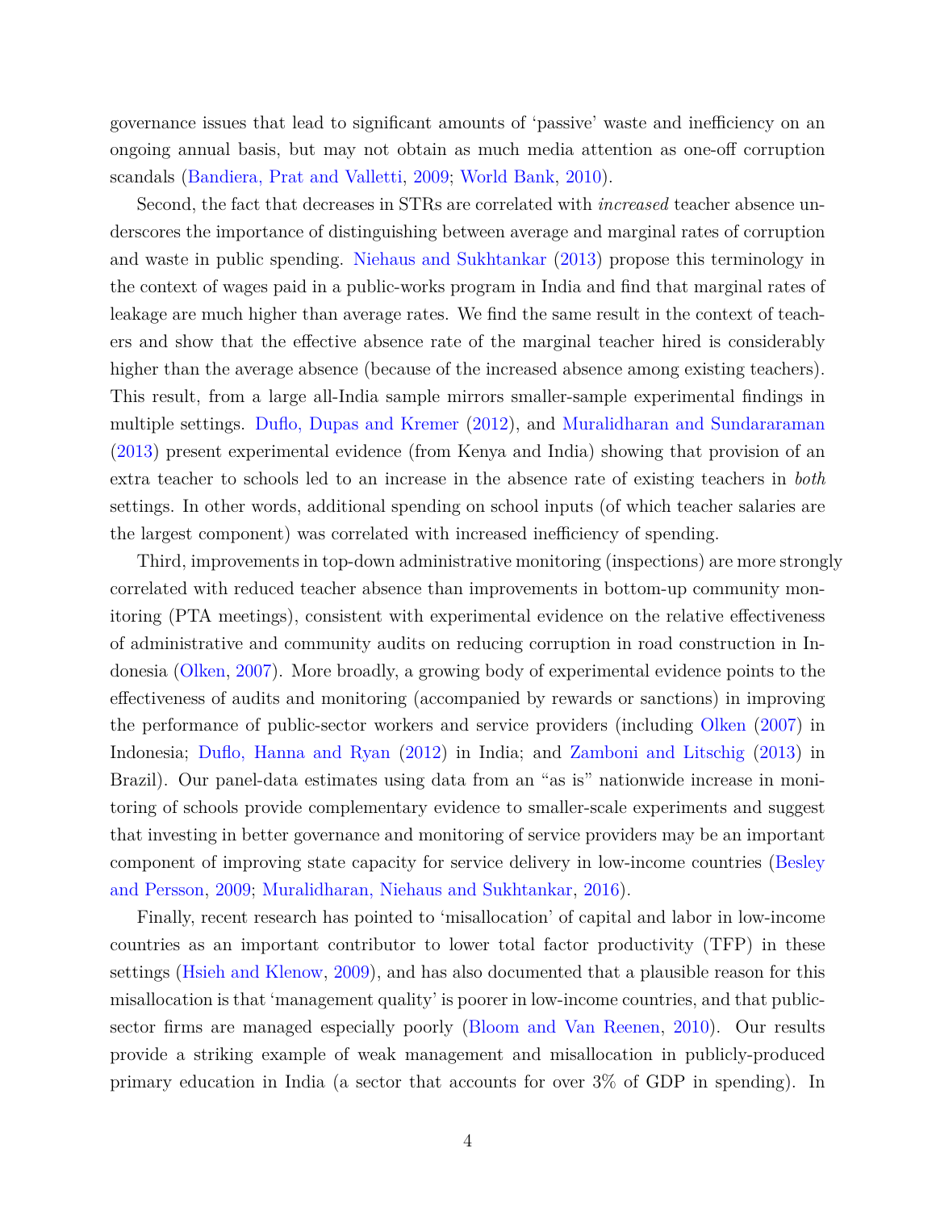governance issues that lead to significant amounts of 'passive' waste and inefficiency on an ongoing annual basis, but may not obtain as much media attention as one-off corruption scandals (Bandiera, Prat and Valletti, 2009; World Bank, 2010).

Second, the fact that decreases in STRs are correlated with *increased* teacher absence underscores the importance of distinguishing between average and marginal rates of corruption and waste in public spending. Niehaus and Sukhtankar (2013) propose this terminology in the context of wages paid in a public-works program in India and find that marginal rates of leakage are much higher than average rates. We find the same result in the context of teachers and show that the effective absence rate of the marginal teacher hired is considerably higher than the average absence (because of the increased absence among existing teachers). This result, from a large all-India sample mirrors smaller-sample experimental findings in multiple settings. Duflo, Dupas and Kremer (2012), and Muralidharan and Sundararaman (2013) present experimental evidence (from Kenya and India) showing that provision of an extra teacher to schools led to an increase in the absence rate of existing teachers in *both* settings. In other words, additional spending on school inputs (of which teacher salaries are the largest component) was correlated with increased inefficiency of spending.

Third, improvements in top-down administrative monitoring (inspections) are more strongly correlated with reduced teacher absence than improvements in bottom-up community monitoring (PTA meetings), consistent with experimental evidence on the relative effectiveness of administrative and community audits on reducing corruption in road construction in Indonesia (Olken, 2007). More broadly, a growing body of experimental evidence points to the effectiveness of audits and monitoring (accompanied by rewards or sanctions) in improving the performance of public-sector workers and service providers (including Olken (2007) in Indonesia; Duflo, Hanna and Ryan (2012) in India; and Zamboni and Litschig (2013) in Brazil). Our panel-data estimates using data from an "as is" nationwide increase in monitoring of schools provide complementary evidence to smaller-scale experiments and suggest that investing in better governance and monitoring of service providers may be an important component of improving state capacity for service delivery in low-income countries (Besley and Persson, 2009; Muralidharan, Niehaus and Sukhtankar, 2016).

Finally, recent research has pointed to 'misallocation' of capital and labor in low-income countries as an important contributor to lower total factor productivity (TFP) in these settings (Hsieh and Klenow, 2009), and has also documented that a plausible reason for this misallocation is that 'management quality' is poorer in low-income countries, and that public-sector firms are managed especially poorly (Bloom and Van Reenen, 2010). Our results provide a striking example of weak management and misallocation in publicly-produced primary education in India (a sector that accounts for over 3% of GDP in spending). In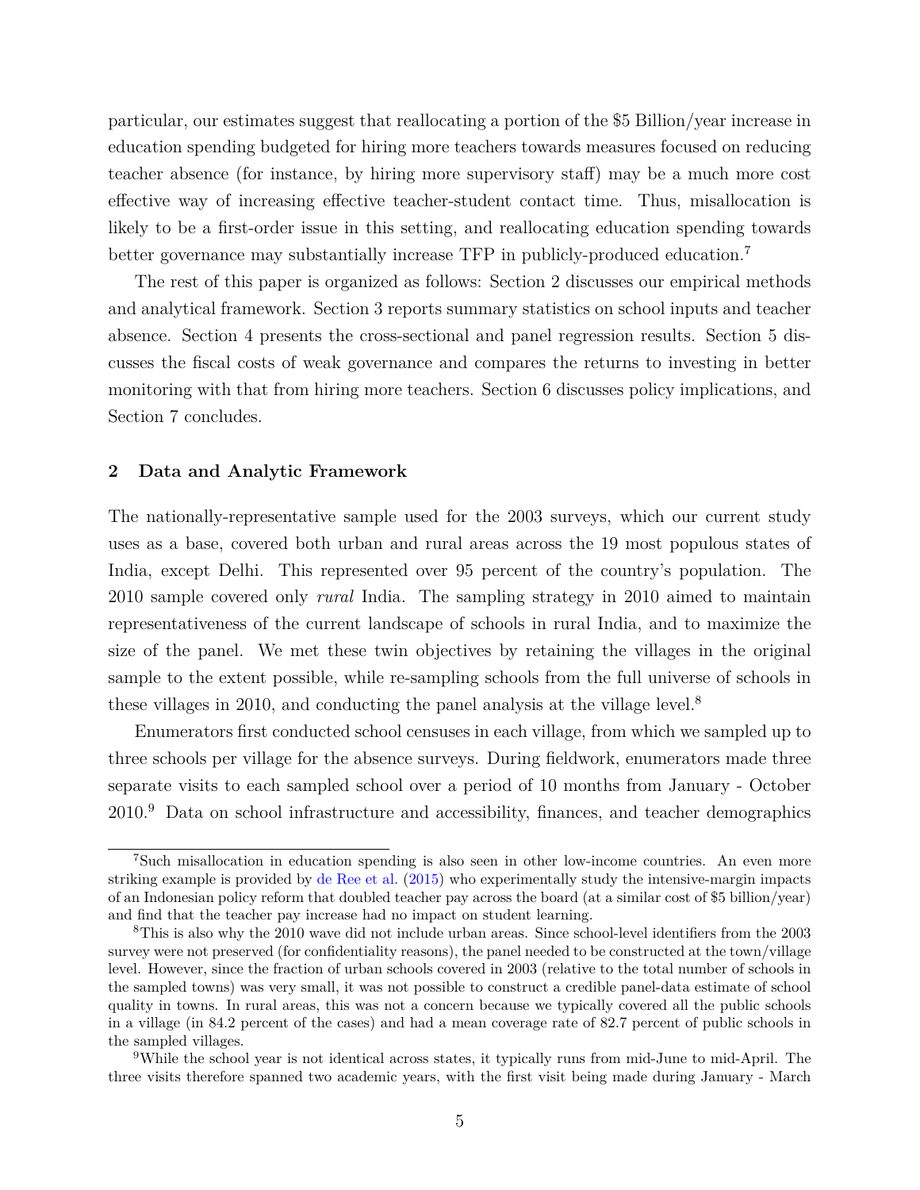particular, our estimates suggest that reallocating a portion of the $5 Billion/year increase in education spending budgeted for hiring more teachers towards measures focused on reducing teacher absence (for instance, by hiring more supervisory staff) may be a much more cost effective way of increasing effective teacher-student contact time. Thus, misallocation is likely to be a first-order issue in this setting, and reallocating education spending towards better governance may substantially increase TFP in publicly-produced education.[7]

The rest of this paper is organized as follows: Section 2 discusses our empirical methods and analytical framework. Section 3 reports summary statistics on school inputs and teacher absence. Section 4 presents the cross-sectional and panel regression results. Section 5 discusses the fiscal costs of weak governance and compares the returns to investing in better monitoring with that from hiring more teachers. Section 6 discusses policy implications, and Section 7 concludes.

## 2 Data and Analytic Framework

The nationally-representative sample used for the 2003 surveys, which our current study uses as a base, covered both urban and rural areas across the 19 most populous states of India, except Delhi. This represented over 95 percent of the country's population. The 2010 sample covered only *rural* India. The sampling strategy in 2010 aimed to maintain representativeness of the current landscape of schools in rural India, and to maximize the size of the panel. We met these twin objectives by retaining the villages in the original sample to the extent possible, while re-sampling schools from the full universe of schools in these villages in 2010, and conducting the panel analysis at the village level.[8]

Enumerators first conducted school censuses in each village, from which we sampled up to three schools per village for the absence surveys. During fieldwork, enumerators made three separate visits to each sampled school over a period of 10 months from January - October 2010.[9] Data on school infrastructure and accessibility, finances, and teacher demographics

---

[7] Such misallocation in education spending is also seen in other low-income countries. An even more striking example is provided by de Ree et al. (2015) who experimentally study the intensive-margin impacts of an Indonesian policy reform that doubled teacher pay across the board (at a similar cost of $5 billion/year) and find that the teacher pay increase had no impact on student learning.

[8] This is also why the 2010 wave did not include urban areas. Since school-level identifiers from the 2003 survey were not preserved (for confidentiality reasons), the panel needed to be constructed at the town/village level. However, since the fraction of urban schools covered in 2003 (relative to the total number of schools in the sampled towns) was very small, it was not possible to construct a credible panel-data estimate of school quality in towns. In rural areas, this was not a concern because we typically covered all the public schools in a village (in 84.2 percent of the cases) and had a mean coverage rate of 82.7 percent of public schools in the sampled villages.

[9] While the school year is not identical across states, it typically runs from mid-June to mid-April. The three visits therefore spanned two academic years, with the first visit being made during January - March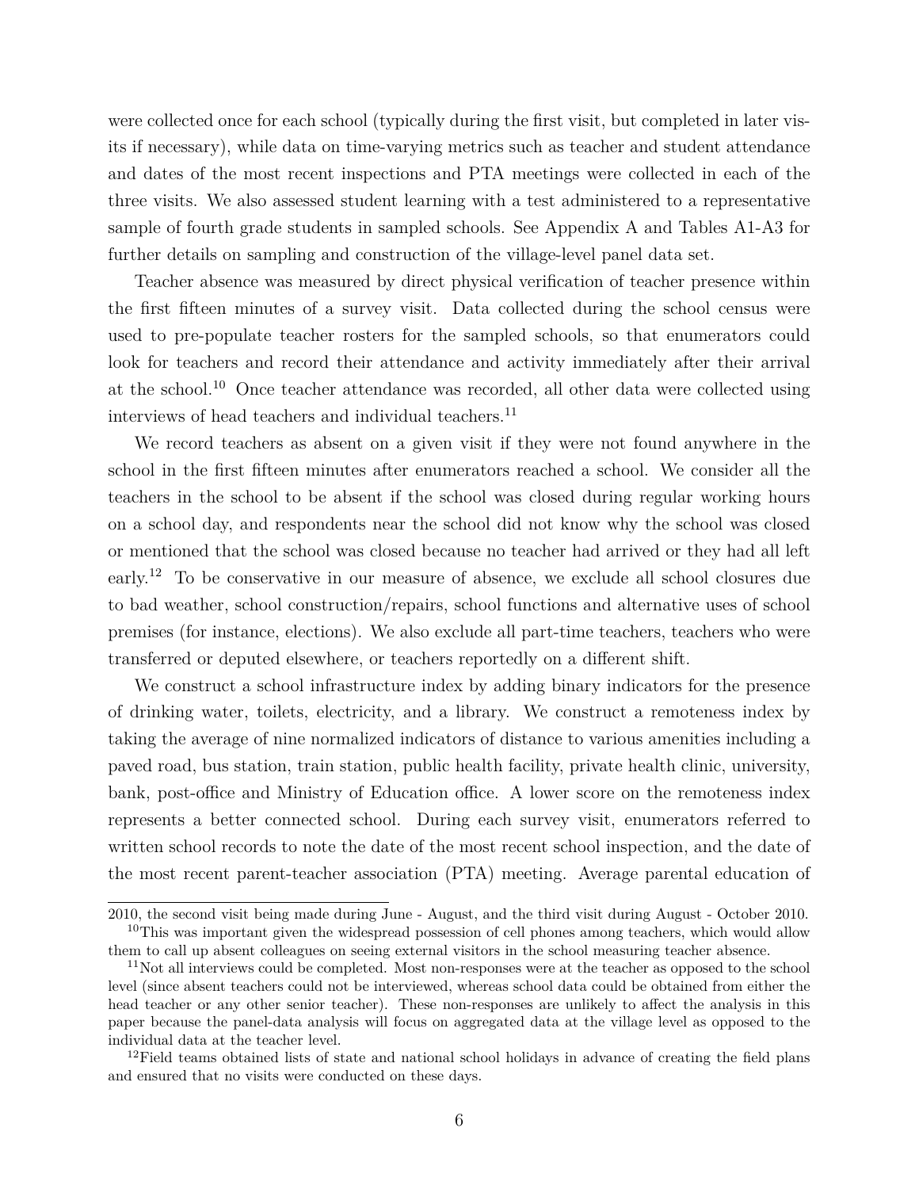were collected once for each school (typically during the first visit, but completed in later visits if necessary), while data on time-varying metrics such as teacher and student attendance and dates of the most recent inspections and PTA meetings were collected in each of the three visits. We also assessed student learning with a test administered to a representative sample of fourth grade students in sampled schools. See Appendix A and Tables A1-A3 for further details on sampling and construction of the village-level panel data set.

Teacher absence was measured by direct physical verification of teacher presence within the first fifteen minutes of a survey visit. Data collected during the school census were used to pre-populate teacher rosters for the sampled schools, so that enumerators could look for teachers and record their attendance and activity immediately after their arrival at the school.[10] Once teacher attendance was recorded, all other data were collected using interviews of head teachers and individual teachers.[11]

We record teachers as absent on a given visit if they were not found anywhere in the school in the first fifteen minutes after enumerators reached a school. We consider all the teachers in the school to be absent if the school was closed during regular working hours on a school day, and respondents near the school did not know why the school was closed or mentioned that the school was closed because no teacher had arrived or they had all left early.[12] To be conservative in our measure of absence, we exclude all school closures due to bad weather, school construction/repairs, school functions and alternative uses of school premises (for instance, elections). We also exclude all part-time teachers, teachers who were transferred or deputed elsewhere, or teachers reportedly on a different shift.

We construct a school infrastructure index by adding binary indicators for the presence of drinking water, toilets, electricity, and a library. We construct a remoteness index by taking the average of nine normalized indicators of distance to various amenities including a paved road, bus station, train station, public health facility, private health clinic, university, bank, post-office and Ministry of Education office. A lower score on the remoteness index represents a better connected school. During each survey visit, enumerators referred to written school records to note the date of the most recent school inspection, and the date of the most recent parent-teacher association (PTA) meeting. Average parental education of

---

2010, the second visit being made during June - August, and the third visit during August - October 2010.

[10] This was important given the widespread possession of cell phones among teachers, which would allow them to call up absent colleagues on seeing external visitors in the school measuring teacher absence.

[11] Not all interviews could be completed. Most non-responses were at the teacher as opposed to the school level (since absent teachers could not be interviewed, whereas school data could be obtained from either the head teacher or any other senior teacher). These non-responses are unlikely to affect the analysis in this paper because the panel-data analysis will focus on aggregated data at the village level as opposed to the individual data at the teacher level.

[12] Field teams obtained lists of state and national school holidays in advance of creating the field plans and ensured that no visits were conducted on these days.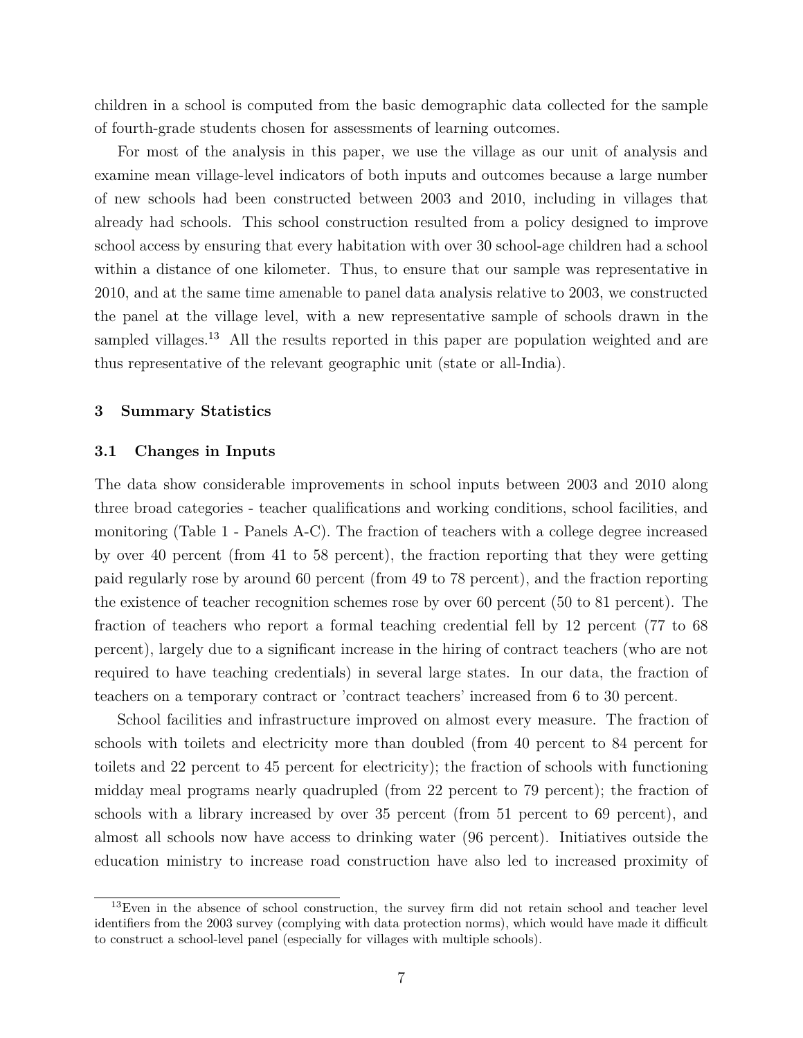children in a school is computed from the basic demographic data collected for the sample of fourth-grade students chosen for assessments of learning outcomes.

For most of the analysis in this paper, we use the village as our unit of analysis and examine mean village-level indicators of both inputs and outcomes because a large number of new schools had been constructed between 2003 and 2010, including in villages that already had schools. This school construction resulted from a policy designed to improve school access by ensuring that every habitation with over 30 school-age children had a school within a distance of one kilometer. Thus, to ensure that our sample was representative in 2010, and at the same time amenable to panel data analysis relative to 2003, we constructed the panel at the village level, with a new representative sample of schools drawn in the sampled villages.[13] All the results reported in this paper are population weighted and are thus representative of the relevant geographic unit (state or all-India).

## 3 Summary Statistics

### 3.1 Changes in Inputs

The data show considerable improvements in school inputs between 2003 and 2010 along three broad categories - teacher qualifications and working conditions, school facilities, and monitoring (Table 1 - Panels A-C). The fraction of teachers with a college degree increased by over 40 percent (from 41 to 58 percent), the fraction reporting that they were getting paid regularly rose by around 60 percent (from 49 to 78 percent), and the fraction reporting the existence of teacher recognition schemes rose by over 60 percent (50 to 81 percent). The fraction of teachers who report a formal teaching credential fell by 12 percent (77 to 68 percent), largely due to a significant increase in the hiring of contract teachers (who are not required to have teaching credentials) in several large states. In our data, the fraction of teachers on a temporary contract or 'contract teachers' increased from 6 to 30 percent.

School facilities and infrastructure improved on almost every measure. The fraction of schools with toilets and electricity more than doubled (from 40 percent to 84 percent for toilets and 22 percent to 45 percent for electricity); the fraction of schools with functioning midday meal programs nearly quadrupled (from 22 percent to 79 percent); the fraction of schools with a library increased by over 35 percent (from 51 percent to 69 percent), and almost all schools now have access to drinking water (96 percent). Initiatives outside the education ministry to increase road construction have also led to increased proximity of

[13] Even in the absence of school construction, the survey firm did not retain school and teacher level identifiers from the 2003 survey (complying with data protection norms), which would have made it difficult to construct a school-level panel (especially for villages with multiple schools).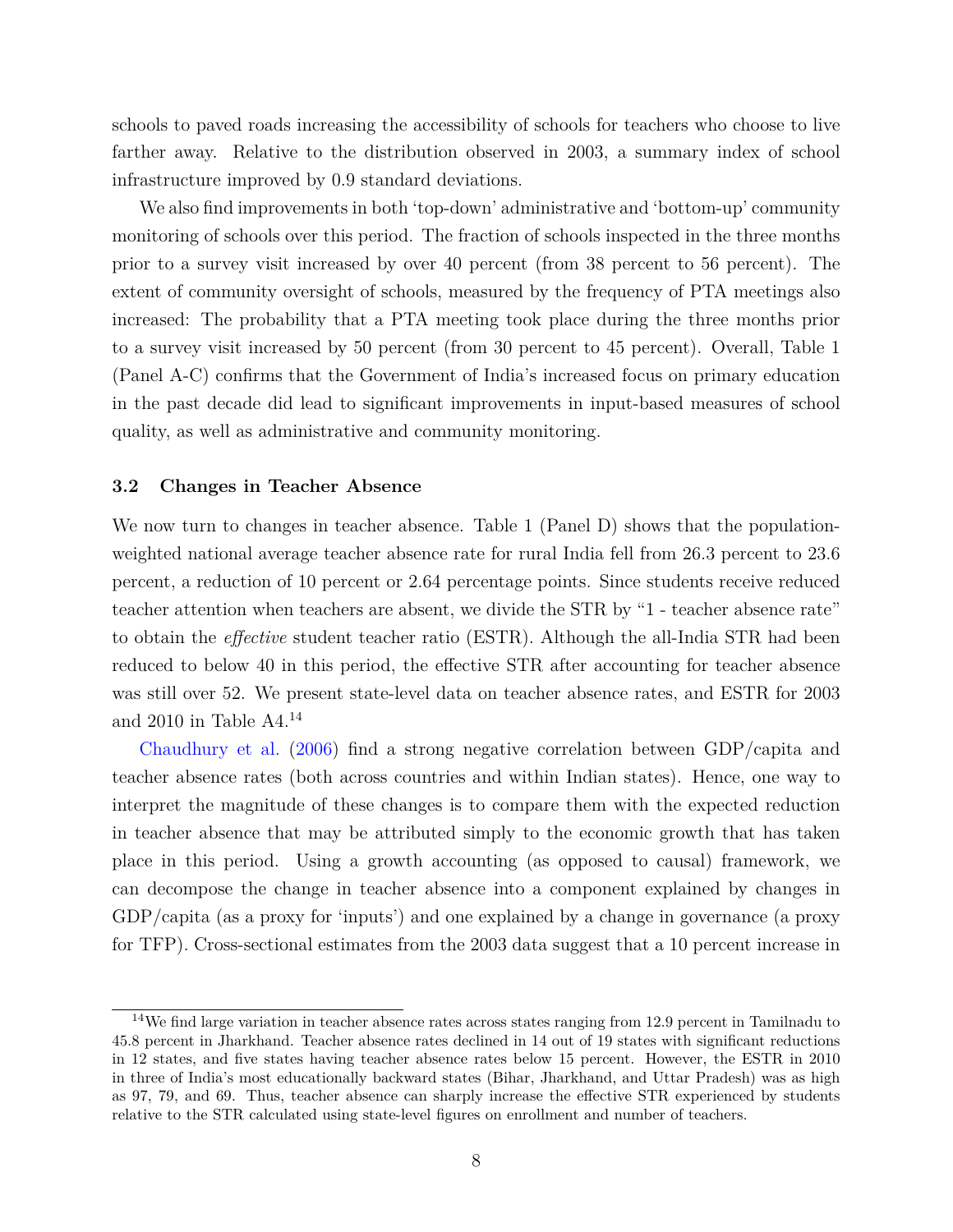schools to paved roads increasing the accessibility of schools for teachers who choose to live farther away. Relative to the distribution observed in 2003, a summary index of school infrastructure improved by 0.9 standard deviations.

We also find improvements in both 'top-down' administrative and 'bottom-up' community monitoring of schools over this period. The fraction of schools inspected in the three months prior to a survey visit increased by over 40 percent (from 38 percent to 56 percent). The extent of community oversight of schools, measured by the frequency of PTA meetings also increased: The probability that a PTA meeting took place during the three months prior to a survey visit increased by 50 percent (from 30 percent to 45 percent). Overall, Table 1 (Panel A-C) confirms that the Government of India's increased focus on primary education in the past decade did lead to significant improvements in input-based measures of school quality, as well as administrative and community monitoring.

### 3.2 Changes in Teacher Absence

We now turn to changes in teacher absence. Table 1 (Panel D) shows that the population-weighted national average teacher absence rate for rural India fell from 26.3 percent to 23.6 percent, a reduction of 10 percent or 2.64 percentage points. Since students receive reduced teacher attention when teachers are absent, we divide the STR by "1 - teacher absence rate" to obtain the *effective* student teacher ratio (ESTR). Although the all-India STR had been reduced to below 40 in this period, the effective STR after accounting for teacher absence was still over 52. We present state-level data on teacher absence rates, and ESTR for 2003 and 2010 in Table A4.[14]

Chaudhury et al. (2006) find a strong negative correlation between GDP/capita and teacher absence rates (both across countries and within Indian states). Hence, one way to interpret the magnitude of these changes is to compare them with the expected reduction in teacher absence that may be attributed simply to the economic growth that has taken place in this period. Using a growth accounting (as opposed to causal) framework, we can decompose the change in teacher absence into a component explained by changes in GDP/capita (as a proxy for 'inputs') and one explained by a change in governance (a proxy for TFP). Cross-sectional estimates from the 2003 data suggest that a 10 percent increase in

[14] We find large variation in teacher absence rates across states ranging from 12.9 percent in Tamilnadu to 45.8 percent in Jharkhand. Teacher absence rates declined in 14 out of 19 states with significant reductions in 12 states, and five states having teacher absence rates below 15 percent. However, the ESTR in 2010 in three of India's most educationally backward states (Bihar, Jharkhand, and Uttar Pradesh) was as high as 97, 79, and 69. Thus, teacher absence can sharply increase the effective STR experienced by students relative to the STR calculated using state-level figures on enrollment and number of teachers.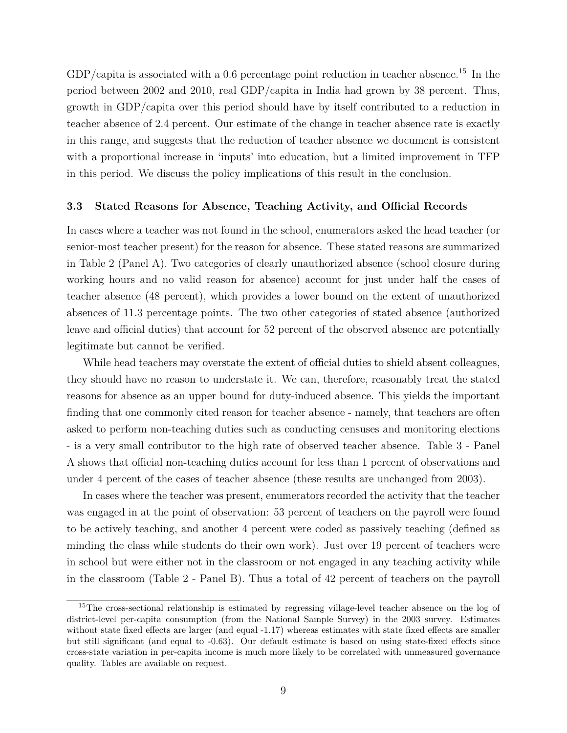GDP/capita is associated with a 0.6 percentage point reduction in teacher absence.[15] In the period between 2002 and 2010, real GDP/capita in India had grown by 38 percent. Thus, growth in GDP/capita over this period should have by itself contributed to a reduction in teacher absence of 2.4 percent. Our estimate of the change in teacher absence rate is exactly in this range, and suggests that the reduction of teacher absence we document is consistent with a proportional increase in 'inputs' into education, but a limited improvement in TFP in this period. We discuss the policy implications of this result in the conclusion.

### 3.3 Stated Reasons for Absence, Teaching Activity, and Official Records

In cases where a teacher was not found in the school, enumerators asked the head teacher (or senior-most teacher present) for the reason for absence. These stated reasons are summarized in Table 2 (Panel A). Two categories of clearly unauthorized absence (school closure during working hours and no valid reason for absence) account for just under half the cases of teacher absence (48 percent), which provides a lower bound on the extent of unauthorized absences of 11.3 percentage points. The two other categories of stated absence (authorized leave and official duties) that account for 52 percent of the observed absence are potentially legitimate but cannot be verified.

While head teachers may overstate the extent of official duties to shield absent colleagues, they should have no reason to understate it. We can, therefore, reasonably treat the stated reasons for absence as an upper bound for duty-induced absence. This yields the important finding that one commonly cited reason for teacher absence - namely, that teachers are often asked to perform non-teaching duties such as conducting censuses and monitoring elections - is a very small contributor to the high rate of observed teacher absence. Table 3 - Panel A shows that official non-teaching duties account for less than 1 percent of observations and under 4 percent of the cases of teacher absence (these results are unchanged from 2003).

In cases where the teacher was present, enumerators recorded the activity that the teacher was engaged in at the point of observation: 53 percent of teachers on the payroll were found to be actively teaching, and another 4 percent were coded as passively teaching (defined as minding the class while students do their own work). Just over 19 percent of teachers were in school but were either not in the classroom or not engaged in any teaching activity while in the classroom (Table 2 - Panel B). Thus a total of 42 percent of teachers on the payroll

[15] The cross-sectional relationship is estimated by regressing village-level teacher absence on the log of district-level per-capita consumption (from the National Sample Survey) in the 2003 survey. Estimates without state fixed effects are larger (and equal -1.17) whereas estimates with state fixed effects are smaller but still significant (and equal to -0.63). Our default estimate is based on using state-fixed effects since cross-state variation in per-capita income is much more likely to be correlated with unmeasured governance quality. Tables are available on request.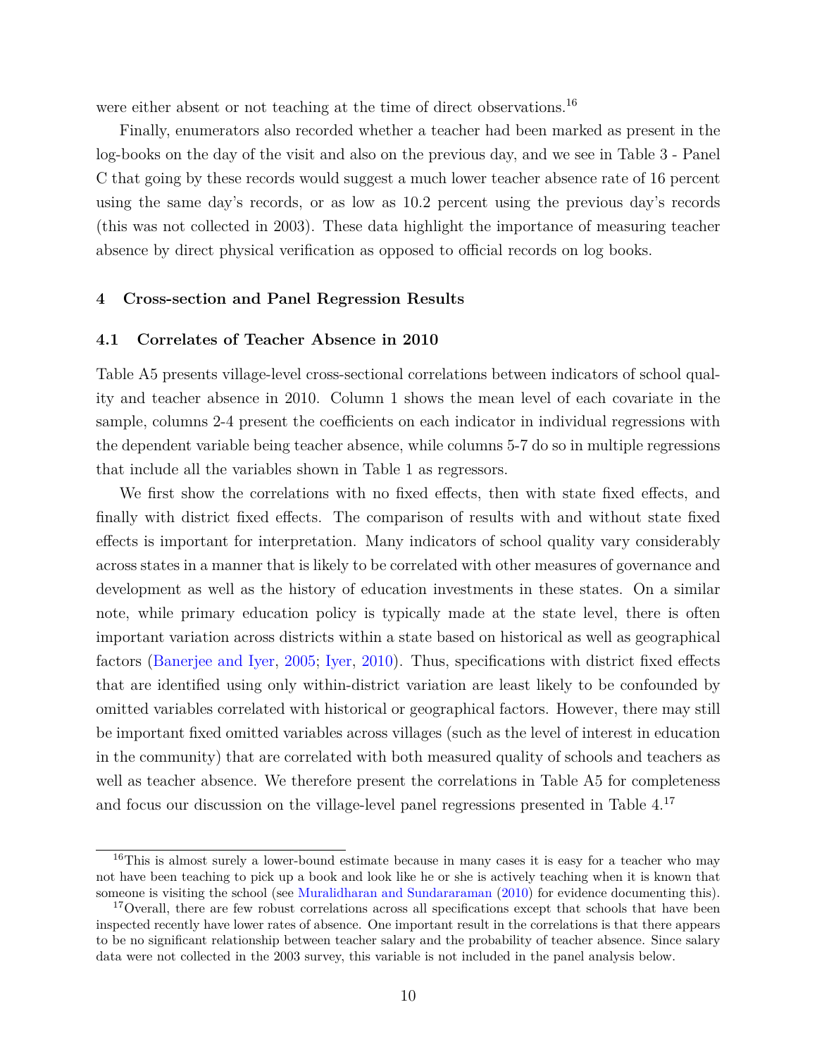were either absent or not teaching at the time of direct observations.[16]

Finally, enumerators also recorded whether a teacher had been marked as present in the log-books on the day of the visit and also on the previous day, and we see in Table 3 - Panel C that going by these records would suggest a much lower teacher absence rate of 16 percent using the same day's records, or as low as 10.2 percent using the previous day's records (this was not collected in 2003). These data highlight the importance of measuring teacher absence by direct physical verification as opposed to official records on log books.

## 4 Cross-section and Panel Regression Results

### 4.1 Correlates of Teacher Absence in 2010

Table A5 presents village-level cross-sectional correlations between indicators of school quality and teacher absence in 2010. Column 1 shows the mean level of each covariate in the sample, columns 2-4 present the coefficients on each indicator in individual regressions with the dependent variable being teacher absence, while columns 5-7 do so in multiple regressions that include all the variables shown in Table 1 as regressors.

We first show the correlations with no fixed effects, then with state fixed effects, and finally with district fixed effects. The comparison of results with and without state fixed effects is important for interpretation. Many indicators of school quality vary considerably across states in a manner that is likely to be correlated with other measures of governance and development as well as the history of education investments in these states. On a similar note, while primary education policy is typically made at the state level, there is often important variation across districts within a state based on historical as well as geographical factors (Banerjee and Iyer, 2005; Iyer, 2010). Thus, specifications with district fixed effects that are identified using only within-district variation are least likely to be confounded by omitted variables correlated with historical or geographical factors. However, there may still be important fixed omitted variables across villages (such as the level of interest in education in the community) that are correlated with both measured quality of schools and teachers as well as teacher absence. We therefore present the correlations in Table A5 for completeness and focus our discussion on the village-level panel regressions presented in Table 4.[17]

---

[16] This is almost surely a lower-bound estimate because in many cases it is easy for a teacher who may not have been teaching to pick up a book and look like he or she is actively teaching when it is known that someone is visiting the school (see Muralidharan and Sundararaman (2010) for evidence documenting this).

[17] Overall, there are few robust correlations across all specifications except that schools that have been inspected recently have lower rates of absence. One important result in the correlations is that there appears to be no significant relationship between teacher salary and the probability of teacher absence. Since salary data were not collected in the 2003 survey, this variable is not included in the panel analysis below.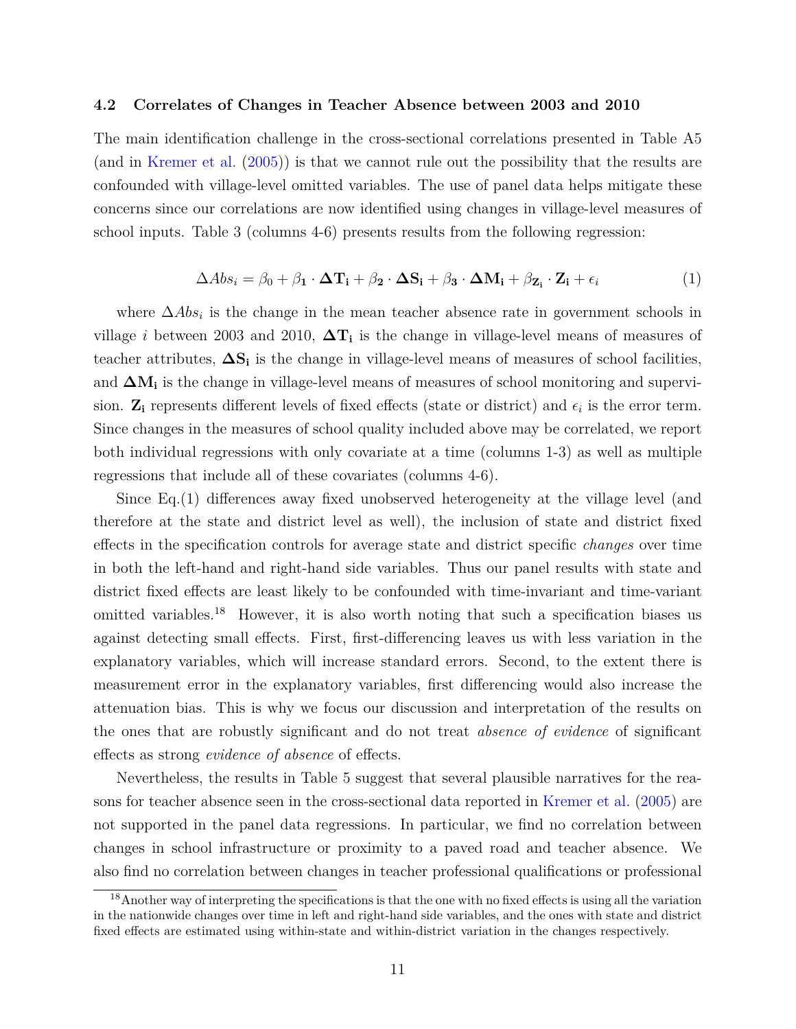### 4.2 Correlates of Changes in Teacher Absence between 2003 and 2010

The main identification challenge in the cross-sectional correlations presented in Table A5 (and in Kremer et al. (2005)) is that we cannot rule out the possibility that the results are confounded with village-level omitted variables. The use of panel data helps mitigate these concerns since our correlations are now identified using changes in village-level measures of school inputs. Table 3 (columns 4-6) presents results from the following regression:

$$\Delta Abs_i = \beta_0 + \beta_1 \cdot \mathbf{\Delta T_i} + \beta_2 \cdot \mathbf{\Delta S_i} + \beta_3 \cdot \mathbf{\Delta M_i} + \beta_{\mathbf{Z_i}} \cdot \mathbf{Z_i} + \epsilon_i \tag{1}$$

where $\Delta Abs_i$ is the change in the mean teacher absence rate in government schools in village $i$ between 2003 and 2010, $\mathbf{\Delta T_i}$ is the change in village-level means of measures of teacher attributes, $\mathbf{\Delta S_i}$ is the change in village-level means of measures of school facilities, and $\mathbf{\Delta M_i}$ is the change in village-level means of measures of school monitoring and supervision. $\mathbf{Z_i}$ represents different levels of fixed effects (state or district) and $\epsilon_i$ is the error term. Since changes in the measures of school quality included above may be correlated, we report both individual regressions with only covariate at a time (columns 1-3) as well as multiple regressions that include all of these covariates (columns 4-6).

Since Eq.(1) differences away fixed unobserved heterogeneity at the village level (and therefore at the state and district level as well), the inclusion of state and district fixed effects in the specification controls for average state and district specific *changes* over time in both the left-hand and right-hand side variables. Thus our panel results with state and district fixed effects are least likely to be confounded with time-invariant and time-variant omitted variables.[18] However, it is also worth noting that such a specification biases us against detecting small effects. First, first-differencing leaves us with less variation in the explanatory variables, which will increase standard errors. Second, to the extent there is measurement error in the explanatory variables, first differencing would also increase the attenuation bias. This is why we focus our discussion and interpretation of the results on the ones that are robustly significant and do not treat *absence of evidence* of significant effects as strong *evidence of absence* of effects.

Nevertheless, the results in Table 5 suggest that several plausible narratives for the reasons for teacher absence seen in the cross-sectional data reported in Kremer et al. (2005) are not supported in the panel data regressions. In particular, we find no correlation between changes in school infrastructure or proximity to a paved road and teacher absence. We also find no correlation between changes in teacher professional qualifications or professional

[18] Another way of interpreting the specifications is that the one with no fixed effects is using all the variation in the nationwide changes over time in left and right-hand side variables, and the ones with state and district fixed effects are estimated using within-state and within-district variation in the changes respectively.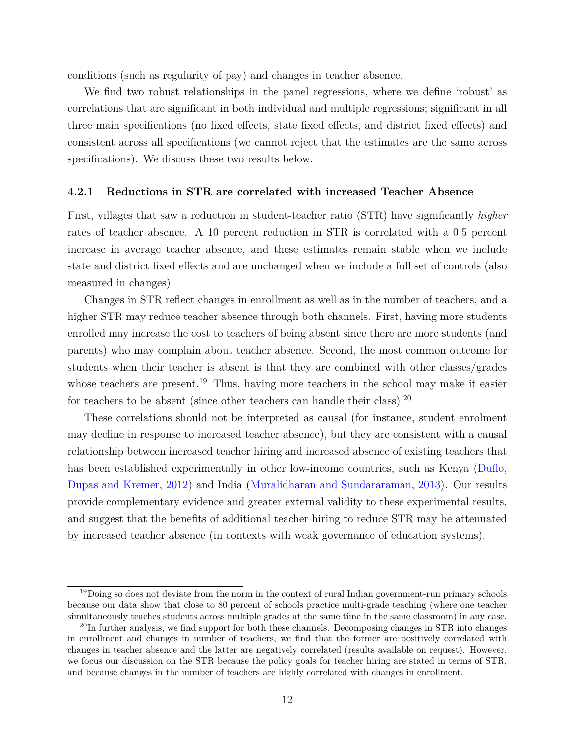conditions (such as regularity of pay) and changes in teacher absence.

We find two robust relationships in the panel regressions, where we define 'robust' as correlations that are significant in both individual and multiple regressions; significant in all three main specifications (no fixed effects, state fixed effects, and district fixed effects) and consistent across all specifications (we cannot reject that the estimates are the same across specifications). We discuss these two results below.

#### 4.2.1 Reductions in STR are correlated with increased Teacher Absence

First, villages that saw a reduction in student-teacher ratio (STR) have significantly *higher* rates of teacher absence. A 10 percent reduction in STR is correlated with a 0.5 percent increase in average teacher absence, and these estimates remain stable when we include state and district fixed effects and are unchanged when we include a full set of controls (also measured in changes).

Changes in STR reflect changes in enrollment as well as in the number of teachers, and a higher STR may reduce teacher absence through both channels. First, having more students enrolled may increase the cost to teachers of being absent since there are more students (and parents) who may complain about teacher absence. Second, the most common outcome for students when their teacher is absent is that they are combined with other classes/grades whose teachers are present.[19] Thus, having more teachers in the school may make it easier for teachers to be absent (since other teachers can handle their class).[20]

These correlations should not be interpreted as causal (for instance, student enrolment may decline in response to increased teacher absence), but they are consistent with a causal relationship between increased teacher hiring and increased absence of existing teachers that has been established experimentally in other low-income countries, such as Kenya (Duflo, Dupas and Kremer, 2012) and India (Muralidharan and Sundararaman, 2013). Our results provide complementary evidence and greater external validity to these experimental results, and suggest that the benefits of additional teacher hiring to reduce STR may be attenuated by increased teacher absence (in contexts with weak governance of education systems).

---

[19] Doing so does not deviate from the norm in the context of rural Indian government-run primary schools because our data show that close to 80 percent of schools practice multi-grade teaching (where one teacher simultaneously teaches students across multiple grades at the same time in the same classroom) in any case.

[20] In further analysis, we find support for both these channels. Decomposing changes in STR into changes in enrollment and changes in number of teachers, we find that the former are positively correlated with changes in teacher absence and the latter are negatively correlated (results available on request). However, we focus our discussion on the STR because the policy goals for teacher hiring are stated in terms of STR, and because changes in the number of teachers are highly correlated with changes in enrollment.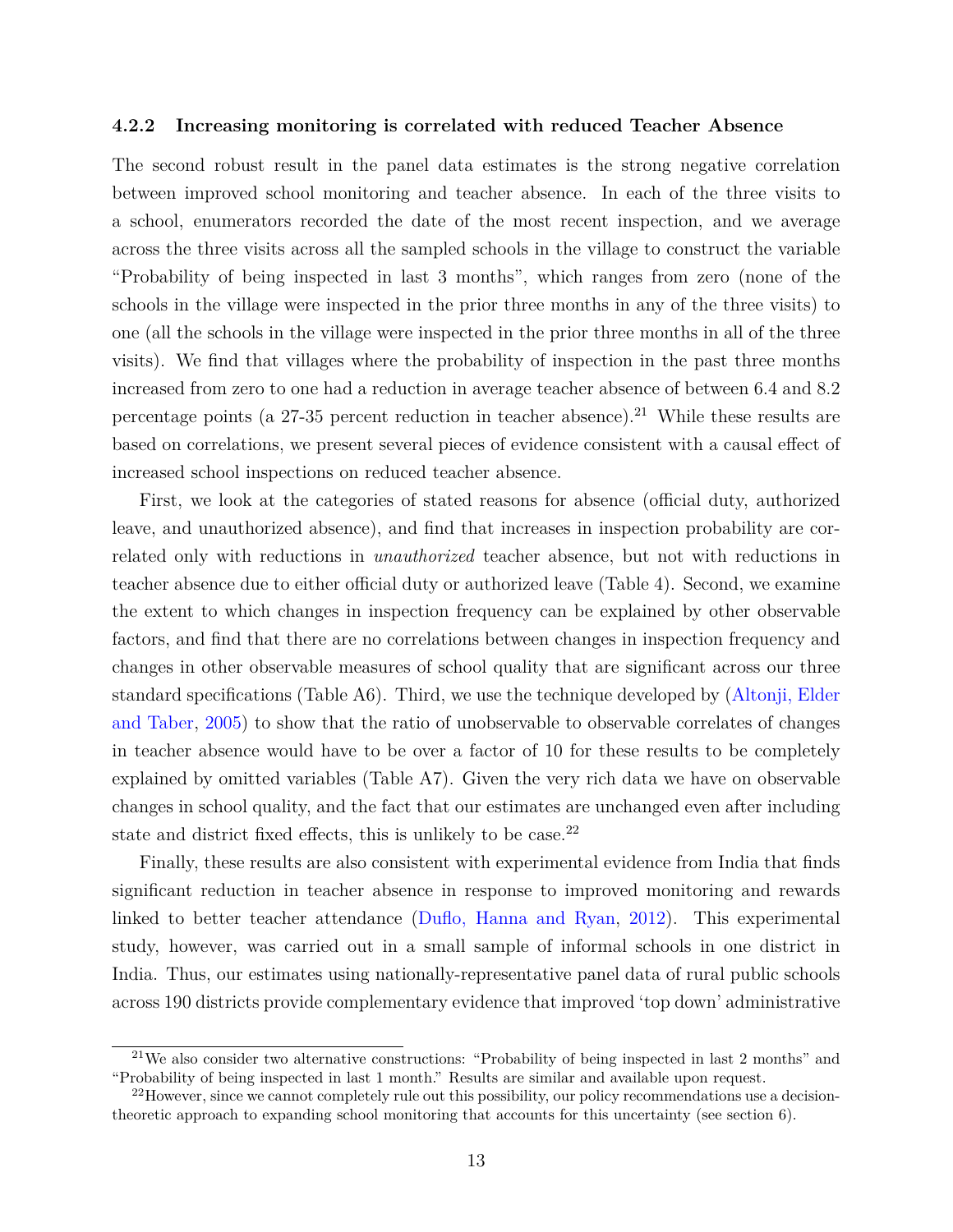#### 4.2.2 Increasing monitoring is correlated with reduced Teacher Absence

The second robust result in the panel data estimates is the strong negative correlation between improved school monitoring and teacher absence. In each of the three visits to a school, enumerators recorded the date of the most recent inspection, and we average across the three visits across all the sampled schools in the village to construct the variable "Probability of being inspected in last 3 months", which ranges from zero (none of the schools in the village were inspected in the prior three months in any of the three visits) to one (all the schools in the village were inspected in the prior three months in all of the three visits). We find that villages where the probability of inspection in the past three months increased from zero to one had a reduction in average teacher absence of between 6.4 and 8.2 percentage points (a 27-35 percent reduction in teacher absence).[21] While these results are based on correlations, we present several pieces of evidence consistent with a causal effect of increased school inspections on reduced teacher absence.

First, we look at the categories of stated reasons for absence (official duty, authorized leave, and unauthorized absence), and find that increases in inspection probability are correlated only with reductions in *unauthorized* teacher absence, but not with reductions in teacher absence due to either official duty or authorized leave (Table 4). Second, we examine the extent to which changes in inspection frequency can be explained by other observable factors, and find that there are no correlations between changes in inspection frequency and changes in other observable measures of school quality that are significant across our three standard specifications (Table A6). Third, we use the technique developed by (Altonji, Elder and Taber, 2005) to show that the ratio of unobservable to observable correlates of changes in teacher absence would have to be over a factor of 10 for these results to be completely explained by omitted variables (Table A7). Given the very rich data we have on observable changes in school quality, and the fact that our estimates are unchanged even after including state and district fixed effects, this is unlikely to be case.[22]

Finally, these results are also consistent with experimental evidence from India that finds significant reduction in teacher absence in response to improved monitoring and rewards linked to better teacher attendance (Duflo, Hanna and Ryan, 2012). This experimental study, however, was carried out in a small sample of informal schools in one district in India. Thus, our estimates using nationally-representative panel data of rural public schools across 190 districts provide complementary evidence that improved 'top down' administrative

[21] We also consider two alternative constructions: "Probability of being inspected in last 2 months" and "Probability of being inspected in last 1 month." Results are similar and available upon request.

[22] However, since we cannot completely rule out this possibility, our policy recommendations use a decision-theoretic approach to expanding school monitoring that accounts for this uncertainty (see section 6).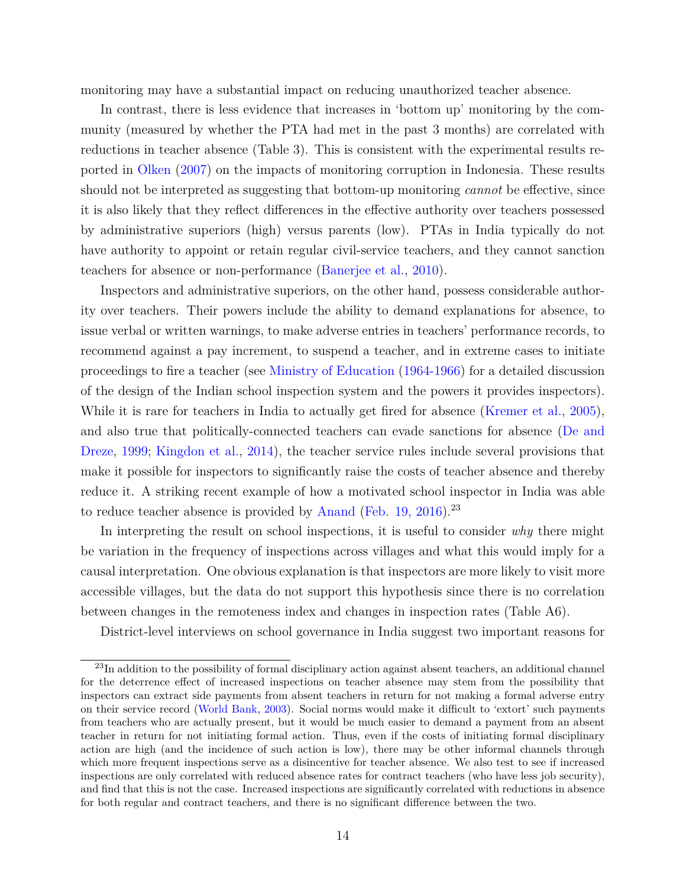monitoring may have a substantial impact on reducing unauthorized teacher absence.

In contrast, there is less evidence that increases in 'bottom up' monitoring by the community (measured by whether the PTA had met in the past 3 months) are correlated with reductions in teacher absence (Table 3). This is consistent with the experimental results reported in Olken (2007) on the impacts of monitoring corruption in Indonesia. These results should not be interpreted as suggesting that bottom-up monitoring *cannot* be effective, since it is also likely that they reflect differences in the effective authority over teachers possessed by administrative superiors (high) versus parents (low). PTAs in India typically do not have authority to appoint or retain regular civil-service teachers, and they cannot sanction teachers for absence or non-performance (Banerjee et al., 2010).

Inspectors and administrative superiors, on the other hand, possess considerable authority over teachers. Their powers include the ability to demand explanations for absence, to issue verbal or written warnings, to make adverse entries in teachers' performance records, to recommend against a pay increment, to suspend a teacher, and in extreme cases to initiate proceedings to fire a teacher (see Ministry of Education (1964-1966) for a detailed discussion of the design of the Indian school inspection system and the powers it provides inspectors). While it is rare for teachers in India to actually get fired for absence (Kremer et al., 2005), and also true that politically-connected teachers can evade sanctions for absence (De and Dreze, 1999; Kingdon et al., 2014), the teacher service rules include several provisions that make it possible for inspectors to significantly raise the costs of teacher absence and thereby reduce it. A striking recent example of how a motivated school inspector in India was able to reduce teacher absence is provided by Anand (Feb. 19, 2016).[23]

In interpreting the result on school inspections, it is useful to consider *why* there might be variation in the frequency of inspections across villages and what this would imply for a causal interpretation. One obvious explanation is that inspectors are more likely to visit more accessible villages, but the data do not support this hypothesis since there is no correlation between changes in the remoteness index and changes in inspection rates (Table A6).

District-level interviews on school governance in India suggest two important reasons for

[23] In addition to the possibility of formal disciplinary action against absent teachers, an additional channel for the deterrence effect of increased inspections on teacher absence may stem from the possibility that inspectors can extract side payments from absent teachers in return for not making a formal adverse entry on their service record (World Bank, 2003). Social norms would make it difficult to 'extort' such payments from teachers who are actually present, but it would be much easier to demand a payment from an absent teacher in return for not initiating formal action. Thus, even if the costs of initiating formal disciplinary action are high (and the incidence of such action is low), there may be other informal channels through which more frequent inspections serve as a disincentive for teacher absence. We also test to see if increased inspections are only correlated with reduced absence rates for contract teachers (who have less job security), and find that this is not the case. Increased inspections are significantly correlated with reductions in absence for both regular and contract teachers, and there is no significant difference between the two.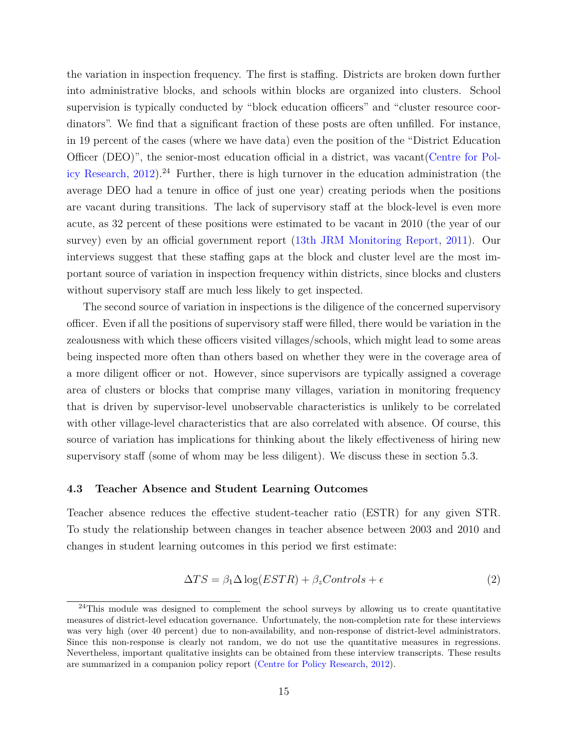the variation in inspection frequency. The first is staffing. Districts are broken down further into administrative blocks, and schools within blocks are organized into clusters. School supervision is typically conducted by "block education officers" and "cluster resource coordinators". We find that a significant fraction of these posts are often unfilled. For instance, in 19 percent of the cases (where we have data) even the position of the "District Education Officer (DEO)", the senior-most education official in a district, was vacant(Centre for Policy Research, 2012).[24] Further, there is high turnover in the education administration (the average DEO had a tenure in office of just one year) creating periods when the positions are vacant during transitions. The lack of supervisory staff at the block-level is even more acute, as 32 percent of these positions were estimated to be vacant in 2010 (the year of our survey) even by an official government report (13th JRM Monitoring Report, 2011). Our interviews suggest that these staffing gaps at the block and cluster level are the most important source of variation in inspection frequency within districts, since blocks and clusters without supervisory staff are much less likely to get inspected.

The second source of variation in inspections is the diligence of the concerned supervisory officer. Even if all the positions of supervisory staff were filled, there would be variation in the zealousness with which these officers visited villages/schools, which might lead to some areas being inspected more often than others based on whether they were in the coverage area of a more diligent officer or not. However, since supervisors are typically assigned a coverage area of clusters or blocks that comprise many villages, variation in monitoring frequency that is driven by supervisor-level unobservable characteristics is unlikely to be correlated with other village-level characteristics that are also correlated with absence. Of course, this source of variation has implications for thinking about the likely effectiveness of hiring new supervisory staff (some of whom may be less diligent). We discuss these in section 5.3.

### 4.3 Teacher Absence and Student Learning Outcomes

Teacher absence reduces the effective student-teacher ratio (ESTR) for any given STR. To study the relationship between changes in teacher absence between 2003 and 2010 and changes in student learning outcomes in this period we first estimate:

$$\Delta TS = \beta_1 \Delta \log(ESTR) + \beta_z Controls + \epsilon \tag{2}$$

[24] This module was designed to complement the school surveys by allowing us to create quantitative measures of district-level education governance. Unfortunately, the non-completion rate for these interviews was very high (over 40 percent) due to non-availability, and non-response of district-level administrators. Since this non-response is clearly not random, we do not use the quantitative measures in regressions. Nevertheless, important qualitative insights can be obtained from these interview transcripts. These results are summarized in a companion policy report (Centre for Policy Research, 2012).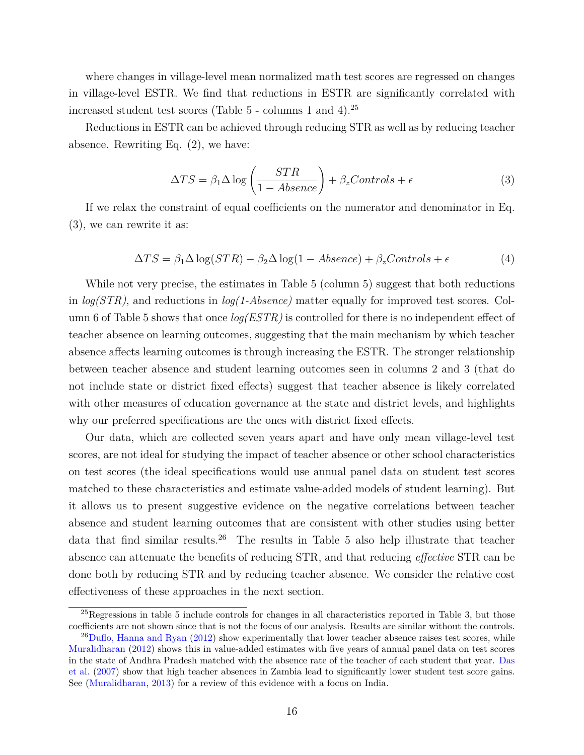where changes in village-level mean normalized math test scores are regressed on changes in village-level ESTR. We find that reductions in ESTR are significantly correlated with increased student test scores (Table 5 - columns 1 and 4).[25]

Reductions in ESTR can be achieved through reducing STR as well as by reducing teacher absence. Rewriting Eq. (2), we have:

$$\Delta TS = \beta_1 \Delta \log\left(\frac{STR}{1 - Absence}\right) + \beta_z Controls + \epsilon \tag{3}$$

If we relax the constraint of equal coefficients on the numerator and denominator in Eq. (3), we can rewrite it as:

$$\Delta TS = \beta_1 \Delta \log(STR) - \beta_2 \Delta \log(1 - Absence) + \beta_z Controls + \epsilon \tag{4}$$

While not very precise, the estimates in Table 5 (column 5) suggest that both reductions in *log(STR)*, and reductions in *log(1-Absence)* matter equally for improved test scores. Column 6 of Table 5 shows that once *log(ESTR)* is controlled for there is no independent effect of teacher absence on learning outcomes, suggesting that the main mechanism by which teacher absence affects learning outcomes is through increasing the ESTR. The stronger relationship between teacher absence and student learning outcomes seen in columns 2 and 3 (that do not include state or district fixed effects) suggest that teacher absence is likely correlated with other measures of education governance at the state and district levels, and highlights why our preferred specifications are the ones with district fixed effects.

Our data, which are collected seven years apart and have only mean village-level test scores, are not ideal for studying the impact of teacher absence or other school characteristics on test scores (the ideal specifications would use annual panel data on student test scores matched to these characteristics and estimate value-added models of student learning). But it allows us to present suggestive evidence on the negative correlations between teacher absence and student learning outcomes that are consistent with other studies using better data that find similar results.[26] The results in Table 5 also help illustrate that teacher absence can attenuate the benefits of reducing STR, and that reducing *effective* STR can be done both by reducing STR and by reducing teacher absence. We consider the relative cost effectiveness of these approaches in the next section.

---

[25] Regressions in table 5 include controls for changes in all characteristics reported in Table 3, but those coefficients are not shown since that is not the focus of our analysis. Results are similar without the controls.

[26] Duflo, Hanna and Ryan (2012) show experimentally that lower teacher absence raises test scores, while Muralidharan (2012) shows this in value-added estimates with five years of annual panel data on test scores in the state of Andhra Pradesh matched with the absence rate of the teacher of each student that year. Das et al. (2007) show that high teacher absences in Zambia lead to significantly lower student test score gains. See (Muralidharan, 2013) for a review of this evidence with a focus on India.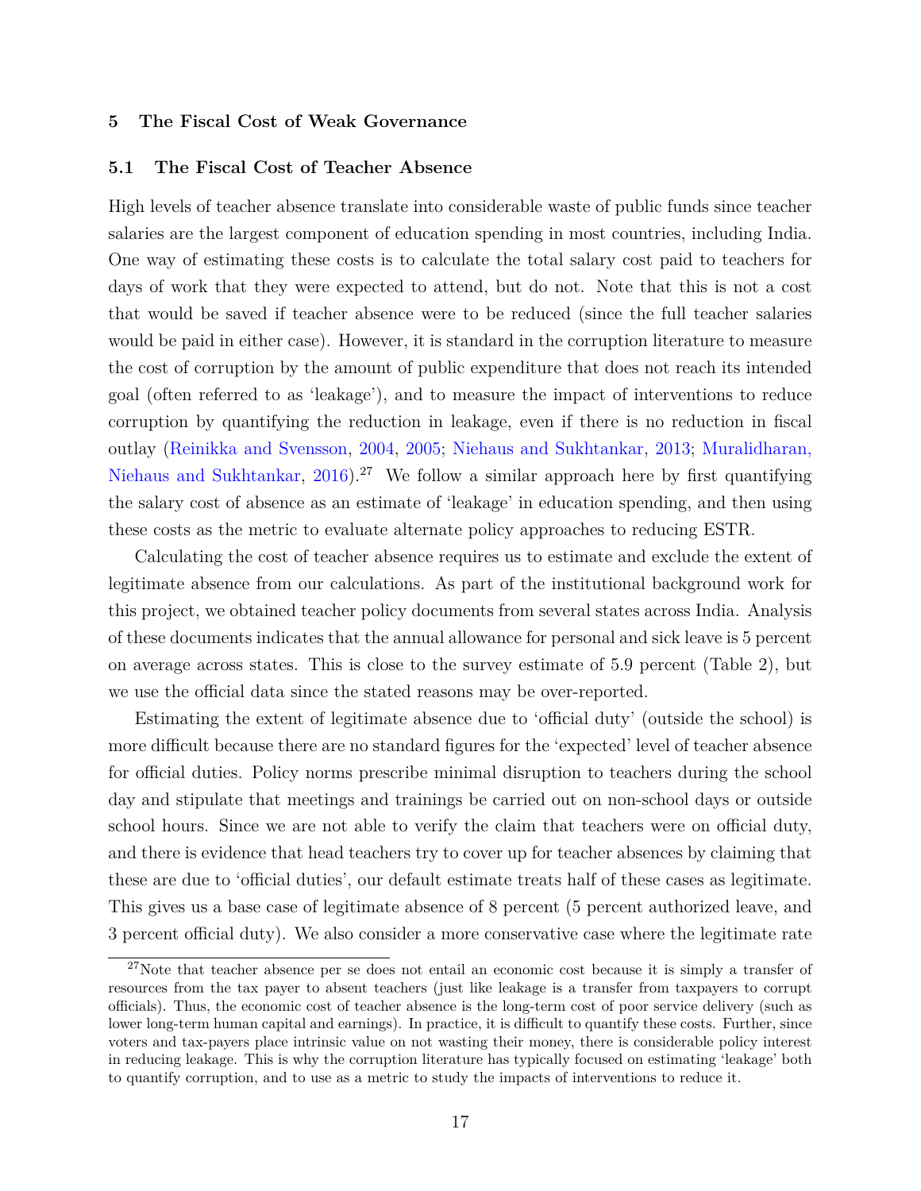## 5 The Fiscal Cost of Weak Governance

### 5.1 The Fiscal Cost of Teacher Absence

High levels of teacher absence translate into considerable waste of public funds since teacher salaries are the largest component of education spending in most countries, including India. One way of estimating these costs is to calculate the total salary cost paid to teachers for days of work that they were expected to attend, but do not. Note that this is not a cost that would be saved if teacher absence were to be reduced (since the full teacher salaries would be paid in either case). However, it is standard in the corruption literature to measure the cost of corruption by the amount of public expenditure that does not reach its intended goal (often referred to as 'leakage'), and to measure the impact of interventions to reduce corruption by quantifying the reduction in leakage, even if there is no reduction in fiscal outlay (Reinikka and Svensson, 2004, 2005; Niehaus and Sukhtankar, 2013; Muralidharan, Niehaus and Sukhtankar, 2016).[27] We follow a similar approach here by first quantifying the salary cost of absence as an estimate of 'leakage' in education spending, and then using these costs as the metric to evaluate alternate policy approaches to reducing ESTR.

Calculating the cost of teacher absence requires us to estimate and exclude the extent of legitimate absence from our calculations. As part of the institutional background work for this project, we obtained teacher policy documents from several states across India. Analysis of these documents indicates that the annual allowance for personal and sick leave is 5 percent on average across states. This is close to the survey estimate of 5.9 percent (Table 2), but we use the official data since the stated reasons may be over-reported.

Estimating the extent of legitimate absence due to 'official duty' (outside the school) is more difficult because there are no standard figures for the 'expected' level of teacher absence for official duties. Policy norms prescribe minimal disruption to teachers during the school day and stipulate that meetings and trainings be carried out on non-school days or outside school hours. Since we are not able to verify the claim that teachers were on official duty, and there is evidence that head teachers try to cover up for teacher absences by claiming that these are due to 'official duties', our default estimate treats half of these cases as legitimate. This gives us a base case of legitimate absence of 8 percent (5 percent authorized leave, and 3 percent official duty). We also consider a more conservative case where the legitimate rate

[27] Note that teacher absence per se does not entail an economic cost because it is simply a transfer of resources from the tax payer to absent teachers (just like leakage is a transfer from taxpayers to corrupt officials). Thus, the economic cost of teacher absence is the long-term cost of poor service delivery (such as lower long-term human capital and earnings). In practice, it is difficult to quantify these costs. Further, since voters and tax-payers place intrinsic value on not wasting their money, there is considerable policy interest in reducing leakage. This is why the corruption literature has typically focused on estimating 'leakage' both to quantify corruption, and to use as a metric to study the impacts of interventions to reduce it.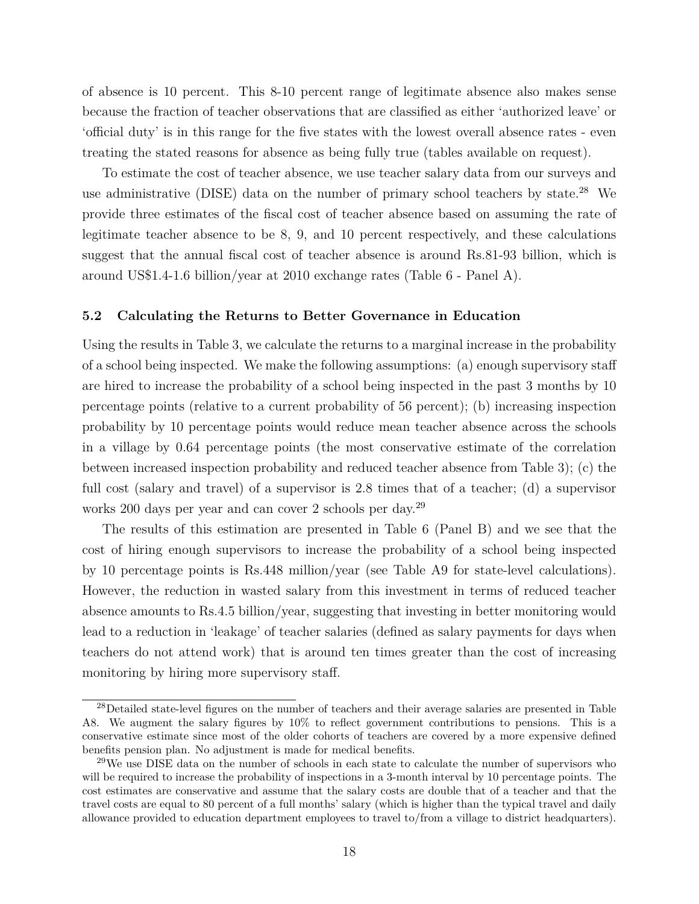of absence is 10 percent. This 8-10 percent range of legitimate absence also makes sense because the fraction of teacher observations that are classified as either 'authorized leave' or 'official duty' is in this range for the five states with the lowest overall absence rates - even treating the stated reasons for absence as being fully true (tables available on request).

To estimate the cost of teacher absence, we use teacher salary data from our surveys and use administrative (DISE) data on the number of primary school teachers by state.[28] We provide three estimates of the fiscal cost of teacher absence based on assuming the rate of legitimate teacher absence to be 8, 9, and 10 percent respectively, and these calculations suggest that the annual fiscal cost of teacher absence is around Rs.81-93 billion, which is around US$1.4-1.6 billion/year at 2010 exchange rates (Table 6 - Panel A).

### 5.2 Calculating the Returns to Better Governance in Education

Using the results in Table 3, we calculate the returns to a marginal increase in the probability of a school being inspected. We make the following assumptions: (a) enough supervisory staff are hired to increase the probability of a school being inspected in the past 3 months by 10 percentage points (relative to a current probability of 56 percent); (b) increasing inspection probability by 10 percentage points would reduce mean teacher absence across the schools in a village by 0.64 percentage points (the most conservative estimate of the correlation between increased inspection probability and reduced teacher absence from Table 3); (c) the full cost (salary and travel) of a supervisor is 2.8 times that of a teacher; (d) a supervisor works 200 days per year and can cover 2 schools per day.[29]

The results of this estimation are presented in Table 6 (Panel B) and we see that the cost of hiring enough supervisors to increase the probability of a school being inspected by 10 percentage points is Rs.448 million/year (see Table A9 for state-level calculations). However, the reduction in wasted salary from this investment in terms of reduced teacher absence amounts to Rs.4.5 billion/year, suggesting that investing in better monitoring would lead to a reduction in 'leakage' of teacher salaries (defined as salary payments for days when teachers do not attend work) that is around ten times greater than the cost of increasing monitoring by hiring more supervisory staff.

[28] Detailed state-level figures on the number of teachers and their average salaries are presented in Table A8. We augment the salary figures by 10% to reflect government contributions to pensions. This is a conservative estimate since most of the older cohorts of teachers are covered by a more expensive defined benefits pension plan. No adjustment is made for medical benefits.

[29] We use DISE data on the number of schools in each state to calculate the number of supervisors who will be required to increase the probability of inspections in a 3-month interval by 10 percentage points. The cost estimates are conservative and assume that the salary costs are double that of a teacher and that the travel costs are equal to 80 percent of a full months' salary (which is higher than the typical travel and daily allowance provided to education department employees to travel to/from a village to district headquarters).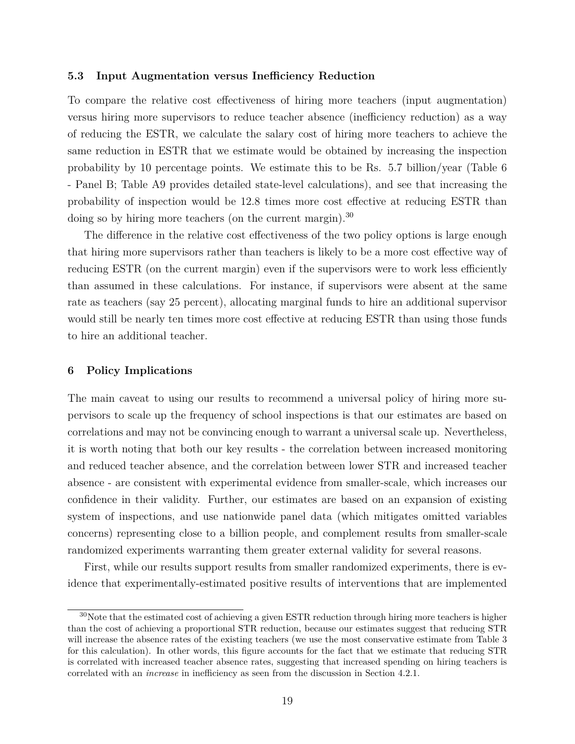### 5.3 Input Augmentation versus Inefficiency Reduction

To compare the relative cost effectiveness of hiring more teachers (input augmentation) versus hiring more supervisors to reduce teacher absence (inefficiency reduction) as a way of reducing the ESTR, we calculate the salary cost of hiring more teachers to achieve the same reduction in ESTR that we estimate would be obtained by increasing the inspection probability by 10 percentage points. We estimate this to be Rs. 5.7 billion/year (Table 6 - Panel B; Table A9 provides detailed state-level calculations), and see that increasing the probability of inspection would be 12.8 times more cost effective at reducing ESTR than doing so by hiring more teachers (on the current margin).[30]

The difference in the relative cost effectiveness of the two policy options is large enough that hiring more supervisors rather than teachers is likely to be a more cost effective way of reducing ESTR (on the current margin) even if the supervisors were to work less efficiently than assumed in these calculations. For instance, if supervisors were absent at the same rate as teachers (say 25 percent), allocating marginal funds to hire an additional supervisor would still be nearly ten times more cost effective at reducing ESTR than using those funds to hire an additional teacher.

## 6 Policy Implications

The main caveat to using our results to recommend a universal policy of hiring more supervisors to scale up the frequency of school inspections is that our estimates are based on correlations and may not be convincing enough to warrant a universal scale up. Nevertheless, it is worth noting that both our key results - the correlation between increased monitoring and reduced teacher absence, and the correlation between lower STR and increased teacher absence - are consistent with experimental evidence from smaller-scale, which increases our confidence in their validity. Further, our estimates are based on an expansion of existing system of inspections, and use nationwide panel data (which mitigates omitted variables concerns) representing close to a billion people, and complement results from smaller-scale randomized experiments warranting them greater external validity for several reasons.

First, while our results support results from smaller randomized experiments, there is evidence that experimentally-estimated positive results of interventions that are implemented

[30] Note that the estimated cost of achieving a given ESTR reduction through hiring more teachers is higher than the cost of achieving a proportional STR reduction, because our estimates suggest that reducing STR will increase the absence rates of the existing teachers (we use the most conservative estimate from Table 3 for this calculation). In other words, this figure accounts for the fact that we estimate that reducing STR is correlated with increased teacher absence rates, suggesting that increased spending on hiring teachers is correlated with an *increase* in inefficiency as seen from the discussion in Section 4.2.1.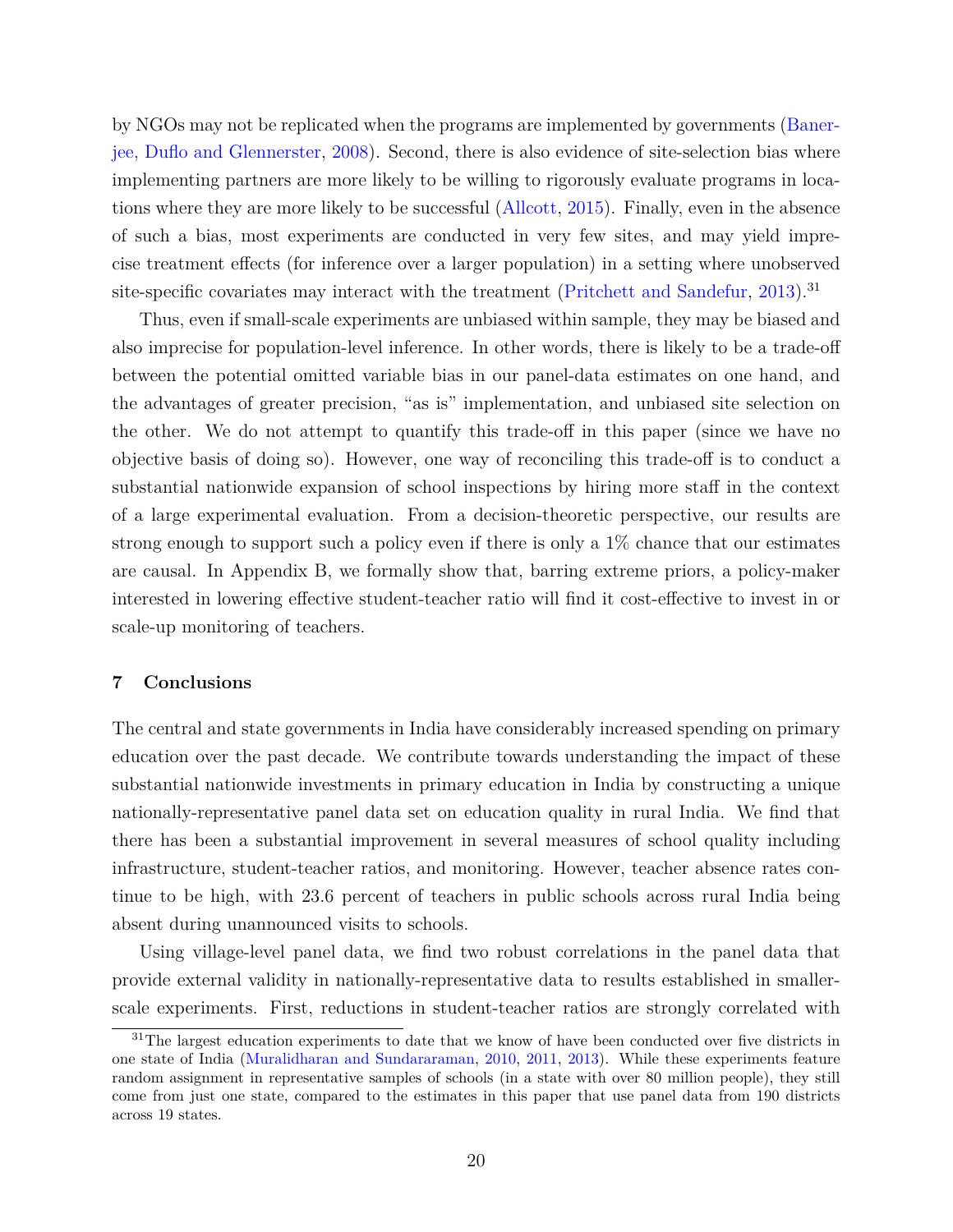by NGOs may not be replicated when the programs are implemented by governments (Banerjee, Duflo and Glennerster, 2008). Second, there is also evidence of site-selection bias where implementing partners are more likely to be willing to rigorously evaluate programs in locations where they are more likely to be successful (Allcott, 2015). Finally, even in the absence of such a bias, most experiments are conducted in very few sites, and may yield imprecise treatment effects (for inference over a larger population) in a setting where unobserved site-specific covariates may interact with the treatment (Pritchett and Sandefur, 2013).[31]

Thus, even if small-scale experiments are unbiased within sample, they may be biased and also imprecise for population-level inference. In other words, there is likely to be a trade-off between the potential omitted variable bias in our panel-data estimates on one hand, and the advantages of greater precision, "as is" implementation, and unbiased site selection on the other. We do not attempt to quantify this trade-off in this paper (since we have no objective basis of doing so). However, one way of reconciling this trade-off is to conduct a substantial nationwide expansion of school inspections by hiring more staff in the context of a large experimental evaluation. From a decision-theoretic perspective, our results are strong enough to support such a policy even if there is only a 1% chance that our estimates are causal. In Appendix B, we formally show that, barring extreme priors, a policy-maker interested in lowering effective student-teacher ratio will find it cost-effective to invest in or scale-up monitoring of teachers.

## 7 Conclusions

The central and state governments in India have considerably increased spending on primary education over the past decade. We contribute towards understanding the impact of these substantial nationwide investments in primary education in India by constructing a unique nationally-representative panel data set on education quality in rural India. We find that there has been a substantial improvement in several measures of school quality including infrastructure, student-teacher ratios, and monitoring. However, teacher absence rates continue to be high, with 23.6 percent of teachers in public schools across rural India being absent during unannounced visits to schools.

Using village-level panel data, we find two robust correlations in the panel data that provide external validity in nationally-representative data to results established in smaller-scale experiments. First, reductions in student-teacher ratios are strongly correlated with

[31] The largest education experiments to date that we know of have been conducted over five districts in one state of India (Muralidharan and Sundararaman, 2010, 2011, 2013). While these experiments feature random assignment in representative samples of schools (in a state with over 80 million people), they still come from just one state, compared to the estimates in this paper that use panel data from 190 districts across 19 states.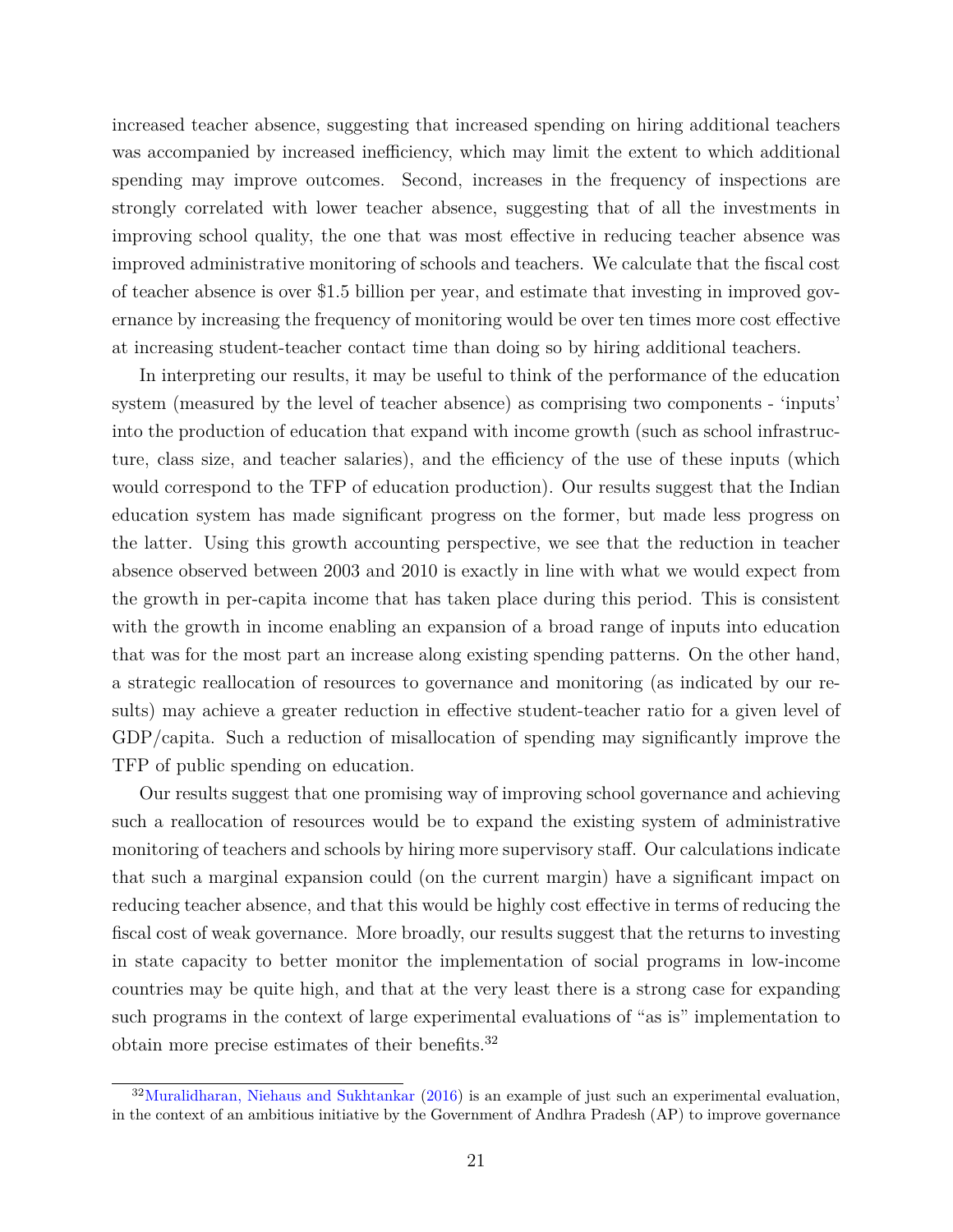increased teacher absence, suggesting that increased spending on hiring additional teachers was accompanied by increased inefficiency, which may limit the extent to which additional spending may improve outcomes. Second, increases in the frequency of inspections are strongly correlated with lower teacher absence, suggesting that of all the investments in improving school quality, the one that was most effective in reducing teacher absence was improved administrative monitoring of schools and teachers. We calculate that the fiscal cost of teacher absence is over $1.5 billion per year, and estimate that investing in improved governance by increasing the frequency of monitoring would be over ten times more cost effective at increasing student-teacher contact time than doing so by hiring additional teachers.

In interpreting our results, it may be useful to think of the performance of the education system (measured by the level of teacher absence) as comprising two components - 'inputs' into the production of education that expand with income growth (such as school infrastructure, class size, and teacher salaries), and the efficiency of the use of these inputs (which would correspond to the TFP of education production). Our results suggest that the Indian education system has made significant progress on the former, but made less progress on the latter. Using this growth accounting perspective, we see that the reduction in teacher absence observed between 2003 and 2010 is exactly in line with what we would expect from the growth in per-capita income that has taken place during this period. This is consistent with the growth in income enabling an expansion of a broad range of inputs into education that was for the most part an increase along existing spending patterns. On the other hand, a strategic reallocation of resources to governance and monitoring (as indicated by our results) may achieve a greater reduction in effective student-teacher ratio for a given level of GDP/capita. Such a reduction of misallocation of spending may significantly improve the TFP of public spending on education.

Our results suggest that one promising way of improving school governance and achieving such a reallocation of resources would be to expand the existing system of administrative monitoring of teachers and schools by hiring more supervisory staff. Our calculations indicate that such a marginal expansion could (on the current margin) have a significant impact on reducing teacher absence, and that this would be highly cost effective in terms of reducing the fiscal cost of weak governance. More broadly, our results suggest that the returns to investing in state capacity to better monitor the implementation of social programs in low-income countries may be quite high, and that at the very least there is a strong case for expanding such programs in the context of large experimental evaluations of "as is" implementation to obtain more precise estimates of their benefits.[32]

[32] Muralidharan, Niehaus and Sukhtankar (2016) is an example of just such an experimental evaluation, in the context of an ambitious initiative by the Government of Andhra Pradesh (AP) to improve governance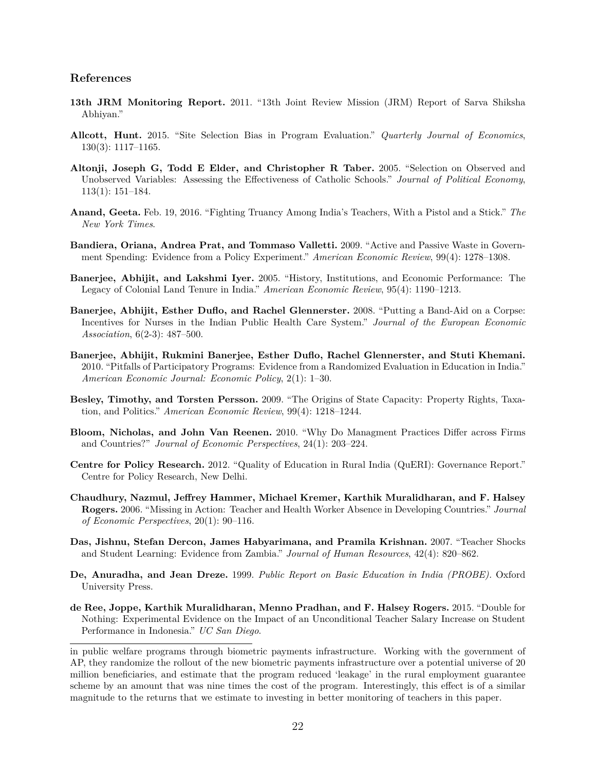## References

**13th JRM Monitoring Report.** 2011. "13th Joint Review Mission (JRM) Report of Sarva Shiksha Abhiyan."

**Allcott, Hunt.** 2015. "Site Selection Bias in Program Evaluation." *Quarterly Journal of Economics*, 130(3): 1117–1165.

**Altonji, Joseph G, Todd E Elder, and Christopher R Taber.** 2005. "Selection on Observed and Unobserved Variables: Assessing the Effectiveness of Catholic Schools." *Journal of Political Economy*, 113(1): 151–184.

**Anand, Geeta.** Feb. 19, 2016. "Fighting Truancy Among India's Teachers, With a Pistol and a Stick." *The New York Times*.

**Bandiera, Oriana, Andrea Prat, and Tommaso Valletti.** 2009. "Active and Passive Waste in Government Spending: Evidence from a Policy Experiment." *American Economic Review*, 99(4): 1278–1308.

**Banerjee, Abhijit, and Lakshmi Iyer.** 2005. "History, Institutions, and Economic Performance: The Legacy of Colonial Land Tenure in India." *American Economic Review*, 95(4): 1190–1213.

**Banerjee, Abhijit, Esther Duflo, and Rachel Glennerster.** 2008. "Putting a Band-Aid on a Corpse: Incentives for Nurses in the Indian Public Health Care System." *Journal of the European Economic Association*, 6(2-3): 487–500.

**Banerjee, Abhijit, Rukmini Banerjee, Esther Duflo, Rachel Glennerster, and Stuti Khemani.** 2010. "Pitfalls of Participatory Programs: Evidence from a Randomized Evaluation in Education in India." *American Economic Journal: Economic Policy*, 2(1): 1–30.

**Besley, Timothy, and Torsten Persson.** 2009. "The Origins of State Capacity: Property Rights, Taxation, and Politics." *American Economic Review*, 99(4): 1218–1244.

**Bloom, Nicholas, and John Van Reenen.** 2010. "Why Do Managment Practices Differ across Firms and Countries?" *Journal of Economic Perspectives*, 24(1): 203–224.

**Centre for Policy Research.** 2012. "Quality of Education in Rural India (QuERI): Governance Report." Centre for Policy Research, New Delhi.

**Chaudhury, Nazmul, Jeffrey Hammer, Michael Kremer, Karthik Muralidharan, and F. Halsey Rogers.** 2006. "Missing in Action: Teacher and Health Worker Absence in Developing Countries." *Journal of Economic Perspectives*, 20(1): 90–116.

**Das, Jishnu, Stefan Dercon, James Habyarimana, and Pramila Krishnan.** 2007. "Teacher Shocks and Student Learning: Evidence from Zambia." *Journal of Human Resources*, 42(4): 820–862.

**De, Anuradha, and Jean Dreze.** 1999. *Public Report on Basic Education in India (PROBE)*. Oxford University Press.

**de Ree, Joppe, Karthik Muralidharan, Menno Pradhan, and F. Halsey Rogers.** 2015. "Double for Nothing: Experimental Evidence on the Impact of an Unconditional Teacher Salary Increase on Student Performance in Indonesia." *UC San Diego*.

---

in public welfare programs through biometric payments infrastructure. Working with the government of AP, they randomize the rollout of the new biometric payments infrastructure over a potential universe of 20 million beneficiaries, and estimate that the program reduced 'leakage' in the rural employment guarantee scheme by an amount that was nine times the cost of the program. Interestingly, this effect is of a similar magnitude to the returns that we estimate to investing in better monitoring of teachers in this paper.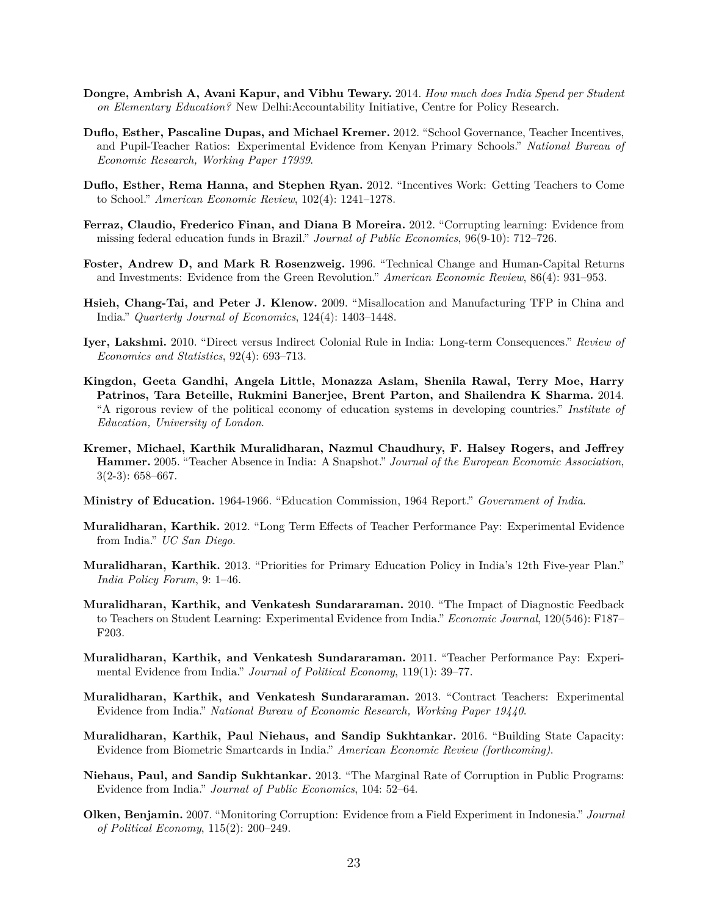**Dongre, Ambrish A, Avani Kapur, and Vibhu Tewary.** 2014. *How much does India Spend per Student on Elementary Education?* New Delhi:Accountability Initiative, Centre for Policy Research.

**Duflo, Esther, Pascaline Dupas, and Michael Kremer.** 2012. "School Governance, Teacher Incentives, and Pupil-Teacher Ratios: Experimental Evidence from Kenyan Primary Schools." *National Bureau of Economic Research, Working Paper 17939*.

**Duflo, Esther, Rema Hanna, and Stephen Ryan.** 2012. "Incentives Work: Getting Teachers to Come to School." *American Economic Review*, 102(4): 1241–1278.

**Ferraz, Claudio, Frederico Finan, and Diana B Moreira.** 2012. "Corrupting learning: Evidence from missing federal education funds in Brazil." *Journal of Public Economics*, 96(9-10): 712–726.

**Foster, Andrew D, and Mark R Rosenzweig.** 1996. "Technical Change and Human-Capital Returns and Investments: Evidence from the Green Revolution." *American Economic Review*, 86(4): 931–953.

**Hsieh, Chang-Tai, and Peter J. Klenow.** 2009. "Misallocation and Manufacturing TFP in China and India." *Quarterly Journal of Economics*, 124(4): 1403–1448.

**Iyer, Lakshmi.** 2010. "Direct versus Indirect Colonial Rule in India: Long-term Consequences." *Review of Economics and Statistics*, 92(4): 693–713.

**Kingdon, Geeta Gandhi, Angela Little, Monazza Aslam, Shenila Rawal, Terry Moe, Harry Patrinos, Tara Beteille, Rukmini Banerjee, Brent Parton, and Shailendra K Sharma.** 2014. "A rigorous review of the political economy of education systems in developing countries." *Institute of Education, University of London*.

**Kremer, Michael, Karthik Muralidharan, Nazmul Chaudhury, F. Halsey Rogers, and Jeffrey Hammer.** 2005. "Teacher Absence in India: A Snapshot." *Journal of the European Economic Association*, 3(2-3): 658–667.

**Ministry of Education.** 1964-1966. "Education Commission, 1964 Report." *Government of India*.

**Muralidharan, Karthik.** 2012. "Long Term Effects of Teacher Performance Pay: Experimental Evidence from India." *UC San Diego*.

**Muralidharan, Karthik.** 2013. "Priorities for Primary Education Policy in India's 12th Five-year Plan." *India Policy Forum*, 9: 1–46.

**Muralidharan, Karthik, and Venkatesh Sundararaman.** 2010. "The Impact of Diagnostic Feedback to Teachers on Student Learning: Experimental Evidence from India." *Economic Journal*, 120(546): F187–F203.

**Muralidharan, Karthik, and Venkatesh Sundararaman.** 2011. "Teacher Performance Pay: Experimental Evidence from India." *Journal of Political Economy*, 119(1): 39–77.

**Muralidharan, Karthik, and Venkatesh Sundararaman.** 2013. "Contract Teachers: Experimental Evidence from India." *National Bureau of Economic Research, Working Paper 19440*.

**Muralidharan, Karthik, Paul Niehaus, and Sandip Sukhtankar.** 2016. "Building State Capacity: Evidence from Biometric Smartcards in India." *American Economic Review (forthcoming)*.

**Niehaus, Paul, and Sandip Sukhtankar.** 2013. "The Marginal Rate of Corruption in Public Programs: Evidence from India." *Journal of Public Economics*, 104: 52–64.

**Olken, Benjamin.** 2007. "Monitoring Corruption: Evidence from a Field Experiment in Indonesia." *Journal of Political Economy*, 115(2): 200–249.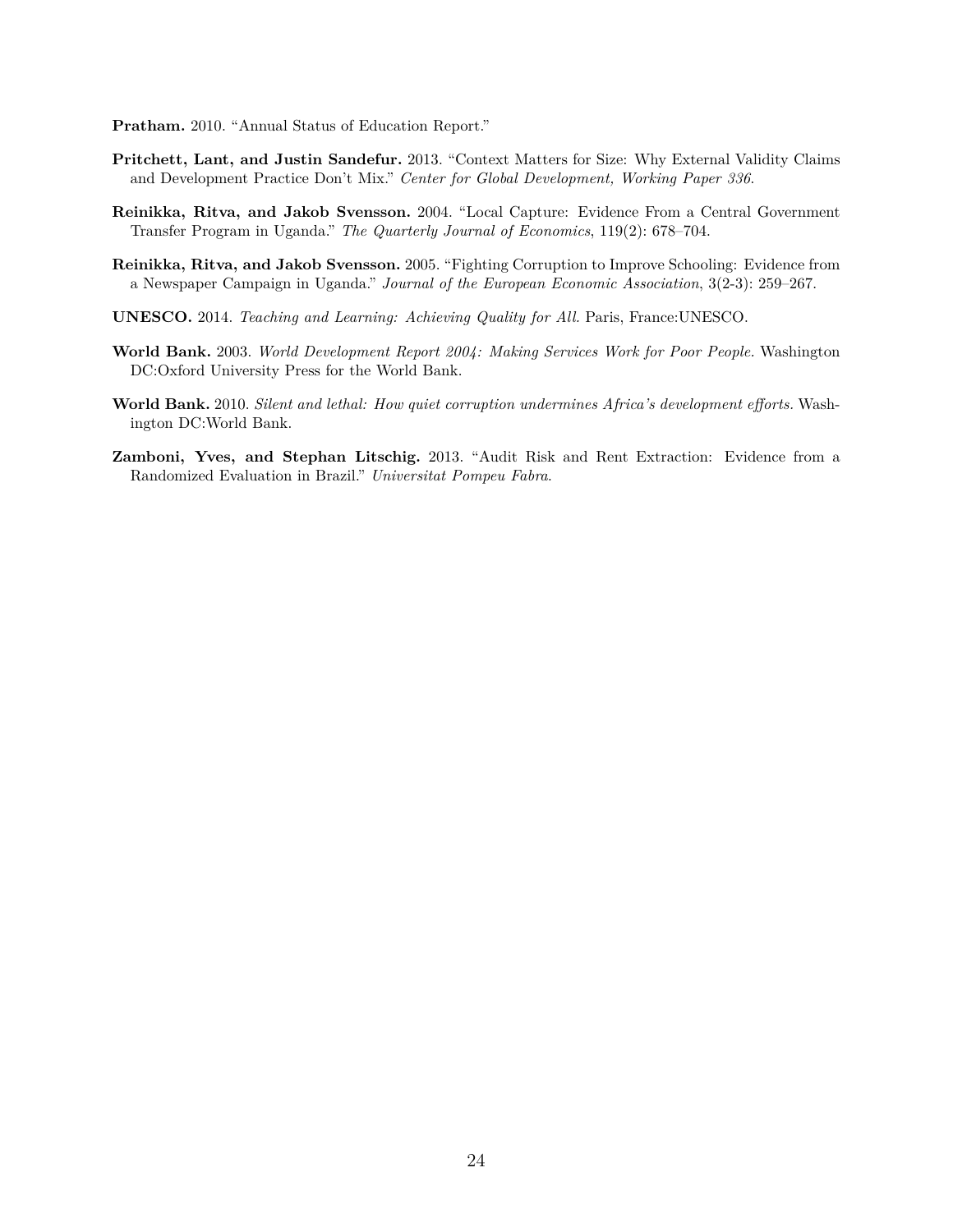**Pratham.** 2010. "Annual Status of Education Report."

**Pritchett, Lant, and Justin Sandefur.** 2013. "Context Matters for Size: Why External Validity Claims and Development Practice Don't Mix." *Center for Global Development, Working Paper 336*.

**Reinikka, Ritva, and Jakob Svensson.** 2004. "Local Capture: Evidence From a Central Government Transfer Program in Uganda." *The Quarterly Journal of Economics*, 119(2): 678–704.

**Reinikka, Ritva, and Jakob Svensson.** 2005. "Fighting Corruption to Improve Schooling: Evidence from a Newspaper Campaign in Uganda." *Journal of the European Economic Association*, 3(2-3): 259–267.

**UNESCO.** 2014. *Teaching and Learning: Achieving Quality for All.* Paris, France:UNESCO.

**World Bank.** 2003. *World Development Report 2004: Making Services Work for Poor People.* Washington DC:Oxford University Press for the World Bank.

**World Bank.** 2010. *Silent and lethal: How quiet corruption undermines Africa's development efforts.* Washington DC:World Bank.

**Zamboni, Yves, and Stephan Litschig.** 2013. "Audit Risk and Rent Extraction: Evidence from a Randomized Evaluation in Brazil." *Universitat Pompeu Fabra.*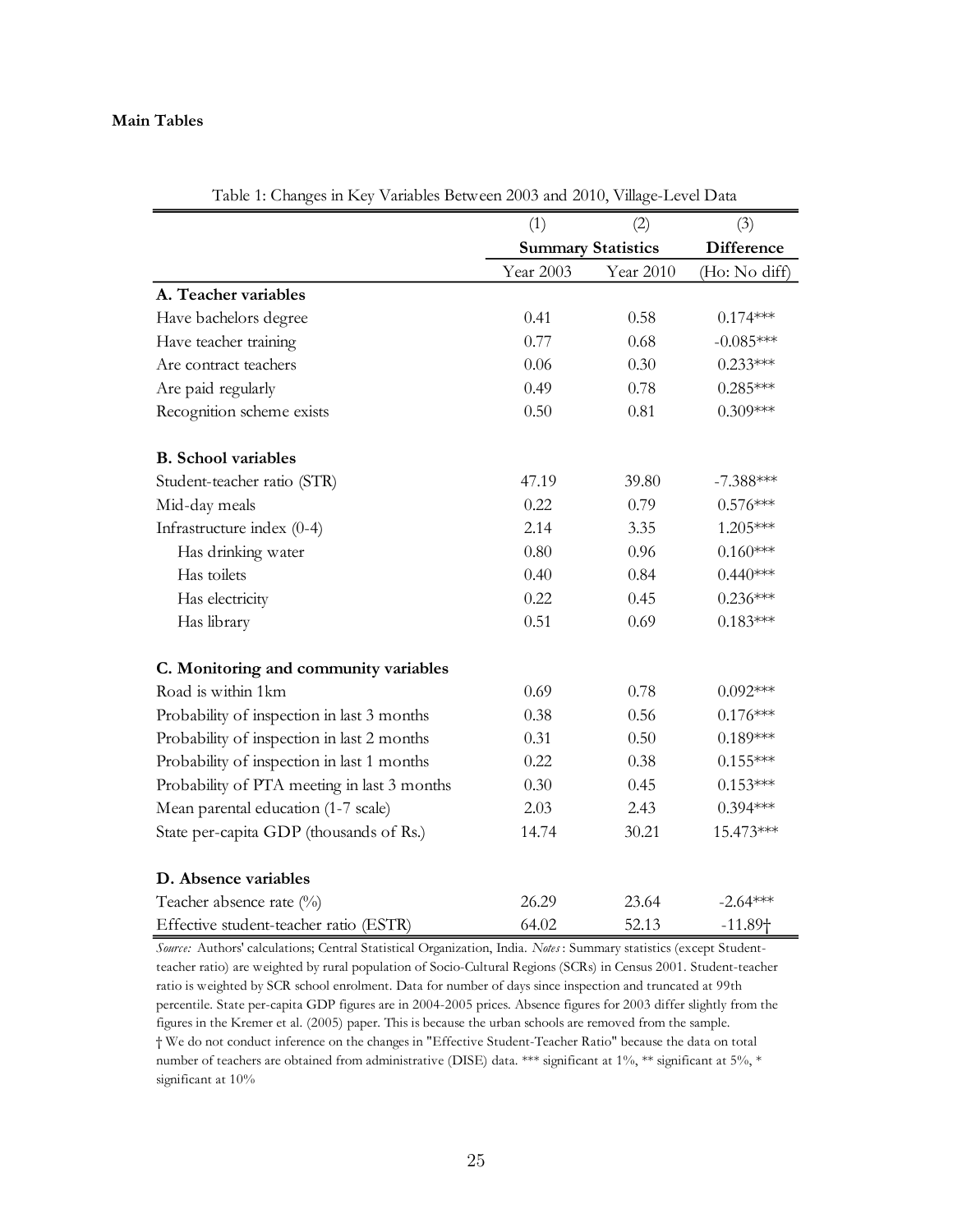**Main Tables**

Table 1: Changes in Key Variables Between 2003 and 2010, Village-Level Data

| | (1) | (2) | (3) |
|---|---|---|---|
| | **Summary Statistics** | | **Difference** |
| | Year 2003 | Year 2010 | (Ho: No diff) |
| **A. Teacher variables** | | | |
| Have bachelors degree | 0.41 | 0.58 | 0.174*** |
| Have teacher training | 0.77 | 0.68 | -0.085*** |
| Are contract teachers | 0.06 | 0.30 | 0.233*** |
| Are paid regularly | 0.49 | 0.78 | 0.285*** |
| Recognition scheme exists | 0.50 | 0.81 | 0.309*** |
| **B. School variables** | | | |
| Student-teacher ratio (STR) | 47.19 | 39.80 | -7.388*** |
| Mid-day meals | 0.22 | 0.79 | 0.576*** |
| Infrastructure index (0-4) | 2.14 | 3.35 | 1.205*** |
| Has drinking water | 0.80 | 0.96 | 0.160*** |
| Has toilets | 0.40 | 0.84 | 0.440*** |
| Has electricity | 0.22 | 0.45 | 0.236*** |
| Has library | 0.51 | 0.69 | 0.183*** |
| **C. Monitoring and community variables** | | | |
| Road is within 1km | 0.69 | 0.78 | 0.092*** |
| Probability of inspection in last 3 months | 0.38 | 0.56 | 0.176*** |
| Probability of inspection in last 2 months | 0.31 | 0.50 | 0.189*** |
| Probability of inspection in last 1 months | 0.22 | 0.38 | 0.155*** |
| Probability of PTA meeting in last 3 months | 0.30 | 0.45 | 0.153*** |
| Mean parental education (1-7 scale) | 2.03 | 2.43 | 0.394*** |
| State per-capita GDP (thousands of Rs.) | 14.74 | 30.21 | 15.473*** |
| **D. Absence variables** | | | |
| Teacher absence rate (%) | 26.29 | 23.64 | -2.64*** |
| Effective student-teacher ratio (ESTR) | 64.02 | 52.13 | -11.89† |

*Source:* Authors' calculations; Central Statistical Organization, India. *Notes*: Summary statistics (except Student-teacher ratio) are weighted by rural population of Socio-Cultural Regions (SCRs) in Census 2001. Student-teacher ratio is weighted by SCR school enrolment. Data for number of days since inspection and truncated at 99th percentile. State per-capita GDP figures are in 2004-2005 prices. Absence figures for 2003 differ slightly from the figures in the Kremer et al. (2005) paper. This is because the urban schools are removed from the sample.
† We do not conduct inference on the changes in "Effective Student-Teacher Ratio" because the data on total number of teachers are obtained from administrative (DISE) data. *** significant at 1%, ** significant at 5%, * significant at 10%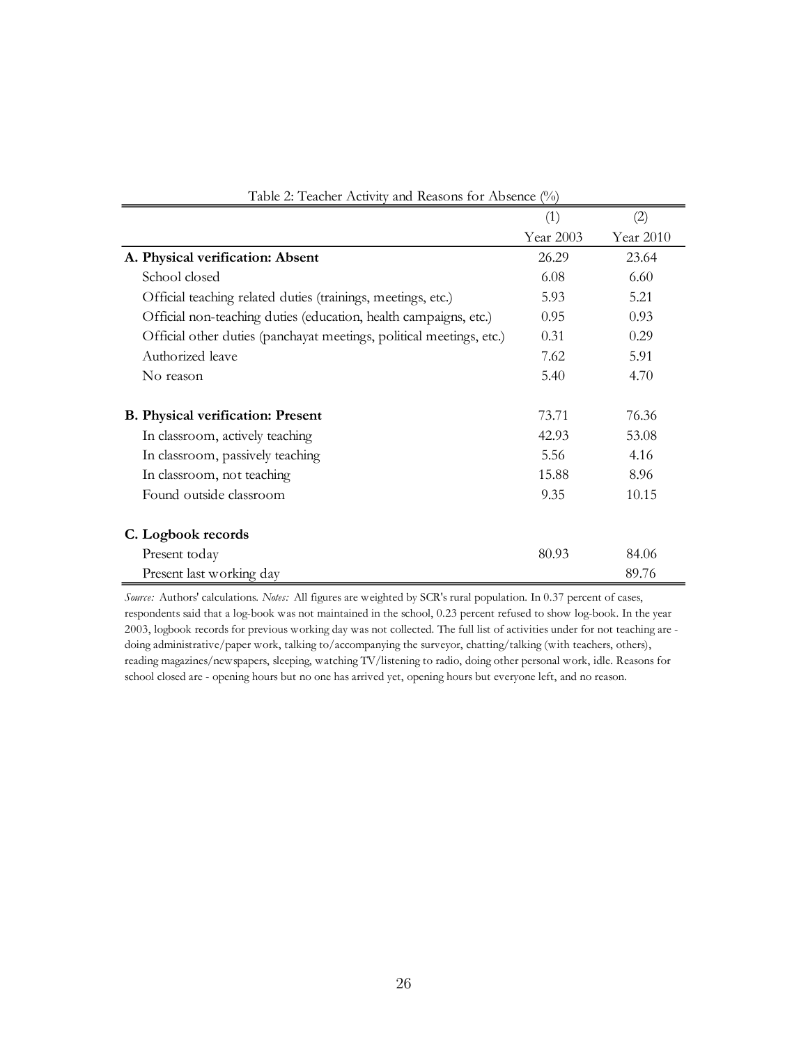Table 2: Teacher Activity and Reasons for Absence (%)

| | (1) Year 2003 | (2) Year 2010 |
|---|---|---|
| **A. Physical verification: Absent** | 26.29 | 23.64 |
| School closed | 6.08 | 6.60 |
| Official teaching related duties (trainings, meetings, etc.) | 5.93 | 5.21 |
| Official non-teaching duties (education, health campaigns, etc.) | 0.95 | 0.93 |
| Official other duties (panchayat meetings, political meetings, etc.) | 0.31 | 0.29 |
| Authorized leave | 7.62 | 5.91 |
| No reason | 5.40 | 4.70 |
| | | |
| **B. Physical verification: Present** | 73.71 | 76.36 |
| In classroom, actively teaching | 42.93 | 53.08 |
| In classroom, passively teaching | 5.56 | 4.16 |
| In classroom, not teaching | 15.88 | 8.96 |
| Found outside classroom | 9.35 | 10.15 |
| | | |
| **C. Logbook records** | | |
| Present today | 80.93 | 84.06 |
| Present last working day | | 89.76 |

*Source:* Authors' calculations. *Notes:* All figures are weighted by SCR's rural population. In 0.37 percent of cases, respondents said that a log-book was not maintained in the school, 0.23 percent refused to show log-book. In the year 2003, logbook records for previous working day was not collected. The full list of activities under for not teaching are - doing administrative/paper work, talking to/accompanying the surveyor, chatting/talking (with teachers, others), reading magazines/newspapers, sleeping, watching TV/listening to radio, doing other personal work, idle. Reasons for school closed are - opening hours but no one has arrived yet, opening hours but everyone left, and no reason.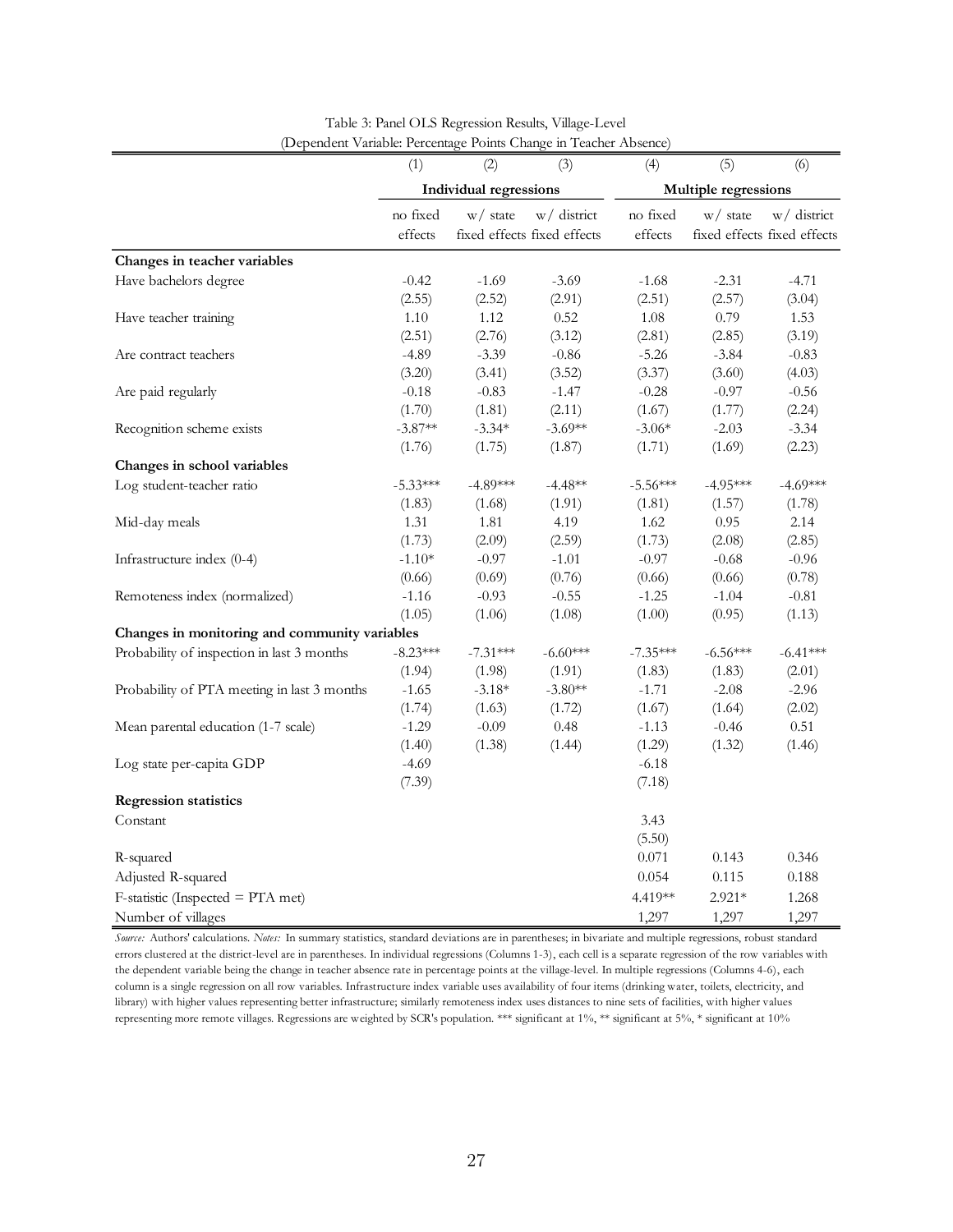Table 3: Panel OLS Regression Results, Village-Level
(Dependent Variable: Percentage Points Change in Teacher Absence)

| | (1) | (2) | (3) | (4) | (5) | (6) |
|---|---|---|---|---|---|---|
| | **Individual regressions** | | | **Multiple regressions** | | |
| | no fixed effects | w/ state fixed effects | w/ district fixed effects | no fixed effects | w/ state fixed effects | w/ district fixed effects |
| **Changes in teacher variables** | | | | | | |
| Have bachelors degree | -0.42 | -1.69 | -3.69 | -1.68 | -2.31 | -4.71 |
| | (2.55) | (2.52) | (2.91) | (2.51) | (2.57) | (3.04) |
| Have teacher training | 1.10 | 1.12 | 0.52 | 1.08 | 0.79 | 1.53 |
| | (2.51) | (2.76) | (3.12) | (2.81) | (2.85) | (3.19) |
| Are contract teachers | -4.89 | -3.39 | -0.86 | -5.26 | -3.84 | -0.83 |
| | (3.20) | (3.41) | (3.52) | (3.37) | (3.60) | (4.03) |
| Are paid regularly | -0.18 | -0.83 | -1.47 | -0.28 | -0.97 | -0.56 |
| | (1.70) | (1.81) | (2.11) | (1.67) | (1.77) | (2.24) |
| Recognition scheme exists | -3.87** | -3.34* | -3.69** | -3.06* | -2.03 | -3.34 |
| | (1.76) | (1.75) | (1.87) | (1.71) | (1.69) | (2.23) |
| **Changes in school variables** | | | | | | |
| Log student-teacher ratio | -5.33*** | -4.89*** | -4.48** | -5.56*** | -4.95*** | -4.69*** |
| | (1.83) | (1.68) | (1.91) | (1.81) | (1.57) | (1.78) |
| Mid-day meals | 1.31 | 1.81 | 4.19 | 1.62 | 0.95 | 2.14 |
| | (1.73) | (2.09) | (2.59) | (1.73) | (2.08) | (2.85) |
| Infrastructure index (0-4) | -1.10* | -0.97 | -1.01 | -0.97 | -0.68 | -0.96 |
| | (0.66) | (0.69) | (0.76) | (0.66) | (0.66) | (0.78) |
| Remoteness index (normalized) | -1.16 | -0.93 | -0.55 | -1.25 | -1.04 | -0.81 |
| | (1.05) | (1.06) | (1.08) | (1.00) | (0.95) | (1.13) |
| **Changes in monitoring and community variables** | | | | | | |
| Probability of inspection in last 3 months | -8.23*** | -7.31*** | -6.60*** | -7.35*** | -6.56*** | -6.41*** |
| | (1.94) | (1.98) | (1.91) | (1.83) | (1.83) | (2.01) |
| Probability of PTA meeting in last 3 months | -1.65 | -3.18* | -3.80** | -1.71 | -2.08 | -2.96 |
| | (1.74) | (1.63) | (1.72) | (1.67) | (1.64) | (2.02) |
| Mean parental education (1-7 scale) | -1.29 | -0.09 | 0.48 | -1.13 | -0.46 | 0.51 |
| | (1.40) | (1.38) | (1.44) | (1.29) | (1.32) | (1.46) |
| Log state per-capita GDP | -4.69 | | | -6.18 | | |
| | (7.39) | | | (7.18) | | |
| **Regression statistics** | | | | | | |
| Constant | | | | 3.43 | | |
| | | | | (5.50) | | |
| R-squared | | | | 0.071 | 0.143 | 0.346 |
| Adjusted R-squared | | | | 0.054 | 0.115 | 0.188 |
| F-statistic (Inspected = PTA met) | | | | 4.419** | 2.921* | 1.268 |
| Number of villages | | | | 1,297 | 1,297 | 1,297 |

*Source:* Authors' calculations. *Notes:* In summary statistics, standard deviations are in parentheses; in bivariate and multiple regressions, robust standard errors clustered at the district-level are in parentheses. In individual regressions (Columns 1-3), each cell is a separate regression of the row variables with the dependent variable being the change in teacher absence rate in percentage points at the village-level. In multiple regressions (Columns 4-6), each column is a single regression on all row variables. Infrastructure index variable uses availability of four items (drinking water, toilets, electricity, and library) with higher values representing better infrastructure; similarly remoteness index uses distances to nine sets of facilities, with higher values representing more remote villages. Regressions are weighted by SCR's population. *** significant at 1%, ** significant at 5%, * significant at 10%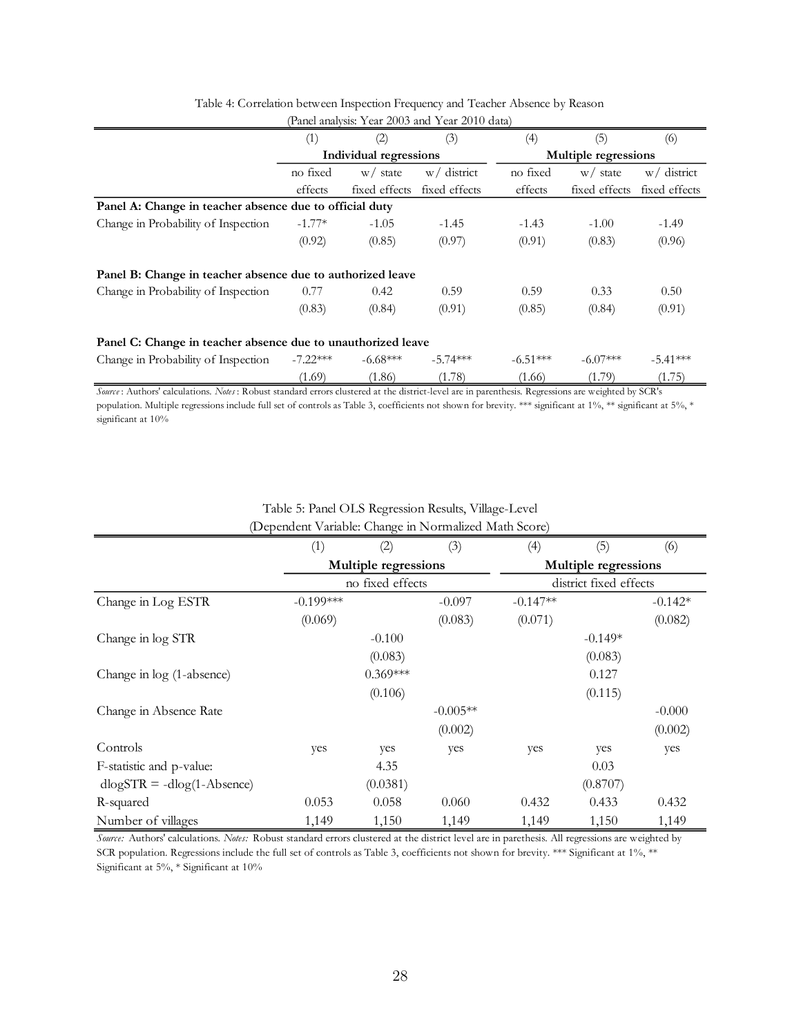Table 4: Correlation between Inspection Frequency and Teacher Absence by Reason
(Panel analysis: Year 2003 and Year 2010 data)

| | (1) | (2) | (3) | (4) | (5) | (6) |
|---|---|---|---|---|---|---|
| | **Individual regressions** | | | **Multiple regressions** | | |
| | no fixed effects | w/ state fixed effects | w/ district fixed effects | no fixed effects | w/ state fixed effects | w/ district fixed effects |
| **Panel A: Change in teacher absence due to official duty** | | | | | | |
| Change in Probability of Inspection | -1.77* | -1.05 | -1.45 | -1.43 | -1.00 | -1.49 |
| | (0.92) | (0.85) | (0.97) | (0.91) | (0.83) | (0.96) |
| **Panel B: Change in teacher absence due to authorized leave** | | | | | | |
| Change in Probability of Inspection | 0.77 | 0.42 | 0.59 | 0.59 | 0.33 | 0.50 |
| | (0.83) | (0.84) | (0.91) | (0.85) | (0.84) | (0.91) |
| **Panel C: Change in teacher absence due to unauthorized leave** | | | | | | |
| Change in Probability of Inspection | -7.22*** | -6.68*** | -5.74*** | -6.51*** | -6.07*** | -5.41*** |
| | (1.69) | (1.86) | (1.78) | (1.66) | (1.79) | (1.75) |

*Source*: Authors' calculations. *Notes*: Robust standard errors clustered at the district-level are in parenthesis. Regressions are weighted by SCR's population. Multiple regressions include full set of controls as Table 3, coefficients not shown for brevity. *** significant at 1%, ** significant at 5%, * significant at 10%

Table 5: Panel OLS Regression Results, Village-Level
(Dependent Variable: Change in Normalized Math Score)

| | (1) | (2) | (3) | (4) | (5) | (6) |
|---|---|---|---|---|---|---|
| | **Multiple regressions** | | | **Multiple regressions** | | |
| | no fixed effects | | | district fixed effects | | |
| Change in Log ESTR | -0.199*** | | -0.097 | -0.147** | | -0.142* |
| | (0.069) | | (0.083) | (0.071) | | (0.082) |
| Change in log STR | | -0.100 | | | -0.149* | |
| | | (0.083) | | | (0.083) | |
| Change in log (1-absence) | | 0.369*** | | | 0.127 | |
| | | (0.106) | | | (0.115) | |
| Change in Absence Rate | | | -0.005** | | | -0.000 |
| | | | (0.002) | | | (0.002) |
| Controls | yes | yes | yes | yes | yes | yes |
| F-statistic and p-value: | | 4.35 | | | 0.03 | |
| dlogSTR = -dlog(1-Absence) | | (0.0381) | | | (0.8707) | |
| R-squared | 0.053 | 0.058 | 0.060 | 0.432 | 0.433 | 0.432 |
| Number of villages | 1,149 | 1,150 | 1,149 | 1,149 | 1,150 | 1,149 |

*Source:* Authors' calculations. *Notes:* Robust standard errors clustered at the district level are in parethesis. All regressions are weighted by SCR population. Regressions include the full set of controls as Table 3, coefficients not shown for brevity. *** Significant at 1%, ** Significant at 5%, * Significant at 10%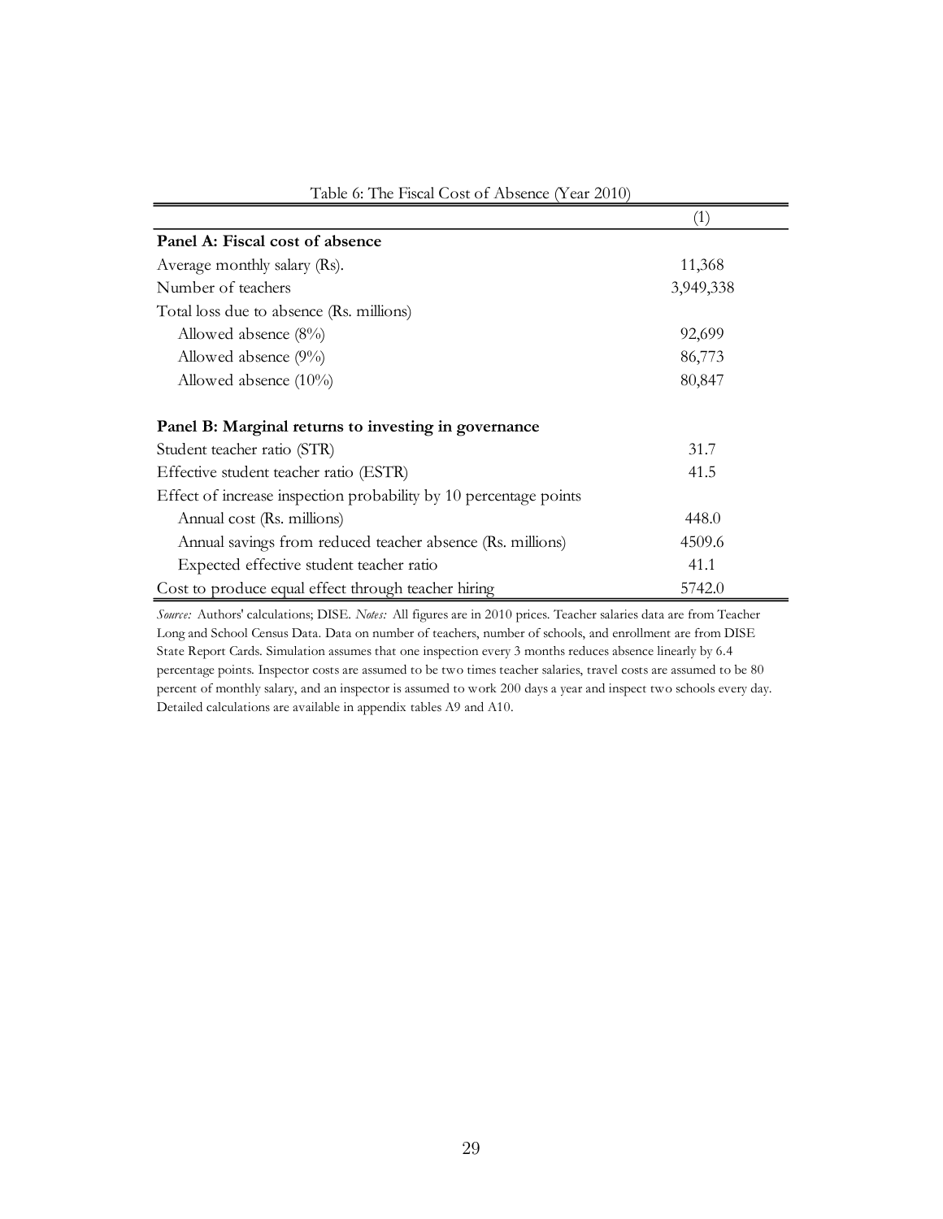Table 6: The Fiscal Cost of Absence (Year 2010)

| | (1) |
|---|---|
| **Panel A: Fiscal cost of absence** | |
| Average monthly salary (Rs). | 11,368 |
| Number of teachers | 3,949,338 |
| Total loss due to absence (Rs. millions) | |
| Allowed absence (8%) | 92,699 |
| Allowed absence (9%) | 86,773 |
| Allowed absence (10%) | 80,847 |
| | |
| **Panel B: Marginal returns to investing in governance** | |
| Student teacher ratio (STR) | 31.7 |
| Effective student teacher ratio (ESTR) | 41.5 |
| Effect of increase inspection probability by 10 percentage points | |
| Annual cost (Rs. millions) | 448.0 |
| Annual savings from reduced teacher absence (Rs. millions) | 4509.6 |
| Expected effective student teacher ratio | 41.1 |
| Cost to produce equal effect through teacher hiring | 5742.0 |

*Source:* Authors' calculations; DISE. *Notes:* All figures are in 2010 prices. Teacher salaries data are from Teacher Long and School Census Data. Data on number of teachers, number of schools, and enrollment are from DISE State Report Cards. Simulation assumes that one inspection every 3 months reduces absence linearly by 6.4 percentage points. Inspector costs are assumed to be two times teacher salaries, travel costs are assumed to be 80 percent of monthly salary, and an inspector is assumed to work 200 days a year and inspect two schools every day. Detailed calculations are available in appendix tables A9 and A10.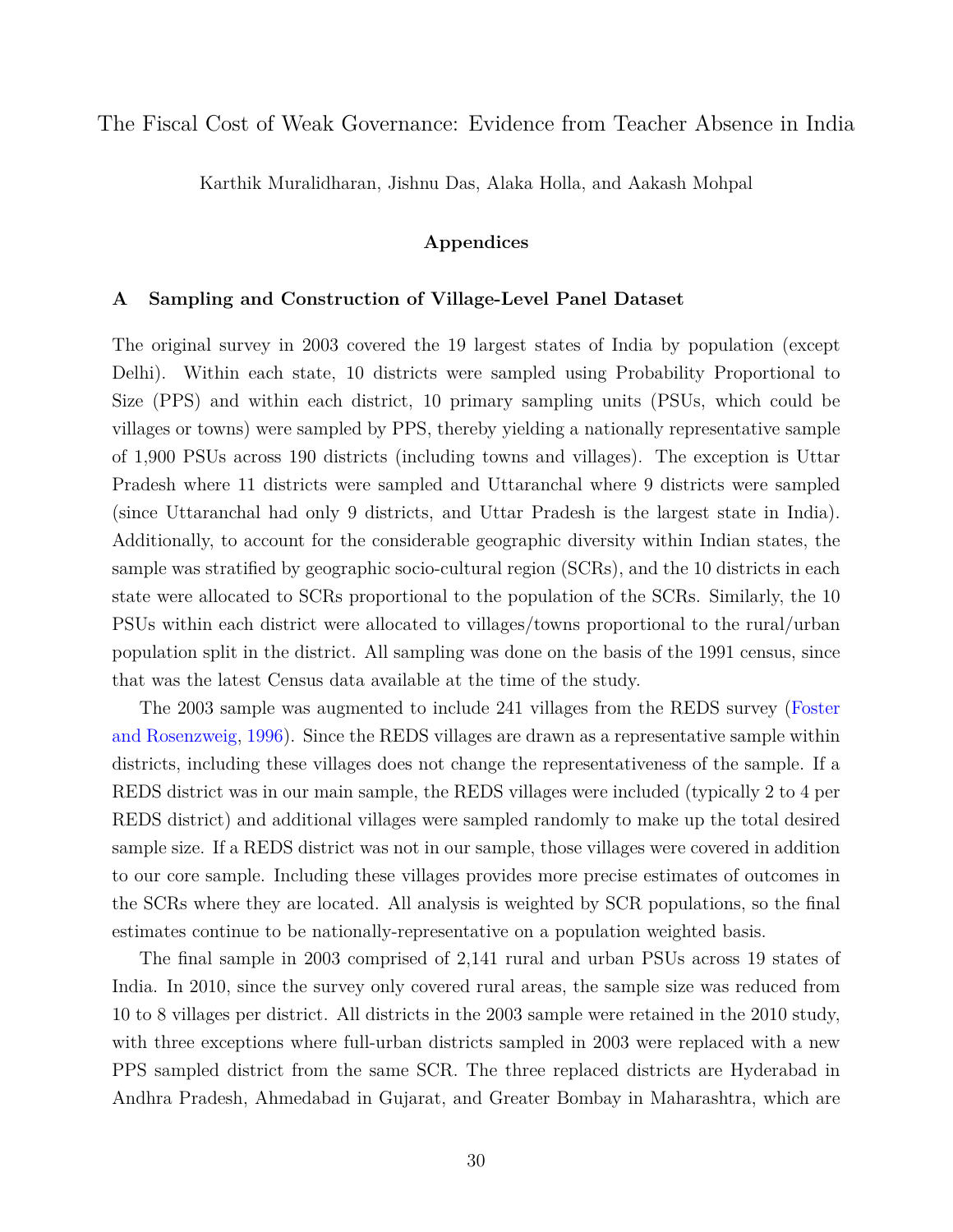The Fiscal Cost of Weak Governance: Evidence from Teacher Absence in India

Karthik Muralidharan, Jishnu Das, Alaka Holla, and Aakash Mohpal

**Appendices**

## A Sampling and Construction of Village-Level Panel Dataset

The original survey in 2003 covered the 19 largest states of India by population (except Delhi). Within each state, 10 districts were sampled using Probability Proportional to Size (PPS) and within each district, 10 primary sampling units (PSUs, which could be villages or towns) were sampled by PPS, thereby yielding a nationally representative sample of 1,900 PSUs across 190 districts (including towns and villages). The exception is Uttar Pradesh where 11 districts were sampled and Uttaranchal where 9 districts were sampled (since Uttaranchal had only 9 districts, and Uttar Pradesh is the largest state in India). Additionally, to account for the considerable geographic diversity within Indian states, the sample was stratified by geographic socio-cultural region (SCRs), and the 10 districts in each state were allocated to SCRs proportional to the population of the SCRs. Similarly, the 10 PSUs within each district were allocated to villages/towns proportional to the rural/urban population split in the district. All sampling was done on the basis of the 1991 census, since that was the latest Census data available at the time of the study.

The 2003 sample was augmented to include 241 villages from the REDS survey (Foster and Rosenzweig, 1996). Since the REDS villages are drawn as a representative sample within districts, including these villages does not change the representativeness of the sample. If a REDS district was in our main sample, the REDS villages were included (typically 2 to 4 per REDS district) and additional villages were sampled randomly to make up the total desired sample size. If a REDS district was not in our sample, those villages were covered in addition to our core sample. Including these villages provides more precise estimates of outcomes in the SCRs where they are located. All analysis is weighted by SCR populations, so the final estimates continue to be nationally-representative on a population weighted basis.

The final sample in 2003 comprised of 2,141 rural and urban PSUs across 19 states of India. In 2010, since the survey only covered rural areas, the sample size was reduced from 10 to 8 villages per district. All districts in the 2003 sample were retained in the 2010 study, with three exceptions where full-urban districts sampled in 2003 were replaced with a new PPS sampled district from the same SCR. The three replaced districts are Hyderabad in Andhra Pradesh, Ahmedabad in Gujarat, and Greater Bombay in Maharashtra, which are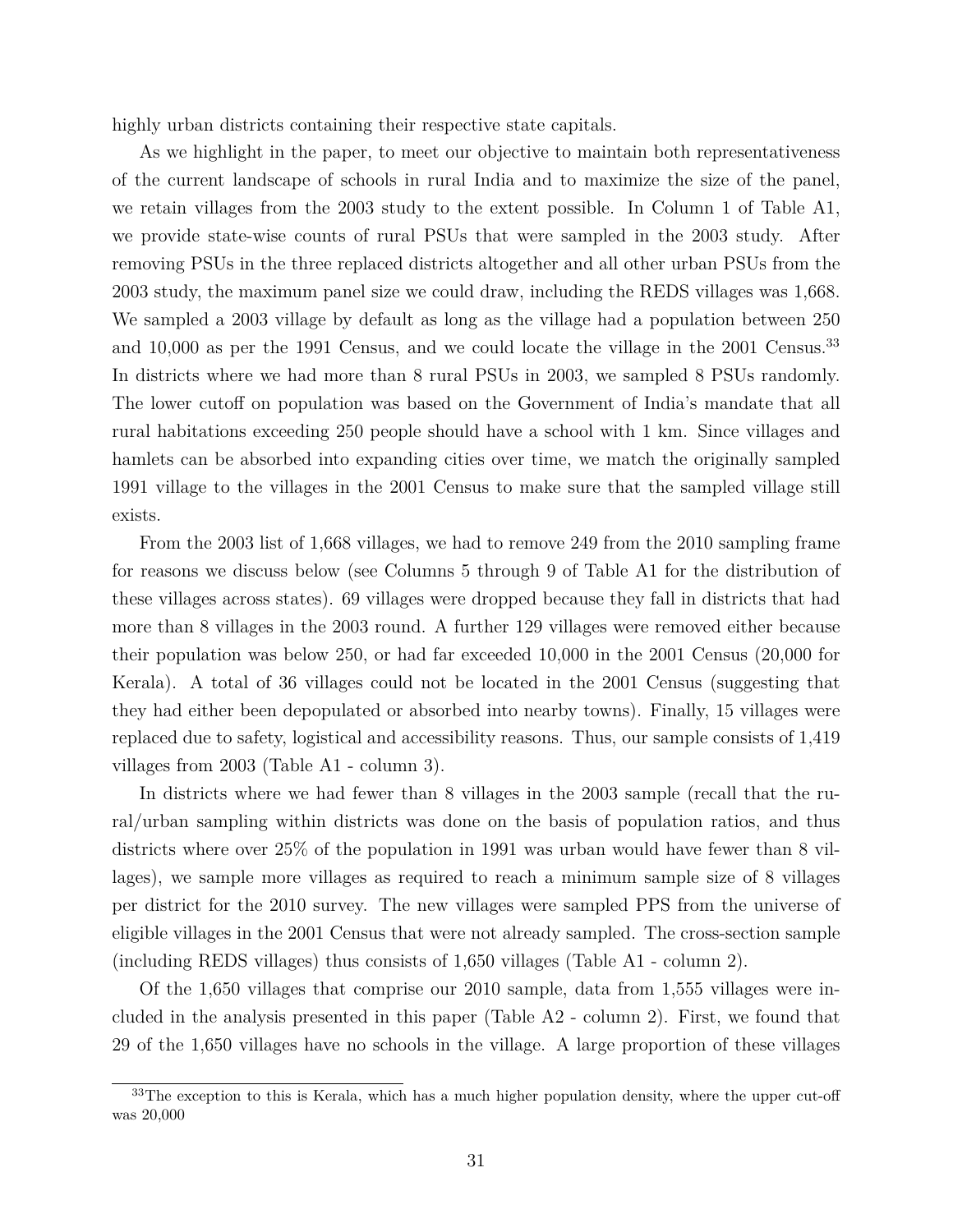highly urban districts containing their respective state capitals.

As we highlight in the paper, to meet our objective to maintain both representativeness of the current landscape of schools in rural India and to maximize the size of the panel, we retain villages from the 2003 study to the extent possible. In Column 1 of Table A1, we provide state-wise counts of rural PSUs that were sampled in the 2003 study. After removing PSUs in the three replaced districts altogether and all other urban PSUs from the 2003 study, the maximum panel size we could draw, including the REDS villages was 1,668. We sampled a 2003 village by default as long as the village had a population between 250 and 10,000 as per the 1991 Census, and we could locate the village in the 2001 Census.[33] In districts where we had more than 8 rural PSUs in 2003, we sampled 8 PSUs randomly. The lower cutoff on population was based on the Government of India's mandate that all rural habitations exceeding 250 people should have a school with 1 km. Since villages and hamlets can be absorbed into expanding cities over time, we match the originally sampled 1991 village to the villages in the 2001 Census to make sure that the sampled village still exists.

From the 2003 list of 1,668 villages, we had to remove 249 from the 2010 sampling frame for reasons we discuss below (see Columns 5 through 9 of Table A1 for the distribution of these villages across states). 69 villages were dropped because they fall in districts that had more than 8 villages in the 2003 round. A further 129 villages were removed either because their population was below 250, or had far exceeded 10,000 in the 2001 Census (20,000 for Kerala). A total of 36 villages could not be located in the 2001 Census (suggesting that they had either been depopulated or absorbed into nearby towns). Finally, 15 villages were replaced due to safety, logistical and accessibility reasons. Thus, our sample consists of 1,419 villages from 2003 (Table A1 - column 3).

In districts where we had fewer than 8 villages in the 2003 sample (recall that the rural/urban sampling within districts was done on the basis of population ratios, and thus districts where over 25% of the population in 1991 was urban would have fewer than 8 villages), we sample more villages as required to reach a minimum sample size of 8 villages per district for the 2010 survey. The new villages were sampled PPS from the universe of eligible villages in the 2001 Census that were not already sampled. The cross-section sample (including REDS villages) thus consists of 1,650 villages (Table A1 - column 2).

Of the 1,650 villages that comprise our 2010 sample, data from 1,555 villages were included in the analysis presented in this paper (Table A2 - column 2). First, we found that 29 of the 1,650 villages have no schools in the village. A large proportion of these villages

[33] The exception to this is Kerala, which has a much higher population density, where the upper cut-off was 20,000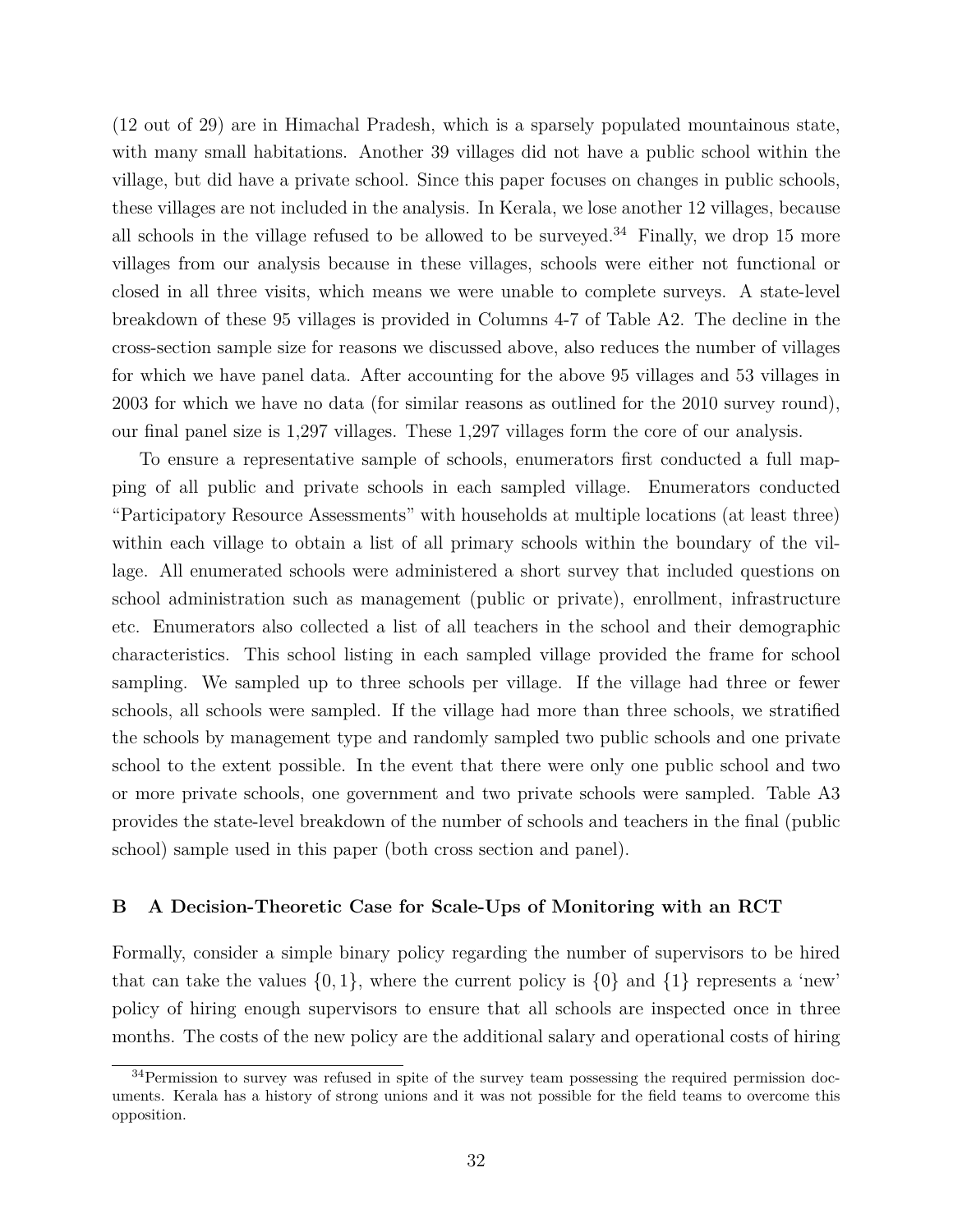(12 out of 29) are in Himachal Pradesh, which is a sparsely populated mountainous state, with many small habitations. Another 39 villages did not have a public school within the village, but did have a private school. Since this paper focuses on changes in public schools, these villages are not included in the analysis. In Kerala, we lose another 12 villages, because all schools in the village refused to be allowed to be surveyed.[34] Finally, we drop 15 more villages from our analysis because in these villages, schools were either not functional or closed in all three visits, which means we were unable to complete surveys. A state-level breakdown of these 95 villages is provided in Columns 4-7 of Table A2. The decline in the cross-section sample size for reasons we discussed above, also reduces the number of villages for which we have panel data. After accounting for the above 95 villages and 53 villages in 2003 for which we have no data (for similar reasons as outlined for the 2010 survey round), our final panel size is 1,297 villages. These 1,297 villages form the core of our analysis.

To ensure a representative sample of schools, enumerators first conducted a full mapping of all public and private schools in each sampled village. Enumerators conducted "Participatory Resource Assessments" with households at multiple locations (at least three) within each village to obtain a list of all primary schools within the boundary of the village. All enumerated schools were administered a short survey that included questions on school administration such as management (public or private), enrollment, infrastructure etc. Enumerators also collected a list of all teachers in the school and their demographic characteristics. This school listing in each sampled village provided the frame for school sampling. We sampled up to three schools per village. If the village had three or fewer schools, all schools were sampled. If the village had more than three schools, we stratified the schools by management type and randomly sampled two public schools and one private school to the extent possible. In the event that there were only one public school and two or more private schools, one government and two private schools were sampled. Table A3 provides the state-level breakdown of the number of schools and teachers in the final (public school) sample used in this paper (both cross section and panel).

## B A Decision-Theoretic Case for Scale-Ups of Monitoring with an RCT

Formally, consider a simple binary policy regarding the number of supervisors to be hired that can take the values $\{0, 1\}$, where the current policy is $\{0\}$ and $\{1\}$ represents a 'new' policy of hiring enough supervisors to ensure that all schools are inspected once in three months. The costs of the new policy are the additional salary and operational costs of hiring

[34] Permission to survey was refused in spite of the survey team possessing the required permission documents. Kerala has a history of strong unions and it was not possible for the field teams to overcome this opposition.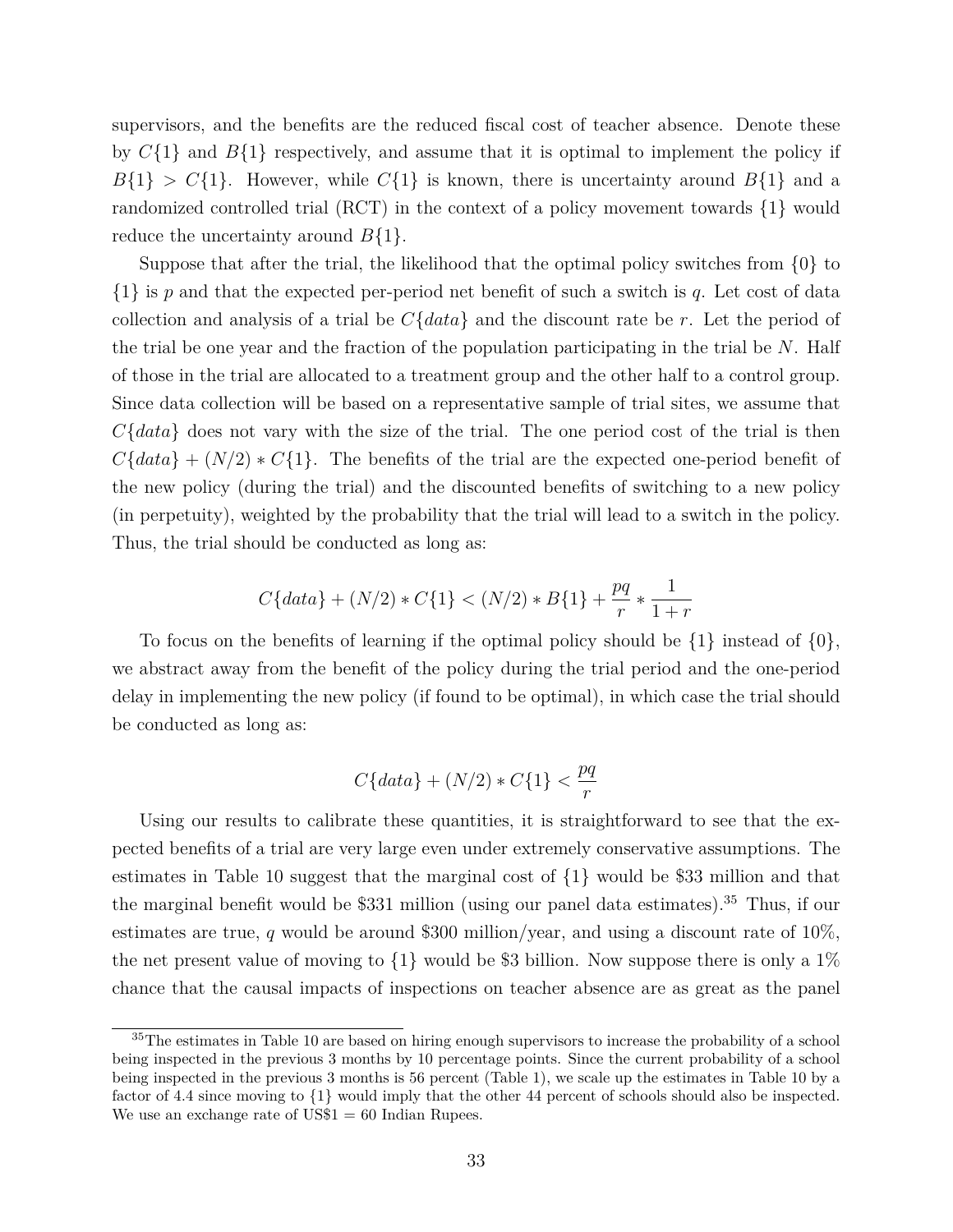supervisors, and the benefits are the reduced fiscal cost of teacher absence. Denote these by $C\{1\}$ and $B\{1\}$ respectively, and assume that it is optimal to implement the policy if $B\{1\} > C\{1\}$. However, while $C\{1\}$ is known, there is uncertainty around $B\{1\}$ and a randomized controlled trial (RCT) in the context of a policy movement towards $\{1\}$ would reduce the uncertainty around $B\{1\}$.

Suppose that after the trial, the likelihood that the optimal policy switches from $\{0\}$ to $\{1\}$ is $p$ and that the expected per-period net benefit of such a switch is $q$. Let cost of data collection and analysis of a trial be $C\{data\}$ and the discount rate be $r$. Let the period of the trial be one year and the fraction of the population participating in the trial be $N$. Half of those in the trial are allocated to a treatment group and the other half to a control group. Since data collection will be based on a representative sample of trial sites, we assume that $C\{data\}$ does not vary with the size of the trial. The one period cost of the trial is then $C\{data\} + (N/2) * C\{1\}$. The benefits of the trial are the expected one-period benefit of the new policy (during the trial) and the discounted benefits of switching to a new policy (in perpetuity), weighted by the probability that the trial will lead to a switch in the policy. Thus, the trial should be conducted as long as:

$$C\{data\} + (N/2) * C\{1\} < (N/2) * B\{1\} + \frac{pq}{r} * \frac{1}{1+r}$$

To focus on the benefits of learning if the optimal policy should be $\{1\}$ instead of $\{0\}$, we abstract away from the benefit of the policy during the trial period and the one-period delay in implementing the new policy (if found to be optimal), in which case the trial should be conducted as long as:

$$C\{data\} + (N/2) * C\{1\} < \frac{pq}{r}$$

Using our results to calibrate these quantities, it is straightforward to see that the expected benefits of a trial are very large even under extremely conservative assumptions. The estimates in Table 10 suggest that the marginal cost of $\{1\}$ would be \$33 million and that the marginal benefit would be \$331 million (using our panel data estimates).[35] Thus, if our estimates are true, $q$ would be around \$300 million/year, and using a discount rate of 10%, the net present value of moving to $\{1\}$ would be \$3 billion. Now suppose there is only a 1% chance that the causal impacts of inspections on teacher absence are as great as the panel

[35] The estimates in Table 10 are based on hiring enough supervisors to increase the probability of a school being inspected in the previous 3 months by 10 percentage points. Since the current probability of a school being inspected in the previous 3 months is 56 percent (Table 1), we scale up the estimates in Table 10 by a factor of 4.4 since moving to $\{1\}$ would imply that the other 44 percent of schools should also be inspected. We use an exchange rate of US\$1 = 60 Indian Rupees.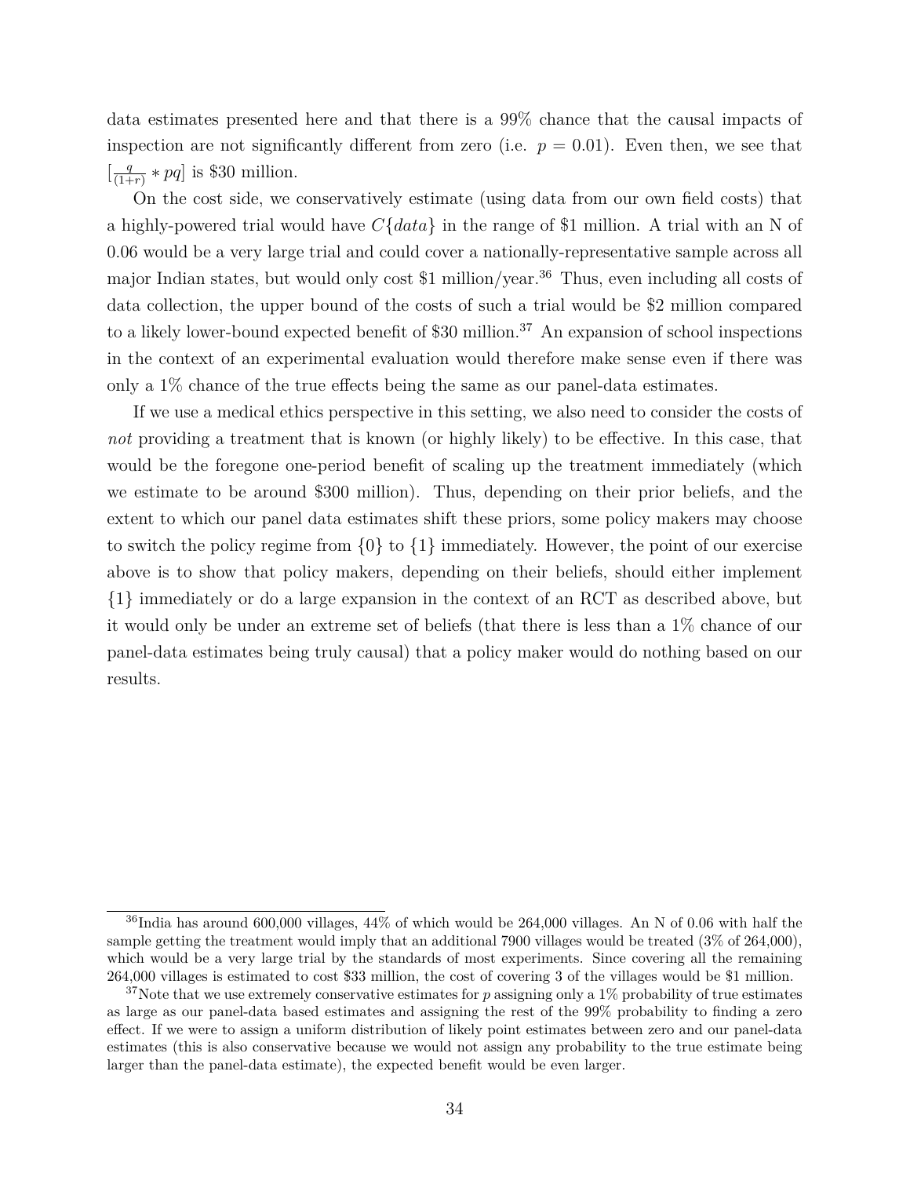data estimates presented here and that there is a 99% chance that the causal impacts of inspection are not significantly different from zero (i.e. $p = 0.01$). Even then, we see that $[\frac{q}{(1+r)} * pq]$ is $30 million.

On the cost side, we conservatively estimate (using data from our own field costs) that a highly-powered trial would have $C\{data\}$ in the range of $1 million. A trial with an N of 0.06 would be a very large trial and could cover a nationally-representative sample across all major Indian states, but would only cost $1 million/year.[36] Thus, even including all costs of data collection, the upper bound of the costs of such a trial would be $2 million compared to a likely lower-bound expected benefit of $30 million.[37] An expansion of school inspections in the context of an experimental evaluation would therefore make sense even if there was only a 1% chance of the true effects being the same as our panel-data estimates.

If we use a medical ethics perspective in this setting, we also need to consider the costs of *not* providing a treatment that is known (or highly likely) to be effective. In this case, that would be the foregone one-period benefit of scaling up the treatment immediately (which we estimate to be around $300 million). Thus, depending on their prior beliefs, and the extent to which our panel data estimates shift these priors, some policy makers may choose to switch the policy regime from $\{0\}$ to $\{1\}$ immediately. However, the point of our exercise above is to show that policy makers, depending on their beliefs, should either implement $\{1\}$ immediately or do a large expansion in the context of an RCT as described above, but it would only be under an extreme set of beliefs (that there is less than a 1% chance of our panel-data estimates being truly causal) that a policy maker would do nothing based on our results.

[36] India has around 600,000 villages, 44% of which would be 264,000 villages. An N of 0.06 with half the sample getting the treatment would imply that an additional 7900 villages would be treated (3% of 264,000), which would be a very large trial by the standards of most experiments. Since covering all the remaining 264,000 villages is estimated to cost $33 million, the cost of covering 3 of the villages would be $1 million.

[37] Note that we use extremely conservative estimates for $p$ assigning only a 1% probability of true estimates as large as our panel-data based estimates and assigning the rest of the 99% probability to finding a zero effect. If we were to assign a uniform distribution of likely point estimates between zero and our panel-data estimates (this is also conservative because we would not assign any probability to the true estimate being larger than the panel-data estimate), the expected benefit would be even larger.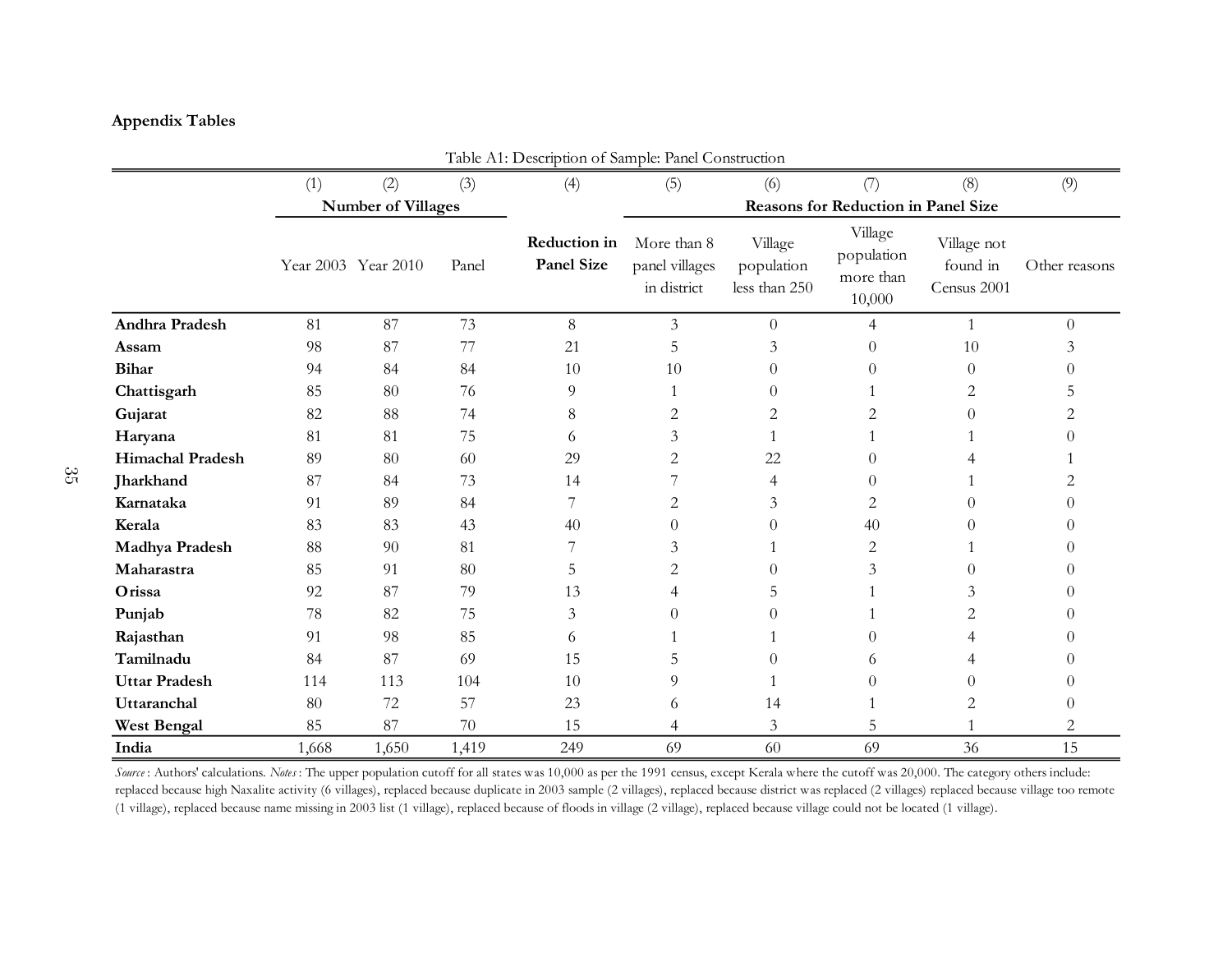## Appendix Tables

Table A1: Description of Sample: Panel Construction

| | (1) | (2) | (3) | (4) | (5) | (6) | (7) | (8) | (9) |
|---|---|---|---|---|---|---|---|---|---|
| | **Number of Villages** | | | | **Reasons for Reduction in Panel Size** | | | | |
| | Year 2003 | Year 2010 | Panel | **Reduction in Panel Size** | More than 8 panel villages in district | Village population less than 250 | Village population more than 10,000 | Village not found in Census 2001 | Other reasons |
| **Andhra Pradesh** | 81 | 87 | 73 | 8 | 3 | 0 | 4 | 1 | 0 |
| **Assam** | 98 | 87 | 77 | 21 | 5 | 3 | 0 | 10 | 3 |
| **Bihar** | 94 | 84 | 84 | 10 | 10 | 0 | 0 | 0 | 0 |
| **Chattisgarh** | 85 | 80 | 76 | 9 | 1 | 0 | 1 | 2 | 5 |
| **Gujarat** | 82 | 88 | 74 | 8 | 2 | 2 | 2 | 0 | 2 |
| **Haryana** | 81 | 81 | 75 | 6 | 3 | 1 | 1 | 1 | 0 |
| **Himachal Pradesh** | 89 | 80 | 60 | 29 | 2 | 22 | 0 | 4 | 1 |
| **Jharkhand** | 87 | 84 | 73 | 14 | 7 | 4 | 0 | 1 | 2 |
| **Karnataka** | 91 | 89 | 84 | 7 | 2 | 3 | 2 | 0 | 0 |
| **Kerala** | 83 | 83 | 43 | 40 | 0 | 0 | 40 | 0 | 0 |
| **Madhya Pradesh** | 88 | 90 | 81 | 7 | 3 | 1 | 2 | 1 | 0 |
| **Maharastra** | 85 | 91 | 80 | 5 | 2 | 0 | 3 | 0 | 0 |
| **Orissa** | 92 | 87 | 79 | 13 | 4 | 5 | 1 | 3 | 0 |
| **Punjab** | 78 | 82 | 75 | 3 | 0 | 0 | 1 | 2 | 0 |
| **Rajasthan** | 91 | 98 | 85 | 6 | 1 | 1 | 0 | 4 | 0 |
| **Tamilnadu** | 84 | 87 | 69 | 15 | 5 | 0 | 6 | 4 | 0 |
| **Uttar Pradesh** | 114 | 113 | 104 | 10 | 9 | 1 | 0 | 0 | 0 |
| **Uttaranchal** | 80 | 72 | 57 | 23 | 6 | 14 | 1 | 2 | 0 |
| **West Bengal** | 85 | 87 | 70 | 15 | 4 | 3 | 5 | 1 | 2 |
| **India** | 1,668 | 1,650 | 1,419 | 249 | 69 | 60 | 69 | 36 | 15 |

*Source*: Authors' calculations. *Notes*: The upper population cutoff for all states was 10,000 as per the 1991 census, except Kerala where the cutoff was 20,000. The category others include: replaced because high Naxalite activity (6 villages), replaced because duplicate in 2003 sample (2 villages), replaced because district was replaced (2 villages) replaced because village too remote (1 village), replaced because name missing in 2003 list (1 village), replaced because of floods in village (2 village), replaced because village could not be located (1 village).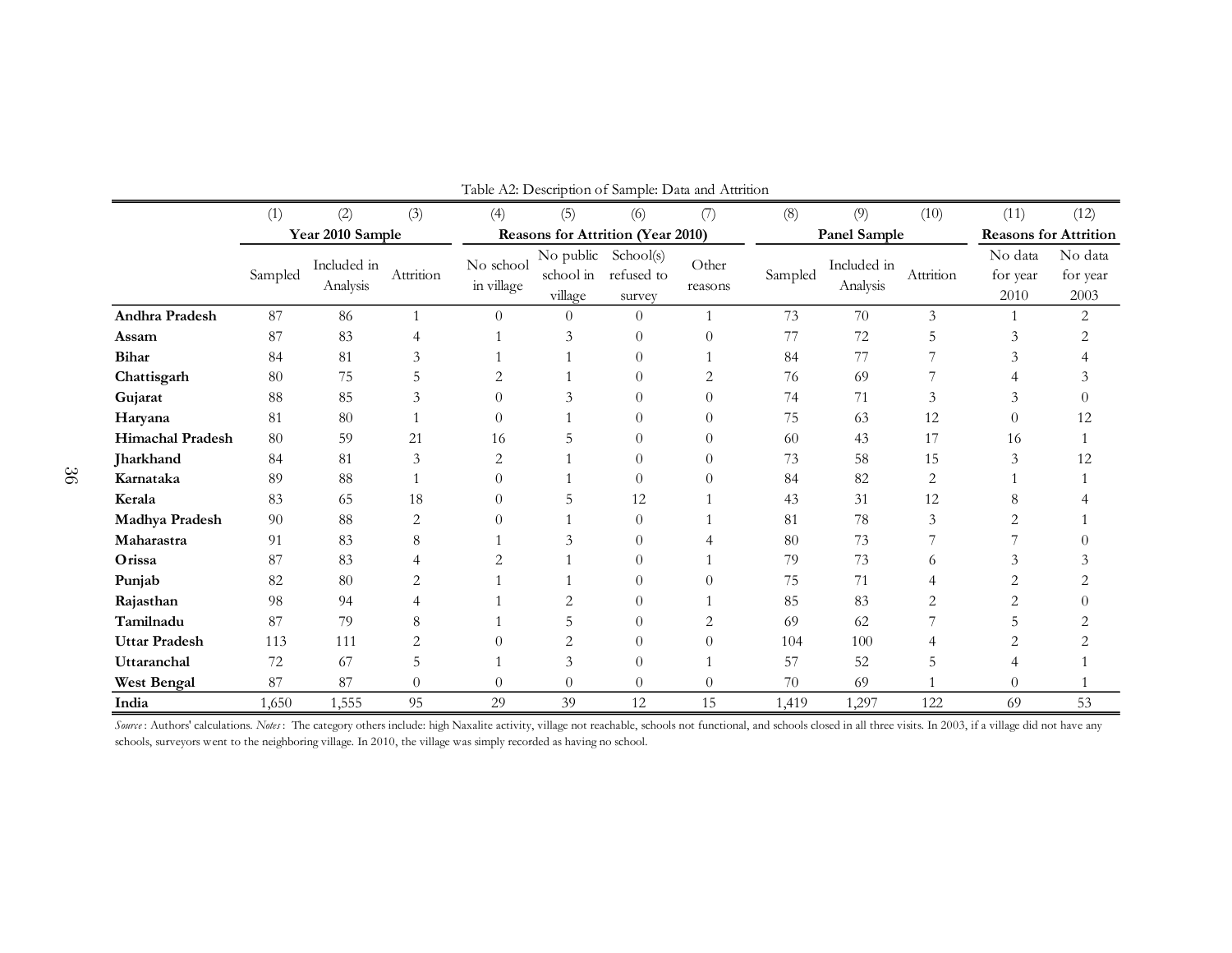Table A2: Description of Sample: Data and Attrition

| | (1) | (2) | (3) | (4) | (5) | (6) | (7) | (8) | (9) | (10) | (11) | (12) |
|---|---|---|---|---|---|---|---|---|---|---|---|---|
| | Year 2010 Sample | | | Reasons for Attrition (Year 2010) | | | | Panel Sample | | | Reasons for Attrition | |
| | Sampled | Included in Analysis | Attrition | No school in village | No public school in village | School(s) refused to survey | Other reasons | Sampled | Included in Analysis | Attrition | No data for year 2010 | No data for year 2003 |
| **Andhra Pradesh** | 87 | 86 | 1 | 0 | 0 | 0 | 1 | 73 | 70 | 3 | 1 | 2 |
| **Assam** | 87 | 83 | 4 | 1 | 3 | 0 | 0 | 77 | 72 | 5 | 3 | 2 |
| **Bihar** | 84 | 81 | 3 | 1 | 1 | 0 | 1 | 84 | 77 | 7 | 3 | 4 |
| **Chattisgarh** | 80 | 75 | 5 | 2 | 1 | 0 | 2 | 76 | 69 | 7 | 4 | 3 |
| **Gujarat** | 88 | 85 | 3 | 0 | 3 | 0 | 0 | 74 | 71 | 3 | 3 | 0 |
| **Haryana** | 81 | 80 | 1 | 0 | 1 | 0 | 0 | 75 | 63 | 12 | 0 | 12 |
| **Himachal Pradesh** | 80 | 59 | 21 | 16 | 5 | 0 | 0 | 60 | 43 | 17 | 16 | 1 |
| **Jharkhand** | 84 | 81 | 3 | 2 | 1 | 0 | 0 | 73 | 58 | 15 | 3 | 12 |
| **Karnataka** | 89 | 88 | 1 | 0 | 1 | 0 | 0 | 84 | 82 | 2 | 1 | 1 |
| **Kerala** | 83 | 65 | 18 | 0 | 5 | 12 | 1 | 43 | 31 | 12 | 8 | 4 |
| **Madhya Pradesh** | 90 | 88 | 2 | 0 | 1 | 0 | 1 | 81 | 78 | 3 | 2 | 1 |
| **Maharastra** | 91 | 83 | 8 | 1 | 3 | 0 | 4 | 80 | 73 | 7 | 7 | 0 |
| **Orissa** | 87 | 83 | 4 | 2 | 1 | 0 | 1 | 79 | 73 | 6 | 3 | 3 |
| **Punjab** | 82 | 80 | 2 | 1 | 1 | 0 | 0 | 75 | 71 | 4 | 2 | 2 |
| **Rajasthan** | 98 | 94 | 4 | 1 | 2 | 0 | 1 | 85 | 83 | 2 | 2 | 0 |
| **Tamilnadu** | 87 | 79 | 8 | 1 | 5 | 0 | 2 | 69 | 62 | 7 | 5 | 2 |
| **Uttar Pradesh** | 113 | 111 | 2 | 0 | 2 | 0 | 0 | 104 | 100 | 4 | 2 | 2 |
| **Uttaranchal** | 72 | 67 | 5 | 1 | 3 | 0 | 1 | 57 | 52 | 5 | 4 | 1 |
| **West Bengal** | 87 | 87 | 0 | 0 | 0 | 0 | 0 | 70 | 69 | 1 | 0 | 1 |
| **India** | 1,650 | 1,555 | 95 | 29 | 39 | 12 | 15 | 1,419 | 1,297 | 122 | 69 | 53 |

*Source*: Authors' calculations. *Notes*: The category others include: high Naxalite activity, village not reachable, schools not functional, and schools closed in all three visits. In 2003, if a village did not have any schools, surveyors went to the neighboring village. In 2010, the village was simply recorded as having no school.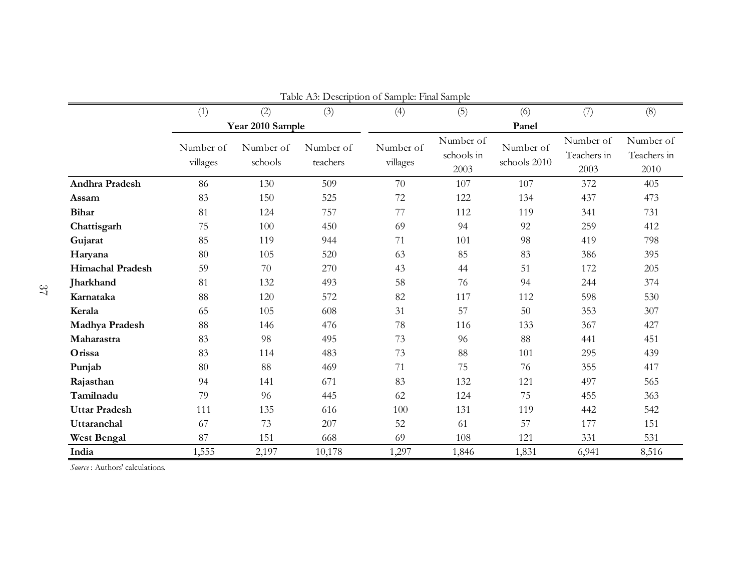Table A3: Description of Sample: Final Sample

| | (1) | (2) | (3) | (4) | (5) | (6) | (7) | (8) |
|---|---|---|---|---|---|---|---|---|
| | **Year 2010 Sample** | | | **Panel** | | | | |
| | Number of villages | Number of schools | Number of teachers | Number of villages | Number of schools in 2003 | Number of schools 2010 | Number of Teachers in 2003 | Number of Teachers in 2010 |
| **Andhra Pradesh** | 86 | 130 | 509 | 70 | 107 | 107 | 372 | 405 |
| **Assam** | 83 | 150 | 525 | 72 | 122 | 134 | 437 | 473 |
| **Bihar** | 81 | 124 | 757 | 77 | 112 | 119 | 341 | 731 |
| **Chattisgarh** | 75 | 100 | 450 | 69 | 94 | 92 | 259 | 412 |
| **Gujarat** | 85 | 119 | 944 | 71 | 101 | 98 | 419 | 798 |
| **Haryana** | 80 | 105 | 520 | 63 | 85 | 83 | 386 | 395 |
| **Himachal Pradesh** | 59 | 70 | 270 | 43 | 44 | 51 | 172 | 205 |
| **Jharkhand** | 81 | 132 | 493 | 58 | 76 | 94 | 244 | 374 |
| **Karnataka** | 88 | 120 | 572 | 82 | 117 | 112 | 598 | 530 |
| **Kerala** | 65 | 105 | 608 | 31 | 57 | 50 | 353 | 307 |
| **Madhya Pradesh** | 88 | 146 | 476 | 78 | 116 | 133 | 367 | 427 |
| **Maharastra** | 83 | 98 | 495 | 73 | 96 | 88 | 441 | 451 |
| **Orissa** | 83 | 114 | 483 | 73 | 88 | 101 | 295 | 439 |
| **Punjab** | 80 | 88 | 469 | 71 | 75 | 76 | 355 | 417 |
| **Rajasthan** | 94 | 141 | 671 | 83 | 132 | 121 | 497 | 565 |
| **Tamilnadu** | 79 | 96 | 445 | 62 | 124 | 75 | 455 | 363 |
| **Uttar Pradesh** | 111 | 135 | 616 | 100 | 131 | 119 | 442 | 542 |
| **Uttaranchal** | 67 | 73 | 207 | 52 | 61 | 57 | 177 | 151 |
| **West Bengal** | 87 | 151 | 668 | 69 | 108 | 121 | 331 | 531 |
| **India** | 1,555 | 2,197 | 10,178 | 1,297 | 1,846 | 1,831 | 6,941 | 8,516 |

*Source*: Authors' calculations.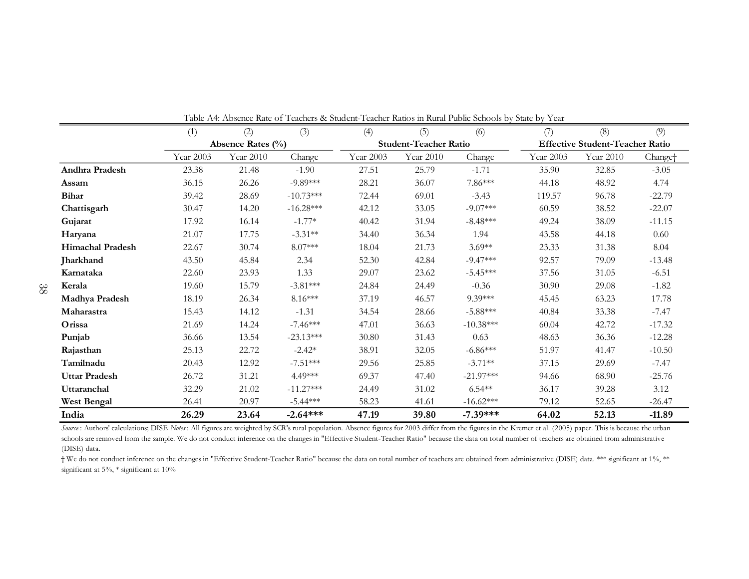Table A4: Absence Rate of Teachers & Student-Teacher Ratios in Rural Public Schools by State by Year

| | (1) | (2) | (3) | (4) | (5) | (6) | (7) | (8) | (9) |
|---|---|---|---|---|---|---|---|---|---|
| | **Absence Rates (%)** | | | **Student-Teacher Ratio** | | | **Effective Student-Teacher Ratio** | | |
| | Year 2003 | Year 2010 | Change | Year 2003 | Year 2010 | Change | Year 2003 | Year 2010 | Change† |
| **Andhra Pradesh** | 23.38 | 21.48 | -1.90 | 27.51 | 25.79 | -1.71 | 35.90 | 32.85 | -3.05 |
| **Assam** | 36.15 | 26.26 | -9.89*** | 28.21 | 36.07 | 7.86*** | 44.18 | 48.92 | 4.74 |
| **Bihar** | 39.42 | 28.69 | -10.73*** | 72.44 | 69.01 | -3.43 | 119.57 | 96.78 | -22.79 |
| **Chattisgarh** | 30.47 | 14.20 | -16.28*** | 42.12 | 33.05 | -9.07*** | 60.59 | 38.52 | -22.07 |
| **Gujarat** | 17.92 | 16.14 | -1.77* | 40.42 | 31.94 | -8.48*** | 49.24 | 38.09 | -11.15 |
| **Haryana** | 21.07 | 17.75 | -3.31** | 34.40 | 36.34 | 1.94 | 43.58 | 44.18 | 0.60 |
| **Himachal Pradesh** | 22.67 | 30.74 | 8.07*** | 18.04 | 21.73 | 3.69** | 23.33 | 31.38 | 8.04 |
| **Jharkhand** | 43.50 | 45.84 | 2.34 | 52.30 | 42.84 | -9.47*** | 92.57 | 79.09 | -13.48 |
| **Karnataka** | 22.60 | 23.93 | 1.33 | 29.07 | 23.62 | -5.45*** | 37.56 | 31.05 | -6.51 |
| **Kerala** | 19.60 | 15.79 | -3.81*** | 24.84 | 24.49 | -0.36 | 30.90 | 29.08 | -1.82 |
| **Madhya Pradesh** | 18.19 | 26.34 | 8.16*** | 37.19 | 46.57 | 9.39*** | 45.45 | 63.23 | 17.78 |
| **Maharastra** | 15.43 | 14.12 | -1.31 | 34.54 | 28.66 | -5.88*** | 40.84 | 33.38 | -7.47 |
| **Orissa** | 21.69 | 14.24 | -7.46*** | 47.01 | 36.63 | -10.38*** | 60.04 | 42.72 | -17.32 |
| **Punjab** | 36.66 | 13.54 | -23.13*** | 30.80 | 31.43 | 0.63 | 48.63 | 36.36 | -12.28 |
| **Rajasthan** | 25.13 | 22.72 | -2.42* | 38.91 | 32.05 | -6.86*** | 51.97 | 41.47 | -10.50 |
| **Tamilnadu** | 20.43 | 12.92 | -7.51*** | 29.56 | 25.85 | -3.71** | 37.15 | 29.69 | -7.47 |
| **Uttar Pradesh** | 26.72 | 31.21 | 4.49*** | 69.37 | 47.40 | -21.97*** | 94.66 | 68.90 | -25.76 |
| **Uttaranchal** | 32.29 | 21.02 | -11.27*** | 24.49 | 31.02 | 6.54** | 36.17 | 39.28 | 3.12 |
| **West Bengal** | 26.41 | 20.97 | -5.44*** | 58.23 | 41.61 | -16.62*** | 79.12 | 52.65 | -26.47 |
| **India** | **26.29** | **23.64** | **-2.64*****| **47.19** | **39.80** | **-7.39***** | **64.02** | **52.13** | **-11.89** |

*Source*: Authors' calculations; DISE *Notes*: All figures are weighted by SCR's rural population. Absence figures for 2003 differ from the figures in the Kremer et al. (2005) paper. This is because the urban schools are removed from the sample. We do not conduct inference on the changes in "Effective Student-Teacher Ratio" because the data on total number of teachers are obtained from administrative (DISE) data.

† We do not conduct inference on the changes in "Effective Student-Teacher Ratio" because the data on total number of teachers are obtained from administrative (DISE) data. *** significant at 1%, ** significant at 5%, * significant at 10%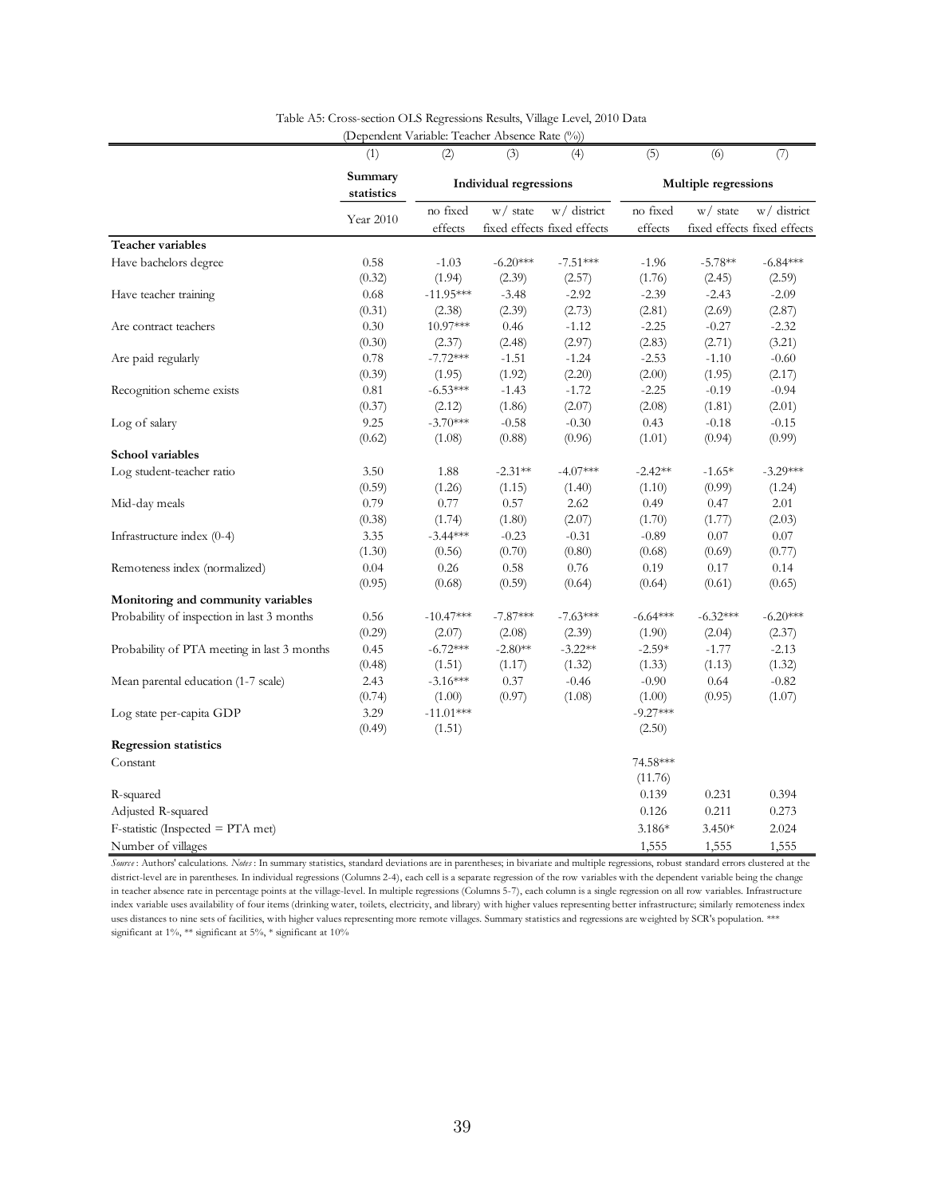Table A5: Cross-section OLS Regressions Results, Village Level, 2010 Data

(Dependent Variable: Teacher Absence Rate (%))

| | (1) | (2) | (3) | (4) | (5) | (6) | (7) |
|---|---|---|---|---|---|---|---|
| | **Summary statistics** | **Individual regressions** | | | **Multiple regressions** | | |
| | Year 2010 | no fixed effects | w/ state fixed effects | w/ district fixed effects | no fixed effects | w/ state fixed effects | w/ district fixed effects |
| **Teacher variables** | | | | | | | |
| Have bachelors degree | 0.58 | -1.03 | -6.20*** | -7.51*** | -1.96 | -5.78** | -6.84*** |
| | (0.32) | (1.94) | (2.39) | (2.57) | (1.76) | (2.45) | (2.59) |
| Have teacher training | 0.68 | -11.95*** | -3.48 | -2.92 | -2.39 | -2.43 | -2.09 |
| | (0.31) | (2.38) | (2.39) | (2.73) | (2.81) | (2.69) | (2.87) |
| Are contract teachers | 0.30 | 10.97*** | 0.46 | -1.12 | -2.25 | -0.27 | -2.32 |
| | (0.30) | (2.37) | (2.48) | (2.97) | (2.83) | (2.71) | (3.21) |
| Are paid regularly | 0.78 | -7.72*** | -1.51 | -1.24 | -2.53 | -1.10 | -0.60 |
| | (0.39) | (1.95) | (1.92) | (2.20) | (2.00) | (1.95) | (2.17) |
| Recognition scheme exists | 0.81 | -6.53*** | -1.43 | -1.72 | -2.25 | -0.19 | -0.94 |
| | (0.37) | (2.12) | (1.86) | (2.07) | (2.08) | (1.81) | (2.01) |
| Log of salary | 9.25 | -3.70*** | -0.58 | -0.30 | 0.43 | -0.18 | -0.15 |
| | (0.62) | (1.08) | (0.88) | (0.96) | (1.01) | (0.94) | (0.99) |
| **School variables** | | | | | | | |
| Log student-teacher ratio | 3.50 | 1.88 | -2.31** | -4.07*** | -2.42** | -1.65* | -3.29*** |
| | (0.59) | (1.26) | (1.15) | (1.40) | (1.10) | (0.99) | (1.24) |
| Mid-day meals | 0.79 | 0.77 | 0.57 | 2.62 | 0.49 | 0.47 | 2.01 |
| | (0.38) | (1.74) | (1.80) | (2.07) | (1.70) | (1.77) | (2.03) |
| Infrastructure index (0-4) | 3.35 | -3.44*** | -0.23 | -0.31 | -0.89 | 0.07 | 0.07 |
| | (1.30) | (0.56) | (0.70) | (0.80) | (0.68) | (0.69) | (0.77) |
| Remoteness index (normalized) | 0.04 | 0.26 | 0.58 | 0.76 | 0.19 | 0.17 | 0.14 |
| | (0.95) | (0.68) | (0.59) | (0.64) | (0.64) | (0.61) | (0.65) |
| **Monitoring and community variables** | | | | | | | |
| Probability of inspection in last 3 months | 0.56 | -10.47*** | -7.87*** | -7.63*** | -6.64*** | -6.32*** | -6.20*** |
| | (0.29) | (2.07) | (2.08) | (2.39) | (1.90) | (2.04) | (2.37) |
| Probability of PTA meeting in last 3 months | 0.45 | -6.72*** | -2.80** | -3.22** | -2.59* | -1.77 | -2.13 |
| | (0.48) | (1.51) | (1.17) | (1.32) | (1.33) | (1.13) | (1.32) |
| Mean parental education (1-7 scale) | 2.43 | -3.16*** | 0.37 | -0.46 | -0.90 | 0.64 | -0.82 |
| | (0.74) | (1.00) | (0.97) | (1.08) | (1.00) | (0.95) | (1.07) |
| Log state per-capita GDP | 3.29 | -11.01*** | | | -9.27*** | | |
| | (0.49) | (1.51) | | | (2.50) | | |
| **Regression statistics** | | | | | | | |
| Constant | | | | | 74.58*** | | |
| | | | | | (11.76) | | |
| R-squared | | | | | 0.139 | 0.231 | 0.394 |
| Adjusted R-squared | | | | | 0.126 | 0.211 | 0.273 |
| F-statistic (Inspected = PTA met) | | | | | 3.186* | 3.450* | 2.024 |
| Number of villages | | | | | 1,555 | 1,555 | 1,555 |

*Source*: Authors' calculations. *Notes*: In summary statistics, standard deviations are in parentheses; in bivariate and multiple regressions, robust standard errors clustered at the district-level are in parentheses. In individual regressions (Columns 2-4), each cell is a separate regression of the row variables with the dependent variable being the change in teacher absence rate in percentage points at the village-level. In multiple regressions (Columns 5-7), each column is a single regression on all row variables. Infrastructure index variable uses availability of four items (drinking water, toilets, electricity, and library) with higher values representing better infrastructure; similarly remoteness index uses distances to nine sets of facilities, with higher values representing more remote villages. Summary statistics and regressions are weighted by SCR's population. *** significant at 1%, ** significant at 5%, * significant at 10%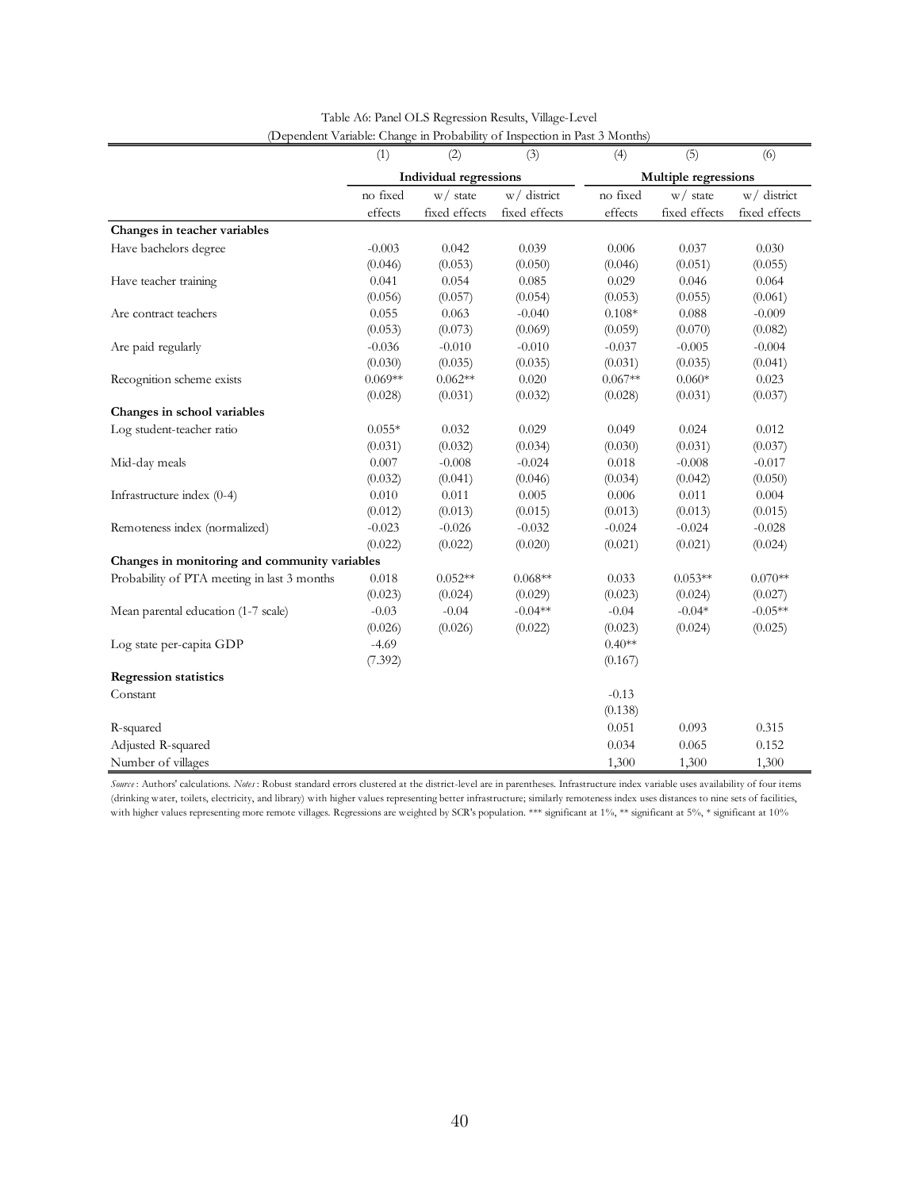Table A6: Panel OLS Regression Results, Village-Level
(Dependent Variable: Change in Probability of Inspection in Past 3 Months)

| | (1) | (2) | (3) | (4) | (5) | (6) |
|---|---|---|---|---|---|---|
| | **Individual regressions** | | | **Multiple regressions** | | |
| | no fixed effects | w/ state fixed effects | w/ district fixed effects | no fixed effects | w/ state fixed effects | w/ district fixed effects |
| **Changes in teacher variables** | | | | | | |
| Have bachelors degree | -0.003 | 0.042 | 0.039 | 0.006 | 0.037 | 0.030 |
| | (0.046) | (0.053) | (0.050) | (0.046) | (0.051) | (0.055) |
| Have teacher training | 0.041 | 0.054 | 0.085 | 0.029 | 0.046 | 0.064 |
| | (0.056) | (0.057) | (0.054) | (0.053) | (0.055) | (0.061) |
| Are contract teachers | 0.055 | 0.063 | -0.040 | 0.108* | 0.088 | -0.009 |
| | (0.053) | (0.073) | (0.069) | (0.059) | (0.070) | (0.082) |
| Are paid regularly | -0.036 | -0.010 | -0.010 | -0.037 | -0.005 | -0.004 |
| | (0.030) | (0.035) | (0.035) | (0.031) | (0.035) | (0.041) |
| Recognition scheme exists | 0.069** | 0.062** | 0.020 | 0.067** | 0.060* | 0.023 |
| | (0.028) | (0.031) | (0.032) | (0.028) | (0.031) | (0.037) |
| **Changes in school variables** | | | | | | |
| Log student-teacher ratio | 0.055* | 0.032 | 0.029 | 0.049 | 0.024 | 0.012 |
| | (0.031) | (0.032) | (0.034) | (0.030) | (0.031) | (0.037) |
| Mid-day meals | 0.007 | -0.008 | -0.024 | 0.018 | -0.008 | -0.017 |
| | (0.032) | (0.041) | (0.046) | (0.034) | (0.042) | (0.050) |
| Infrastructure index (0-4) | 0.010 | 0.011 | 0.005 | 0.006 | 0.011 | 0.004 |
| | (0.012) | (0.013) | (0.015) | (0.013) | (0.013) | (0.015) |
| Remoteness index (normalized) | -0.023 | -0.026 | -0.032 | -0.024 | -0.024 | -0.028 |
| | (0.022) | (0.022) | (0.020) | (0.021) | (0.021) | (0.024) |
| **Changes in monitoring and community variables** | | | | | | |
| Probability of PTA meeting in last 3 months | 0.018 | 0.052** | 0.068** | 0.033 | 0.053** | 0.070** |
| | (0.023) | (0.024) | (0.029) | (0.023) | (0.024) | (0.027) |
| Mean parental education (1-7 scale) | -0.03 | -0.04 | -0.04** | -0.04 | -0.04* | -0.05** |
| | (0.026) | (0.026) | (0.022) | (0.023) | (0.024) | (0.025) |
| Log state per-capita GDP | -4.69 | | | 0.40** | | |
| | (7.392) | | | (0.167) | | |
| **Regression statistics** | | | | | | |
| Constant | | | | -0.13 | | |
| | | | | (0.138) | | |
| R-squared | | | | 0.051 | 0.093 | 0.315 |
| Adjusted R-squared | | | | 0.034 | 0.065 | 0.152 |
| Number of villages | | | | 1,300 | 1,300 | 1,300 |

*Source*: Authors' calculations. *Notes*: Robust standard errors clustered at the district-level are in parentheses. Infrastructure index variable uses availability of four items (drinking water, toilets, electricity, and library) with higher values representing better infrastructure; similarly remoteness index uses distances to nine sets of facilities, with higher values representing more remote villages. Regressions are weighted by SCR's population. *** significant at 1%, ** significant at 5%, * significant at 10%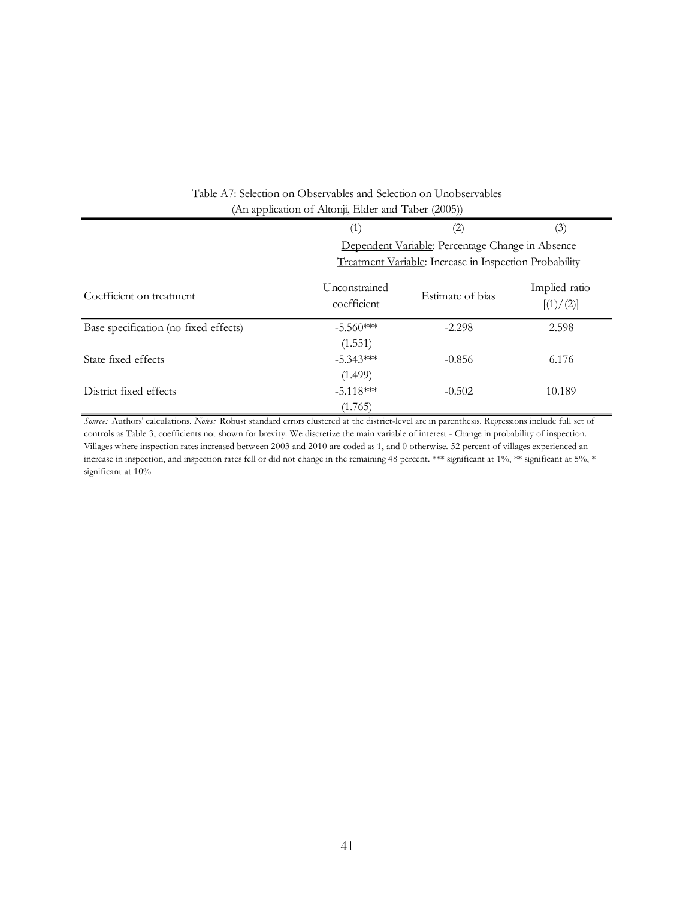Table A7: Selection on Observables and Selection on Unobservables
(An application of Altonji, Elder and Taber (2005))

| | (1) | (2) | (3) |
|---|---|---|---|
| | Dependent Variable: Percentage Change in Absence | | |
| | Treatment Variable: Increase in Inspection Probability | | |
| Coefficient on treatment | Unconstrained coefficient | Estimate of bias | Implied ratio [(1)/(2)] |
| Base specification (no fixed effects) | -5.560*** | -2.298 | 2.598 |
| | (1.551) | | |
| State fixed effects | -5.343*** | -0.856 | 6.176 |
| | (1.499) | | |
| District fixed effects | -5.118*** | -0.502 | 10.189 |
| | (1.765) | | |

*Source:* Authors' calculations. *Notes:* Robust standard errors clustered at the district-level are in parenthesis. Regressions include full set of controls as Table 3, coefficients not shown for brevity. We discretize the main variable of interest - Change in probability of inspection. Villages where inspection rates increased between 2003 and 2010 are coded as 1, and 0 otherwise. 52 percent of villages experienced an increase in inspection, and inspection rates fell or did not change in the remaining 48 percent. *** significant at 1%, ** significant at 5%, * significant at 10%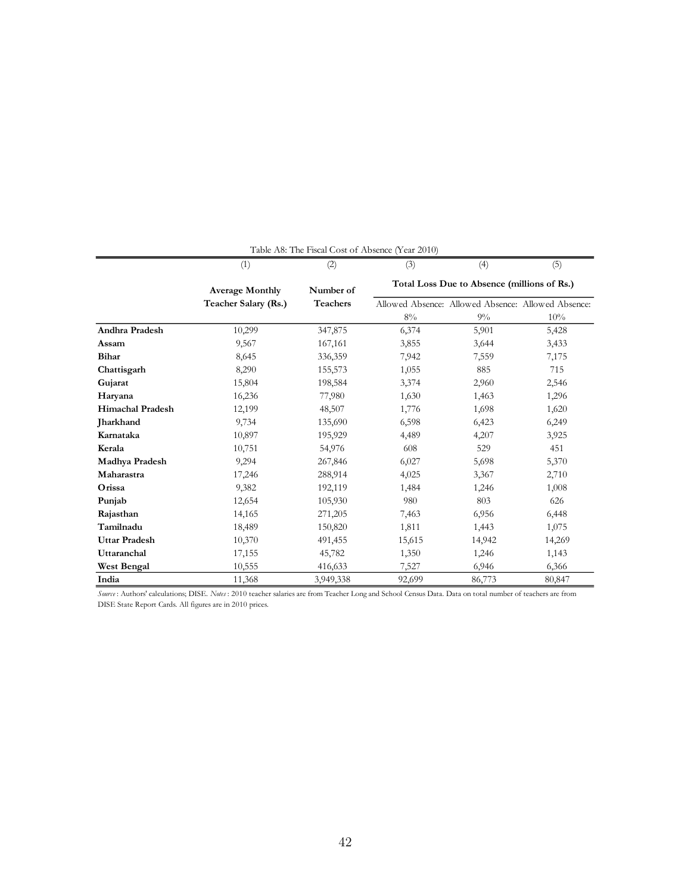Table A8: The Fiscal Cost of Absence (Year 2010)

| | (1) | (2) | (3) | (4) | (5) |
|---|---|---|---|---|---|
| | **Average Monthly Teacher Salary (Rs.)** | **Number of Teachers** | **Total Loss Due to Absence (millions of Rs.)** | | |
| | | | Allowed Absence: 8% | Allowed Absence: 9% | Allowed Absence: 10% |
| **Andhra Pradesh** | 10,299 | 347,875 | 6,374 | 5,901 | 5,428 |
| **Assam** | 9,567 | 167,161 | 3,855 | 3,644 | 3,433 |
| **Bihar** | 8,645 | 336,359 | 7,942 | 7,559 | 7,175 |
| **Chattisgarh** | 8,290 | 155,573 | 1,055 | 885 | 715 |
| **Gujarat** | 15,804 | 198,584 | 3,374 | 2,960 | 2,546 |
| **Haryana** | 16,236 | 77,980 | 1,630 | 1,463 | 1,296 |
| **Himachal Pradesh** | 12,199 | 48,507 | 1,776 | 1,698 | 1,620 |
| **Jharkhand** | 9,734 | 135,690 | 6,598 | 6,423 | 6,249 |
| **Karnataka** | 10,897 | 195,929 | 4,489 | 4,207 | 3,925 |
| **Kerala** | 10,751 | 54,976 | 608 | 529 | 451 |
| **Madhya Pradesh** | 9,294 | 267,846 | 6,027 | 5,698 | 5,370 |
| **Maharastra** | 17,246 | 288,914 | 4,025 | 3,367 | 2,710 |
| **Orissa** | 9,382 | 192,119 | 1,484 | 1,246 | 1,008 |
| **Punjab** | 12,654 | 105,930 | 980 | 803 | 626 |
| **Rajasthan** | 14,165 | 271,205 | 7,463 | 6,956 | 6,448 |
| **Tamilnadu** | 18,489 | 150,820 | 1,811 | 1,443 | 1,075 |
| **Uttar Pradesh** | 10,370 | 491,455 | 15,615 | 14,942 | 14,269 |
| **Uttaranchal** | 17,155 | 45,782 | 1,350 | 1,246 | 1,143 |
| **West Bengal** | 10,555 | 416,633 | 7,527 | 6,946 | 6,366 |
| **India** | 11,368 | 3,949,338 | 92,699 | 86,773 | 80,847 |

*Source*: Authors' calculations; DISE. *Notes*: 2010 teacher salaries are from Teacher Long and School Census Data. Data on total number of teachers are from DISE State Report Cards. All figures are in 2010 prices.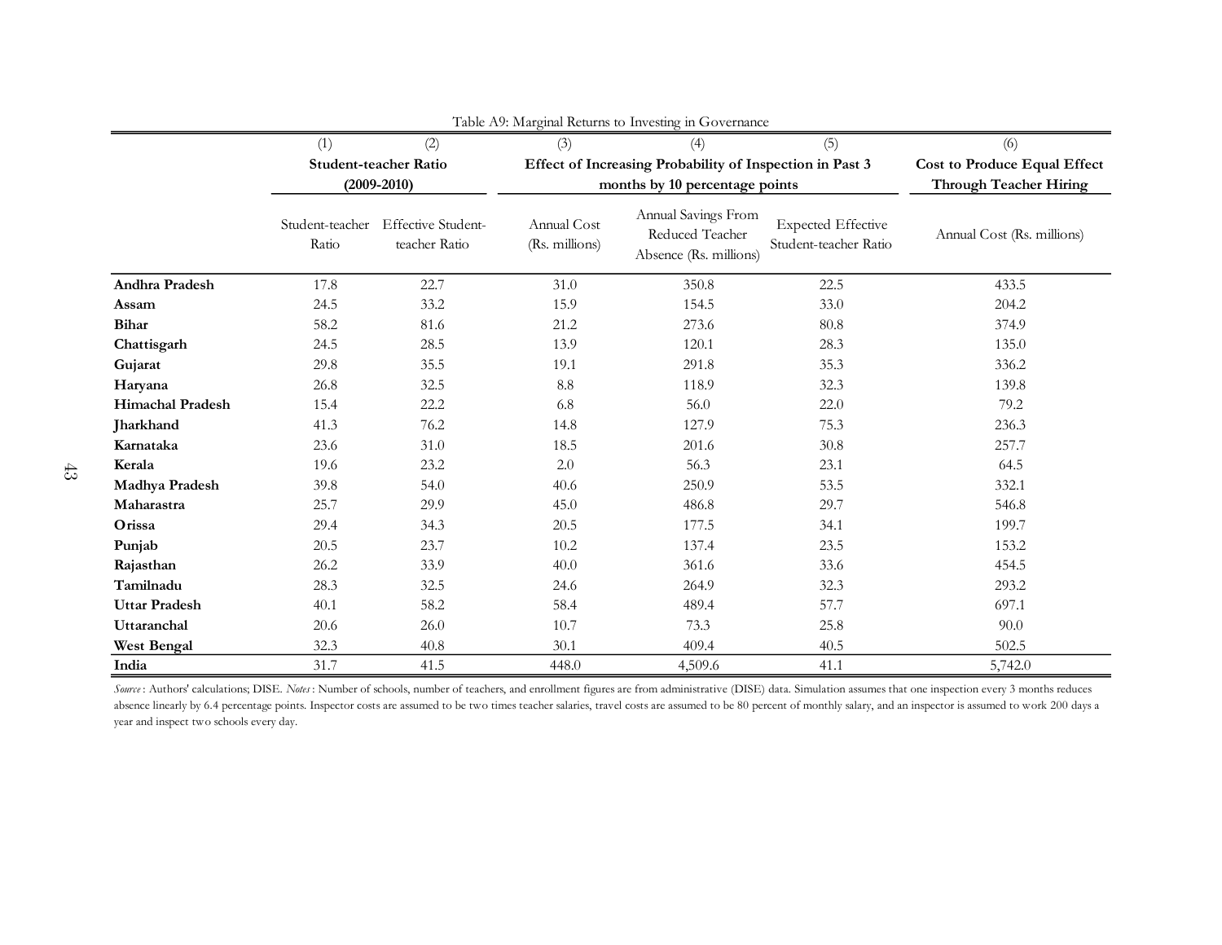Table A9: Marginal Returns to Investing in Governance

| | (1) | (2) | (3) | (4) | (5) | (6) |
|---|---|---|---|---|---|---|
| | **Student-teacher Ratio (2009-2010)** | | **Effect of Increasing Probability of Inspection in Past 3 months by 10 percentage points** | | | **Cost to Produce Equal Effect Through Teacher Hiring** |
| | Student-teacher Ratio | Effective Student-teacher Ratio | Annual Cost (Rs. millions) | Annual Savings From Reduced Teacher Absence (Rs. millions) | Expected Effective Student-teacher Ratio | Annual Cost (Rs. millions) |
| **Andhra Pradesh** | 17.8 | 22.7 | 31.0 | 350.8 | 22.5 | 433.5 |
| **Assam** | 24.5 | 33.2 | 15.9 | 154.5 | 33.0 | 204.2 |
| **Bihar** | 58.2 | 81.6 | 21.2 | 273.6 | 80.8 | 374.9 |
| **Chattisgarh** | 24.5 | 28.5 | 13.9 | 120.1 | 28.3 | 135.0 |
| **Gujarat** | 29.8 | 35.5 | 19.1 | 291.8 | 35.3 | 336.2 |
| **Haryana** | 26.8 | 32.5 | 8.8 | 118.9 | 32.3 | 139.8 |
| **Himachal Pradesh** | 15.4 | 22.2 | 6.8 | 56.0 | 22.0 | 79.2 |
| **Jharkhand** | 41.3 | 76.2 | 14.8 | 127.9 | 75.3 | 236.3 |
| **Karnataka** | 23.6 | 31.0 | 18.5 | 201.6 | 30.8 | 257.7 |
| **Kerala** | 19.6 | 23.2 | 2.0 | 56.3 | 23.1 | 64.5 |
| **Madhya Pradesh** | 39.8 | 54.0 | 40.6 | 250.9 | 53.5 | 332.1 |
| **Maharastra** | 25.7 | 29.9 | 45.0 | 486.8 | 29.7 | 546.8 |
| **Orissa** | 29.4 | 34.3 | 20.5 | 177.5 | 34.1 | 199.7 |
| **Punjab** | 20.5 | 23.7 | 10.2 | 137.4 | 23.5 | 153.2 |
| **Rajasthan** | 26.2 | 33.9 | 40.0 | 361.6 | 33.6 | 454.5 |
| **Tamilnadu** | 28.3 | 32.5 | 24.6 | 264.9 | 32.3 | 293.2 |
| **Uttar Pradesh** | 40.1 | 58.2 | 58.4 | 489.4 | 57.7 | 697.1 |
| **Uttaranchal** | 20.6 | 26.0 | 10.7 | 73.3 | 25.8 | 90.0 |
| **West Bengal** | 32.3 | 40.8 | 30.1 | 409.4 | 40.5 | 502.5 |
| **India** | 31.7 | 41.5 | 448.0 | 4,509.6 | 41.1 | 5,742.0 |

*Source*: Authors' calculations; DISE. *Notes*: Number of schools, number of teachers, and enrollment figures are from administrative (DISE) data. Simulation assumes that one inspection every 3 months reduces absence linearly by 6.4 percentage points. Inspector costs are assumed to be two times teacher salaries, travel costs are assumed to be 80 percent of monthly salary, and an inspector is assumed to work 200 days a year and inspect two schools every day.